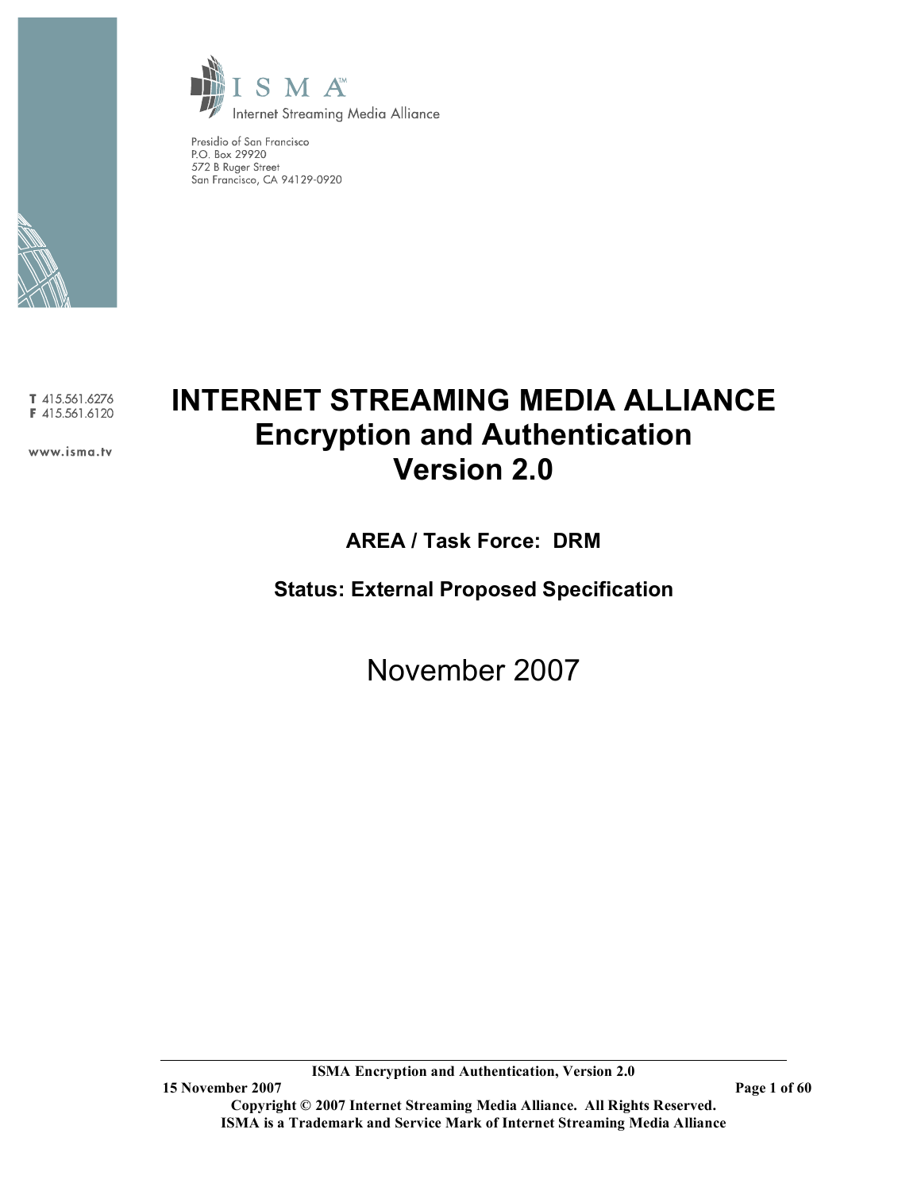ISMA™

Internet Streaming Media Alliance

Presidio of San Francisco
P.O. Box 29920
572 B Ruger Street
San Francisco, CA 94129-0920

**T** 415.561.6276
**F** 415.561.6120

www.isma.tv

# INTERNET STREAMING MEDIA ALLIANCE
# Encryption and Authentication
# Version 2.0

**AREA / Task Force: DRM**

**Status: External Proposed Specification**

November 2007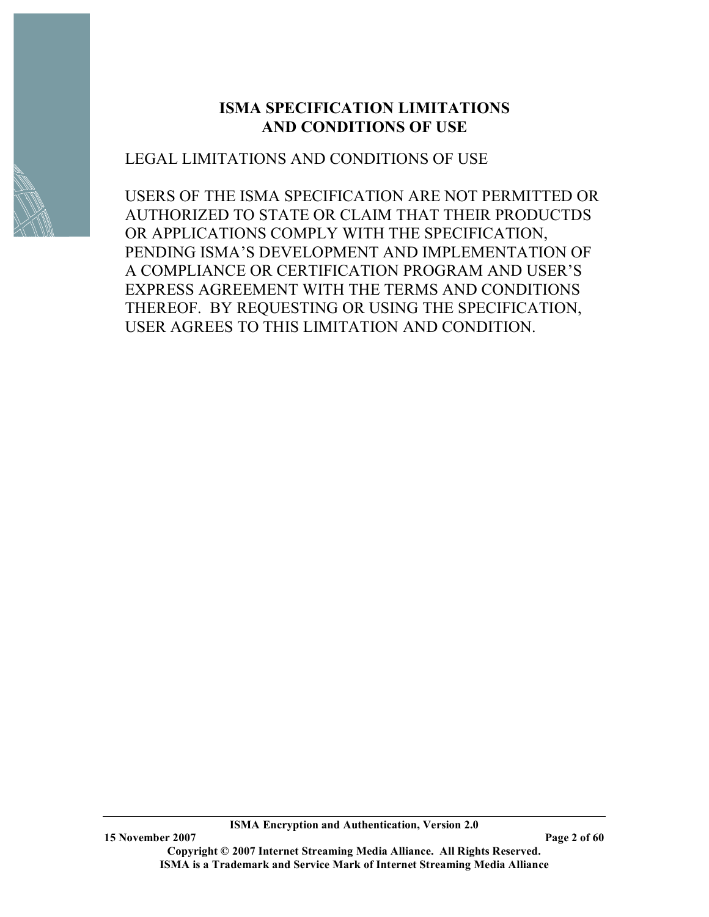# ISMA SPECIFICATION LIMITATIONS AND CONDITIONS OF USE

LEGAL LIMITATIONS AND CONDITIONS OF USE

USERS OF THE ISMA SPECIFICATION ARE NOT PERMITTED OR AUTHORIZED TO STATE OR CLAIM THAT THEIR PRODUCTDS OR APPLICATIONS COMPLY WITH THE SPECIFICATION, PENDING ISMA'S DEVELOPMENT AND IMPLEMENTATION OF A COMPLIANCE OR CERTIFICATION PROGRAM AND USER'S EXPRESS AGREEMENT WITH THE TERMS AND CONDITIONS THEREOF. BY REQUESTING OR USING THE SPECIFICATION, USER AGREES TO THIS LIMITATION AND CONDITION.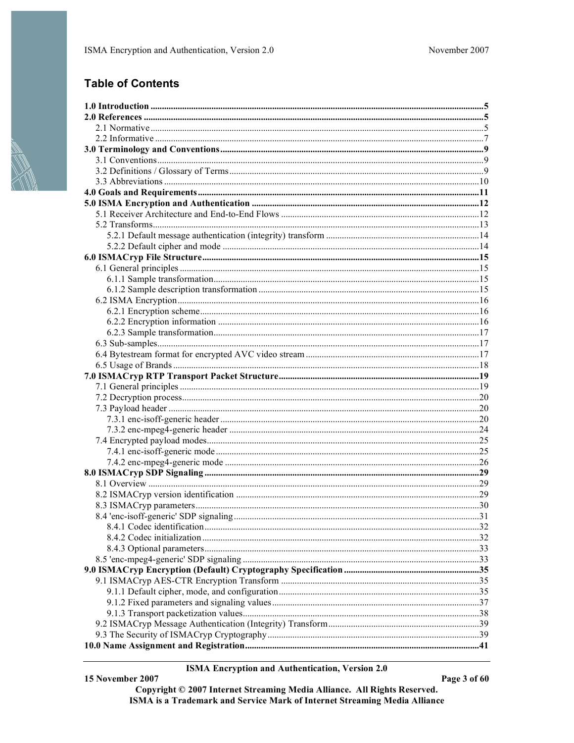# Table of Contents

**1.0 Introduction** ..... **5**
**2.0 References** ..... **5**
- 2.1 Normative ..... 5
- 2.2 Informative ..... 7

**3.0 Terminology and Conventions** ..... **9**
- 3.1 Conventions ..... 9
- 3.2 Definitions / Glossary of Terms ..... 9
- 3.3 Abbreviations ..... 10

**4.0 Goals and Requirements** ..... **11**
**5.0 ISMA Encryption and Authentication** ..... **12**
- 5.1 Receiver Architecture and End-to-End Flows ..... 12
- 5.2 Transforms ..... 13
  - 5.2.1 Default message authentication (integrity) transform ..... 14
  - 5.2.2 Default cipher and mode ..... 14

**6.0 ISMACryp File Structure** ..... **15**
- 6.1 General principles ..... 15
  - 6.1.1 Sample transformation ..... 15
  - 6.1.2 Sample description transformation ..... 15
- 6.2 ISMA Encryption ..... 16
  - 6.2.1 Encryption scheme ..... 16
  - 6.2.2 Encryption information ..... 16
  - 6.2.3 Sample transformation ..... 17
- 6.3 Sub-samples ..... 17
- 6.4 Bytestream format for encrypted AVC video stream ..... 17
- 6.5 Usage of Brands ..... 18

**7.0 ISMACryp RTP Transport Packet Structure** ..... **19**
- 7.1 General principles ..... 19
- 7.2 Decryption process ..... 20
- 7.3 Payload header ..... 20
  - 7.3.1 enc-isoff-generic header ..... 20
  - 7.3.2 enc-mpeg4-generic header ..... 24
- 7.4 Encrypted payload modes ..... 25
  - 7.4.1 enc-isoff-generic mode ..... 25
  - 7.4.2 enc-mpeg4-generic mode ..... 26

**8.0 ISMACryp SDP Signaling** ..... **29**
- 8.1 Overview ..... 29
- 8.2 ISMACryp version identification ..... 29
- 8.3 ISMACryp parameters ..... 30
- 8.4 'enc-isoff-generic' SDP signaling ..... 31
  - 8.4.1 Codec identification ..... 32
  - 8.4.2 Codec initialization ..... 32
  - 8.4.3 Optional parameters ..... 33
- 8.5 'enc-mpeg4-generic' SDP signaling ..... 33

**9.0 ISMACryp Encryption (Default) Cryptography Specification** ..... **35**
- 9.1 ISMACryp AES-CTR Encryption Transform ..... 35
  - 9.1.1 Default cipher, mode, and configuration ..... 35
  - 9.1.2 Fixed parameters and signaling values ..... 37
  - 9.1.3 Transport packetization values ..... 38
- 9.2 ISMACryp Message Authentication (Integrity) Transform ..... 39
- 9.3 The Security of ISMACryp Cryptography ..... 39

**10.0 Name Assignment and Registration** ..... **41**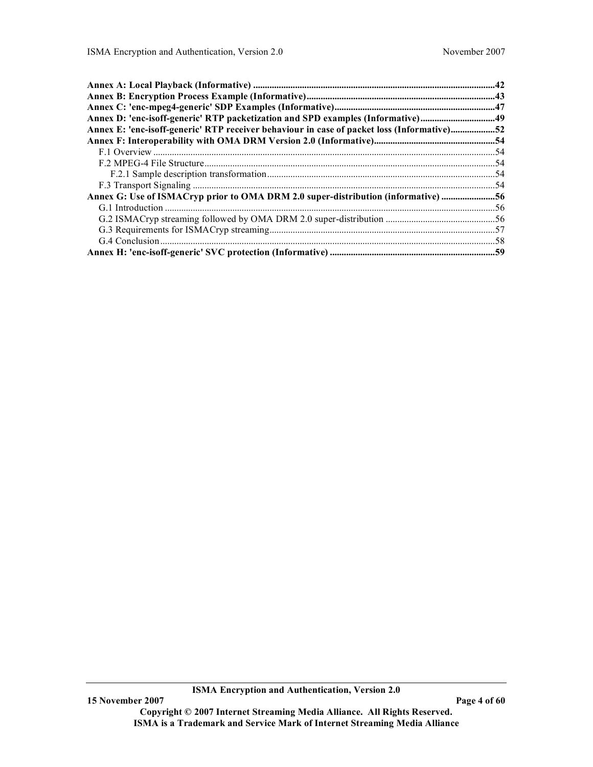**Annex A: Local Playback (Informative) .......................................................................................................42**
**Annex B: Encryption Process Example (Informative)................................................................................43**
**Annex C: 'enc-mpeg4-generic' SDP Examples (Informative)....................................................................47**
**Annex D: 'enc-isoff-generic' RTP packetization and SPD examples (Informative)................................49**
**Annex E: 'enc-isoff-generic' RTP receiver behaviour in case of packet loss (Informative)...................52**
**Annex F: Interoperability with OMA DRM Version 2.0 (Informative)...................................................54**
F.1 Overview ..................................................................................................................................................54
F.2 MPEG-4 File Structure............................................................................................................................54
F.2.1 Sample description transformation..................................................................................................54
F.3 Transport Signaling .................................................................................................................................54
**Annex G: Use of ISMACryp prior to OMA DRM 2.0 super-distribution (informative) .......................56**
G.1 Introduction .............................................................................................................................................56
G.2 ISMACryp streaming followed by OMA DRM 2.0 super-distribution ...............................................56
G.3 Requirements for ISMACryp streaming................................................................................................57
G.4 Conclusion...............................................................................................................................................58
**Annex H: 'enc-isoff-generic' SVC protection (Informative) ......................................................................59**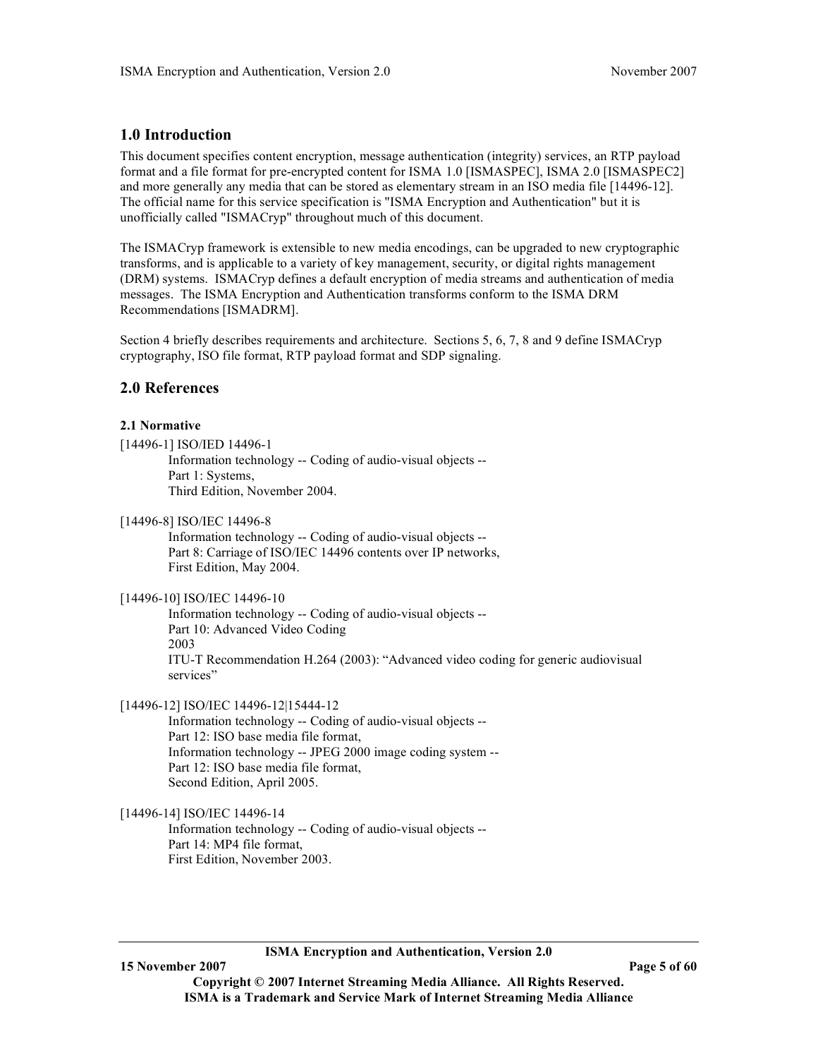## 1.0 Introduction

This document specifies content encryption, message authentication (integrity) services, an RTP payload format and a file format for pre-encrypted content for ISMA 1.0 [ISMASPEC], ISMA 2.0 [ISMASPEC2] and more generally any media that can be stored as elementary stream in an ISO media file [14496-12]. The official name for this service specification is "ISMA Encryption and Authentication" but it is unofficially called "ISMACryp" throughout much of this document.

The ISMACryp framework is extensible to new media encodings, can be upgraded to new cryptographic transforms, and is applicable to a variety of key management, security, or digital rights management (DRM) systems. ISMACryp defines a default encryption of media streams and authentication of media messages. The ISMA Encryption and Authentication transforms conform to the ISMA DRM Recommendations [ISMADRM].

Section 4 briefly describes requirements and architecture. Sections 5, 6, 7, 8 and 9 define ISMACryp cryptography, ISO file format, RTP payload format and SDP signaling.

## 2.0 References

### 2.1 Normative

[14496-1] ISO/IED 14496-1
    Information technology -- Coding of audio-visual objects --
    Part 1: Systems,
    Third Edition, November 2004.

[14496-8] ISO/IEC 14496-8
    Information technology -- Coding of audio-visual objects --
    Part 8: Carriage of ISO/IEC 14496 contents over IP networks,
    First Edition, May 2004.

[14496-10] ISO/IEC 14496-10
    Information technology -- Coding of audio-visual objects --
    Part 10: Advanced Video Coding
    2003
    ITU-T Recommendation H.264 (2003): "Advanced video coding for generic audiovisual services"

[14496-12] ISO/IEC 14496-12|15444-12
    Information technology -- Coding of audio-visual objects --
    Part 12: ISO base media file format,
    Information technology -- JPEG 2000 image coding system --
    Part 12: ISO base media file format,
    Second Edition, April 2005.

[14496-14] ISO/IEC 14496-14
    Information technology -- Coding of audio-visual objects --
    Part 14: MP4 file format,
    First Edition, November 2003.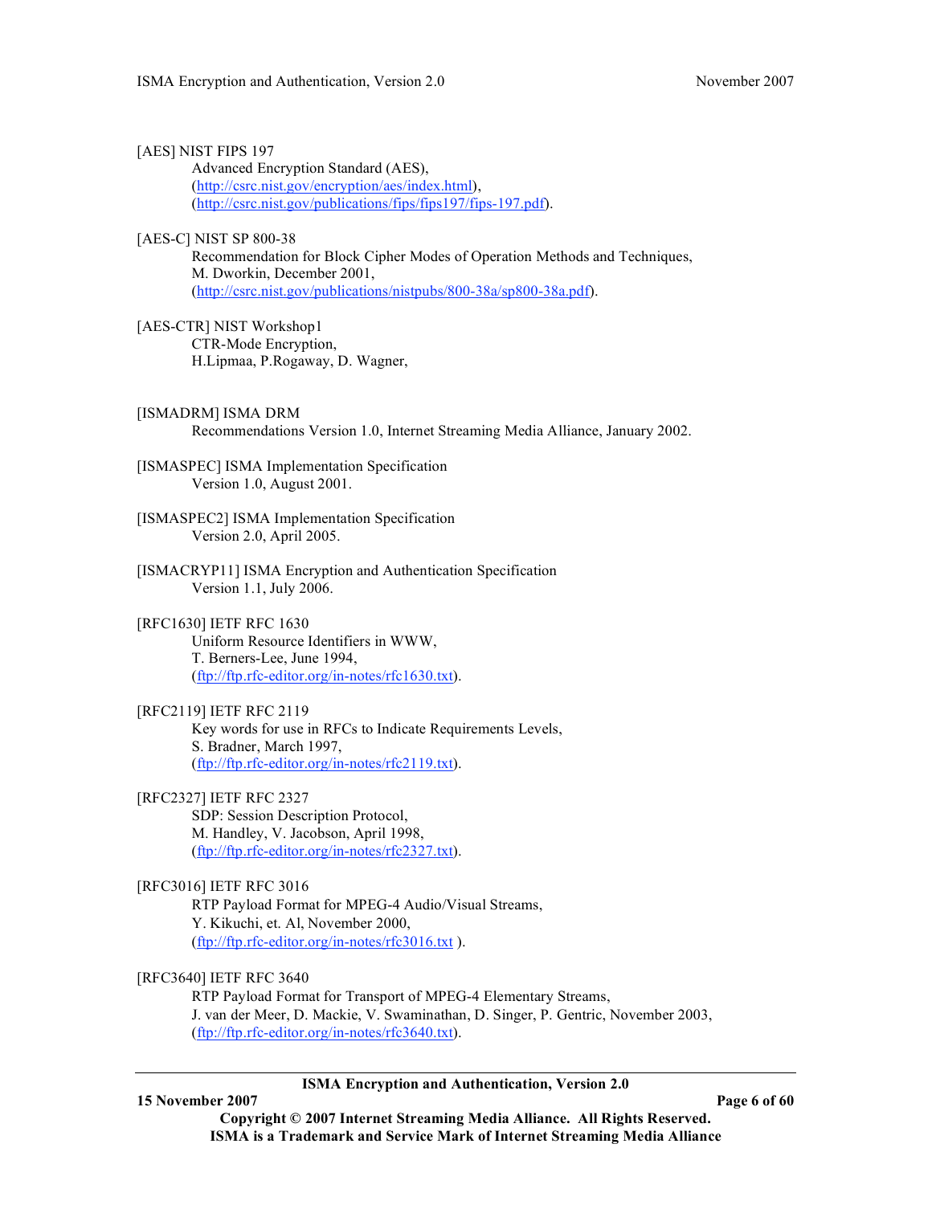[AES] NIST FIPS 197
Advanced Encryption Standard (AES),
(http://csrc.nist.gov/encryption/aes/index.html),
(http://csrc.nist.gov/publications/fips/fips197/fips-197.pdf).

[AES-C] NIST SP 800-38
Recommendation for Block Cipher Modes of Operation Methods and Techniques,
M. Dworkin, December 2001,
(http://csrc.nist.gov/publications/nistpubs/800-38a/sp800-38a.pdf).

[AES-CTR] NIST Workshop1
CTR-Mode Encryption,
H.Lipmaa, P.Rogaway, D. Wagner,

[ISMADRM] ISMA DRM
Recommendations Version 1.0, Internet Streaming Media Alliance, January 2002.

[ISMASPEC] ISMA Implementation Specification
Version 1.0, August 2001.

[ISMASPEC2] ISMA Implementation Specification
Version 2.0, April 2005.

[ISMACRYP11] ISMA Encryption and Authentication Specification
Version 1.1, July 2006.

[RFC1630] IETF RFC 1630
Uniform Resource Identifiers in WWW,
T. Berners-Lee, June 1994,
(ftp://ftp.rfc-editor.org/in-notes/rfc1630.txt).

[RFC2119] IETF RFC 2119
Key words for use in RFCs to Indicate Requirements Levels,
S. Bradner, March 1997,
(ftp://ftp.rfc-editor.org/in-notes/rfc2119.txt).

[RFC2327] IETF RFC 2327
SDP: Session Description Protocol,
M. Handley, V. Jacobson, April 1998,
(ftp://ftp.rfc-editor.org/in-notes/rfc2327.txt).

[RFC3016] IETF RFC 3016
RTP Payload Format for MPEG-4 Audio/Visual Streams,
Y. Kikuchi, et. Al, November 2000,
(ftp://ftp.rfc-editor.org/in-notes/rfc3016.txt ).

[RFC3640] IETF RFC 3640
RTP Payload Format for Transport of MPEG-4 Elementary Streams,
J. van der Meer, D. Mackie, V. Swaminathan, D. Singer, P. Gentric, November 2003,
(ftp://ftp.rfc-editor.org/in-notes/rfc3640.txt).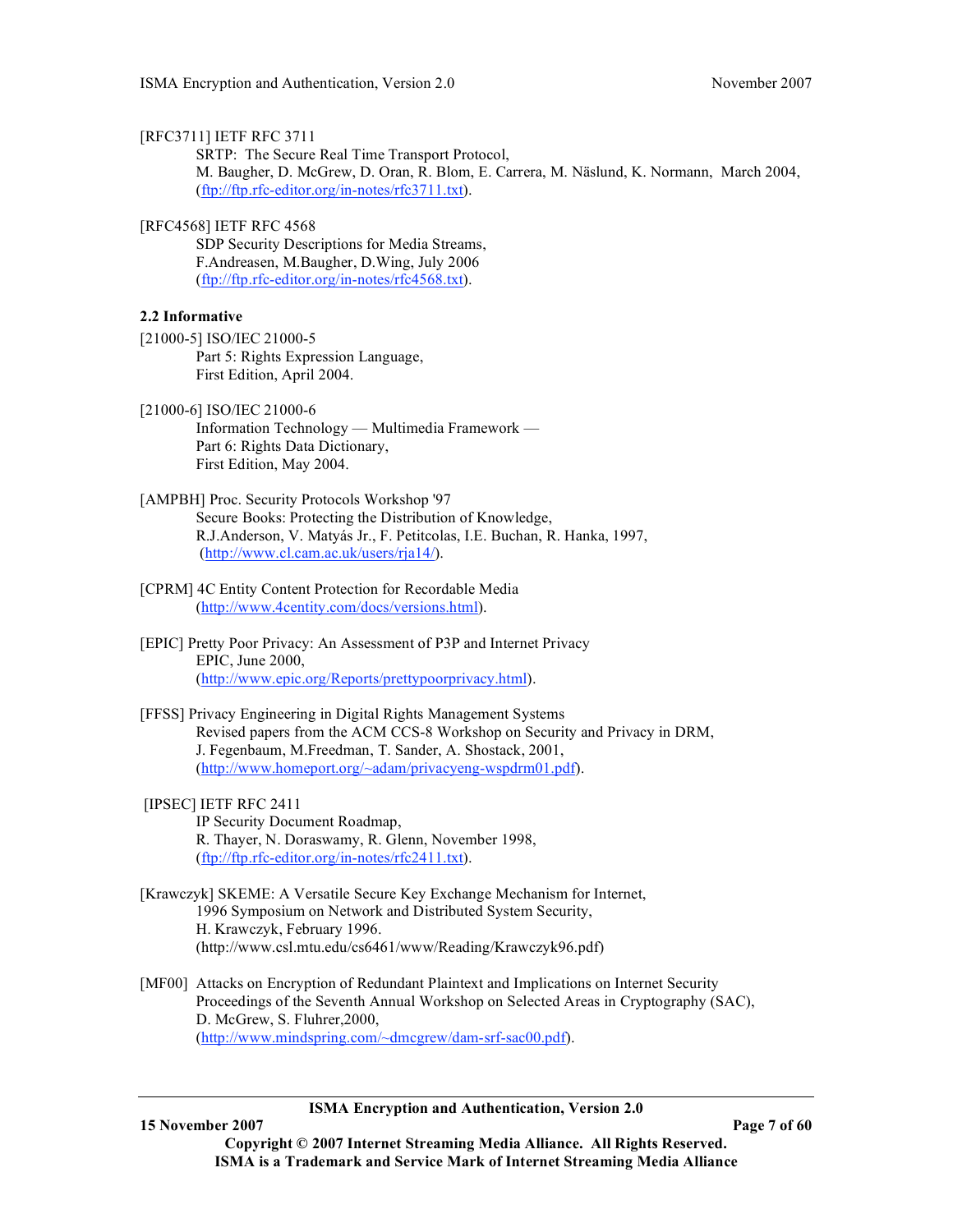[RFC3711] IETF RFC 3711
SRTP: The Secure Real Time Transport Protocol,
M. Baugher, D. McGrew, D. Oran, R. Blom, E. Carrera, M. Näslund, K. Normann, March 2004,
(ftp://ftp.rfc-editor.org/in-notes/rfc3711.txt).

[RFC4568] IETF RFC 4568
SDP Security Descriptions for Media Streams,
F.Andreasen, M.Baugher, D.Wing, July 2006
(ftp://ftp.rfc-editor.org/in-notes/rfc4568.txt).

**2.2 Informative**

[21000-5] ISO/IEC 21000-5
Part 5: Rights Expression Language,
First Edition, April 2004.

[21000-6] ISO/IEC 21000-6
Information Technology — Multimedia Framework —
Part 6: Rights Data Dictionary,
First Edition, May 2004.

[AMPBH] Proc. Security Protocols Workshop '97
Secure Books: Protecting the Distribution of Knowledge,
R.J.Anderson, V. Matyás Jr., F. Petitcolas, I.E. Buchan, R. Hanka, 1997,
(http://www.cl.cam.ac.uk/users/rja14/).

[CPRM] 4C Entity Content Protection for Recordable Media
(http://www.4centity.com/docs/versions.html).

[EPIC] Pretty Poor Privacy: An Assessment of P3P and Internet Privacy
EPIC, June 2000,
(http://www.epic.org/Reports/prettypoorprivacy.html).

[FFSS] Privacy Engineering in Digital Rights Management Systems
Revised papers from the ACM CCS-8 Workshop on Security and Privacy in DRM,
J. Fegenbaum, M.Freedman, T. Sander, A. Shostack, 2001,
(http://www.homeport.org/~adam/privacyeng-wspdrm01.pdf).

[IPSEC] IETF RFC 2411
IP Security Document Roadmap,
R. Thayer, N. Doraswamy, R. Glenn, November 1998,
(ftp://ftp.rfc-editor.org/in-notes/rfc2411.txt).

[Krawczyk] SKEME: A Versatile Secure Key Exchange Mechanism for Internet,
1996 Symposium on Network and Distributed System Security,
H. Krawczyk, February 1996.
(http://www.csl.mtu.edu/cs6461/www/Reading/Krawczyk96.pdf)

[MF00] Attacks on Encryption of Redundant Plaintext and Implications on Internet Security
Proceedings of the Seventh Annual Workshop on Selected Areas in Cryptography (SAC),
D. McGrew, S. Fluhrer,2000,
(http://www.mindspring.com/~dmcgrew/dam-srf-sac00.pdf).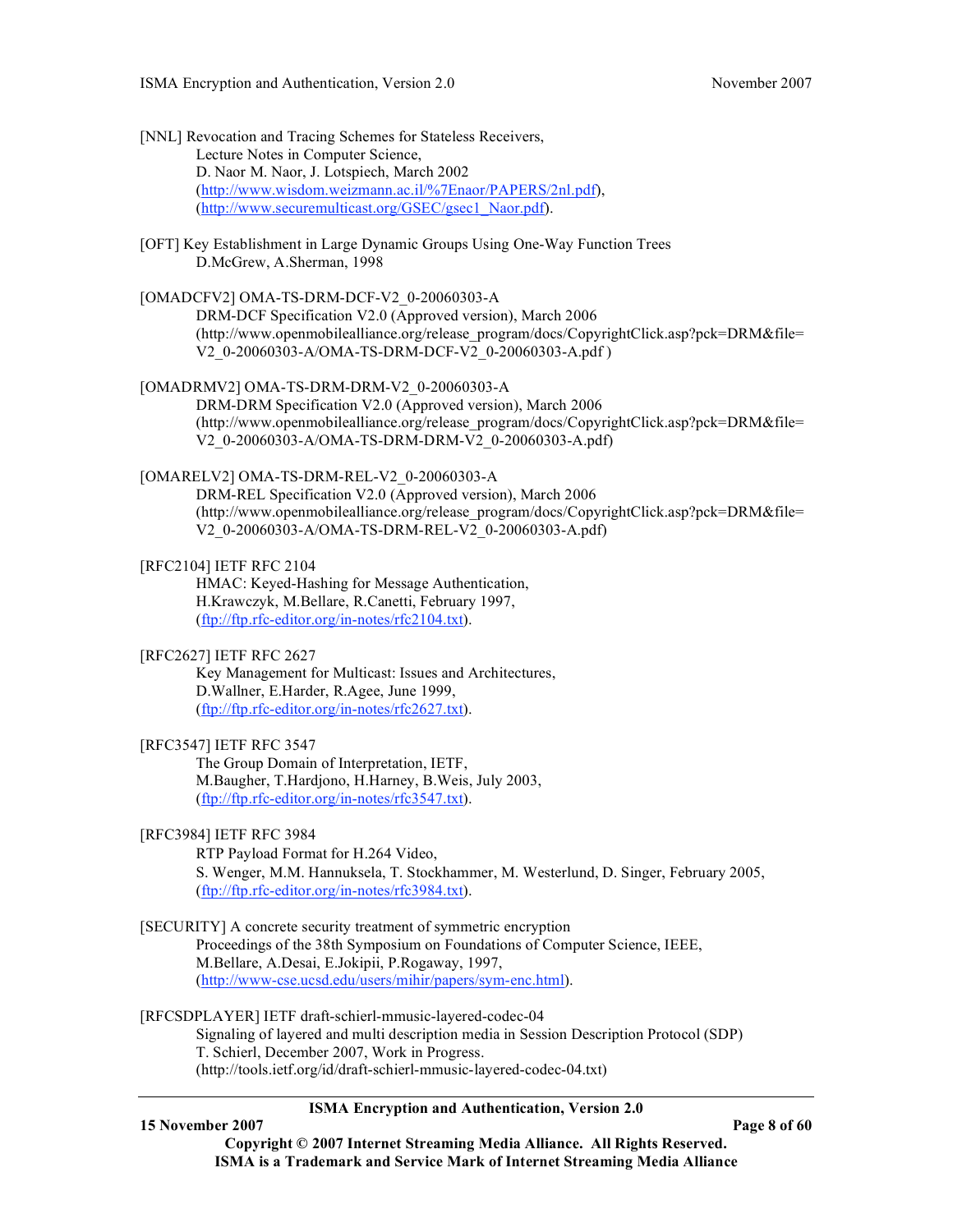[NNL] Revocation and Tracing Schemes for Stateless Receivers,
Lecture Notes in Computer Science,
D. Naor M. Naor, J. Lotspiech, March 2002
(http://www.wisdom.weizmann.ac.il/%7Enaor/PAPERS/2nl.pdf),
(http://www.securemulticast.org/GSEC/gsec1_Naor.pdf).

[OFT] Key Establishment in Large Dynamic Groups Using One-Way Function Trees
D.McGrew, A.Sherman, 1998

[OMADCFV2] OMA-TS-DRM-DCF-V2_0-20060303-A
DRM-DCF Specification V2.0 (Approved version), March 2006
(http://www.openmobilealliance.org/release_program/docs/CopyrightClick.asp?pck=DRM&file=V2_0-20060303-A/OMA-TS-DRM-DCF-V2_0-20060303-A.pdf )

[OMADRMV2] OMA-TS-DRM-DRM-V2_0-20060303-A
DRM-DRM Specification V2.0 (Approved version), March 2006
(http://www.openmobilealliance.org/release_program/docs/CopyrightClick.asp?pck=DRM&file=V2_0-20060303-A/OMA-TS-DRM-DRM-V2_0-20060303-A.pdf)

[OMARELV2] OMA-TS-DRM-REL-V2_0-20060303-A
DRM-REL Specification V2.0 (Approved version), March 2006
(http://www.openmobilealliance.org/release_program/docs/CopyrightClick.asp?pck=DRM&file=V2_0-20060303-A/OMA-TS-DRM-REL-V2_0-20060303-A.pdf)

[RFC2104] IETF RFC 2104
HMAC: Keyed-Hashing for Message Authentication,
H.Krawczyk, M.Bellare, R.Canetti, February 1997,
(ftp://ftp.rfc-editor.org/in-notes/rfc2104.txt).

[RFC2627] IETF RFC 2627
Key Management for Multicast: Issues and Architectures,
D.Wallner, E.Harder, R.Agee, June 1999,
(ftp://ftp.rfc-editor.org/in-notes/rfc2627.txt).

[RFC3547] IETF RFC 3547
The Group Domain of Interpretation, IETF,
M.Baugher, T.Hardjono, H.Harney, B.Weis, July 2003,
(ftp://ftp.rfc-editor.org/in-notes/rfc3547.txt).

[RFC3984] IETF RFC 3984
RTP Payload Format for H.264 Video,
S. Wenger, M.M. Hannuksela, T. Stockhammer, M. Westerlund, D. Singer, February 2005,
(ftp://ftp.rfc-editor.org/in-notes/rfc3984.txt).

[SECURITY] A concrete security treatment of symmetric encryption
Proceedings of the 38th Symposium on Foundations of Computer Science, IEEE,
M.Bellare, A.Desai, E.Jokipii, P.Rogaway, 1997,
(http://www-cse.ucsd.edu/users/mihir/papers/sym-enc.html).

[RFCSDPLAYER] IETF draft-schierl-mmusic-layered-codec-04
Signaling of layered and multi description media in Session Description Protocol (SDP)
T. Schierl, December 2007, Work in Progress.
(http://tools.ietf.org/id/draft-schierl-mmusic-layered-codec-04.txt)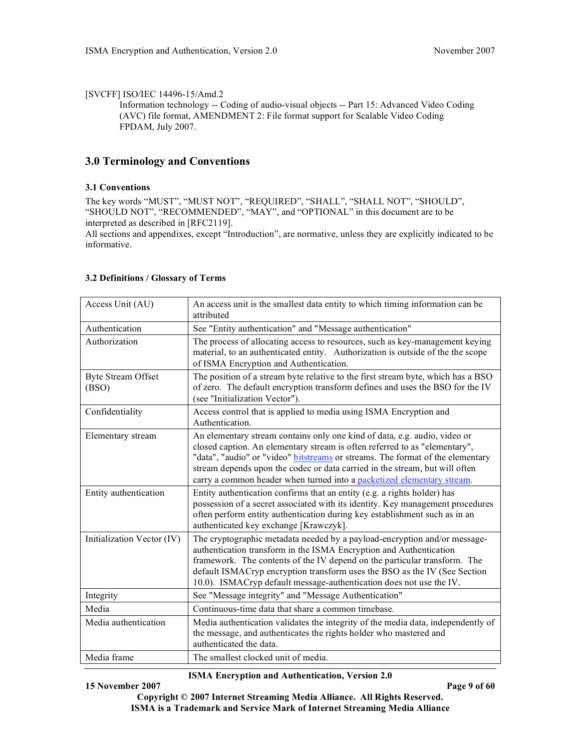[SVCFF] ISO/IEC 14496-15/Amd.2
Information technology -- Coding of audio-visual objects -- Part 15: Advanced Video Coding (AVC) file format, AMENDMENT 2: File format support for Scalable Video Coding FPDAM, July 2007.

## 3.0 Terminology and Conventions

### 3.1 Conventions

The key words "MUST", "MUST NOT", "REQUIRED", "SHALL", "SHALL NOT", "SHOULD", "SHOULD NOT", "RECOMMENDED", "MAY", and "OPTIONAL" in this document are to be interpreted as described in [RFC2119].
All sections and appendixes, except "Introduction", are normative, unless they are explicitly indicated to be informative.

### 3.2 Definitions / Glossary of Terms

| | |
|---|---|
| Access Unit (AU) | An access unit is the smallest data entity to which timing information can be attributed |
| Authentication | See "Entity authentication" and "Message authentication" |
| Authorization | The process of allocating access to resources, such as key-management keying material, to an authenticated entity. Authorization is outside of the the scope of ISMA Encryption and Authentication. |
| Byte Stream Offset (BSO) | The position of a stream byte relative to the first stream byte, which has a BSO of zero. The default encryption transform defines and uses the BSO for the IV (see "Initialization Vector"). |
| Confidentiality | Access control that is applied to media using ISMA Encryption and Authentication. |
| Elementary stream | An elementary stream contains only one kind of data, e.g. audio, video or closed caption. An elementary stream is often referred to as "elementary", "data", "audio" or "video" bitstreams or streams. The format of the elementary stream depends upon the codec or data carried in the stream, but will often carry a common header when turned into a packetized elementary stream. |
| Entity authentication | Entity authentication confirms that an entity (e.g. a rights holder) has possession of a secret associated with its identity. Key management procedures often perform entity authentication during key establishment such as in an authenticated key exchange [Krawczyk]. |
| Initialization Vector (IV) | The cryptographic metadata needed by a payload-encryption and/or message-authentication transform in the ISMA Encryption and Authentication framework. The contents of the IV depend on the particular transform. The default ISMACryp encryption transform uses the BSO as the IV (See Section 10.0). ISMACryp default message-authentication does not use the IV. |
| Integrity | See "Message integrity" and "Message Authentication" |
| Media | Continuous-time data that share a common timebase. |
| Media authentication | Media authentication validates the integrity of the media data, independently of the message, and authenticates the rights holder who mastered and authenticated the data. |
| Media frame | The smallest clocked unit of media. |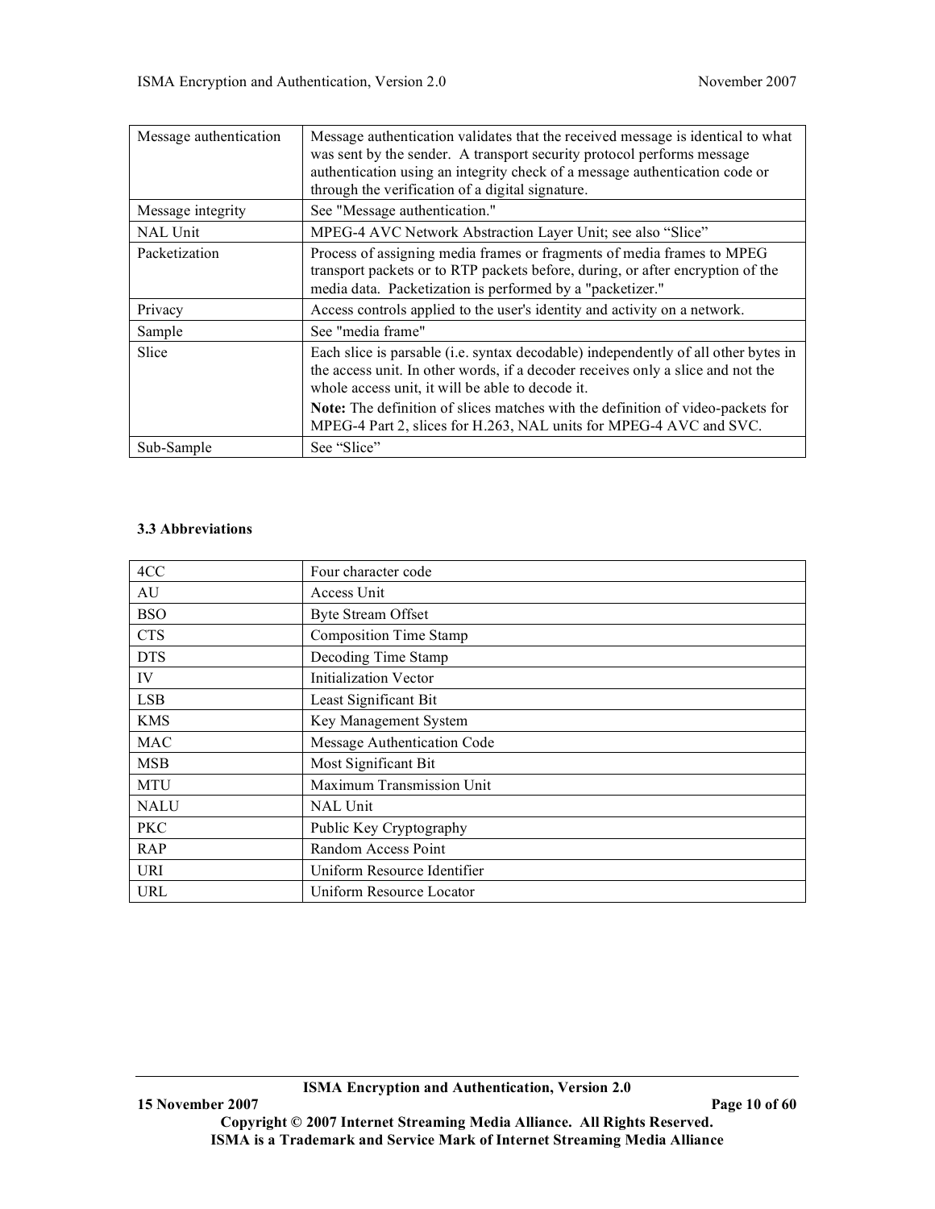| | |
|---|---|
| Message authentication | Message authentication validates that the received message is identical to what was sent by the sender. A transport security protocol performs message authentication using an integrity check of a message authentication code or through the verification of a digital signature. |
| Message integrity | See "Message authentication." |
| NAL Unit | MPEG-4 AVC Network Abstraction Layer Unit; see also "Slice" |
| Packetization | Process of assigning media frames or fragments of media frames to MPEG transport packets or to RTP packets before, during, or after encryption of the media data. Packetization is performed by a "packetizer." |
| Privacy | Access controls applied to the user's identity and activity on a network. |
| Sample | See "media frame" |
| Slice | Each slice is parsable (i.e. syntax decodable) independently of all other bytes in the access unit. In other words, if a decoder receives only a slice and not the whole access unit, it will be able to decode it.<br>**Note:** The definition of slices matches with the definition of video-packets for MPEG-4 Part 2, slices for H.263, NAL units for MPEG-4 AVC and SVC. |
| Sub-Sample | See "Slice" |

### 3.3 Abbreviations

| | |
|---|---|
| 4CC | Four character code |
| AU | Access Unit |
| BSO | Byte Stream Offset |
| CTS | Composition Time Stamp |
| DTS | Decoding Time Stamp |
| IV | Initialization Vector |
| LSB | Least Significant Bit |
| KMS | Key Management System |
| MAC | Message Authentication Code |
| MSB | Most Significant Bit |
| MTU | Maximum Transmission Unit |
| NALU | NAL Unit |
| PKC | Public Key Cryptography |
| RAP | Random Access Point |
| URI | Uniform Resource Identifier |
| URL | Uniform Resource Locator |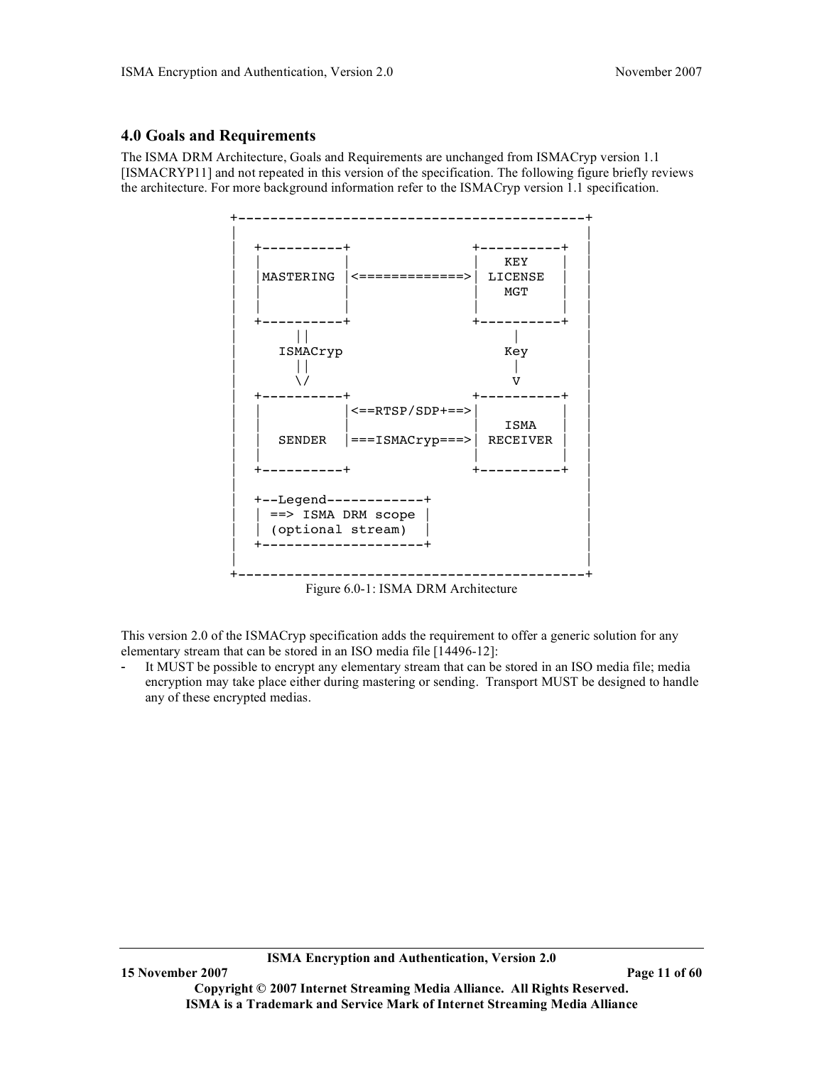## 4.0 Goals and Requirements

The ISMA DRM Architecture, Goals and Requirements are unchanged from ISMACryp version 1.1 [ISMACRYP11] and not repeated in this version of the specification. The following figure briefly reviews the architecture. For more background information refer to the ISMACryp version 1.1 specification.

```
+--------------------------------------------+
|                                            |
|  +----------+              +----------+   |
|  |          |              |   KEY    |   |
|  |MASTERING |<============>| LICENSE  |   |
|  |          |              |   MGT    |   |
|  |          |              |          |   |
|  +----------+              +----------+   |
|       ||                        |         |
|     ISMACryp                   Key        |
|       ||                        |         |
|       \/                        V         |
|  +----------+              +----------+   |
|  |          |<==RTSP/SDP+==>|          |   |
|  |          |              |   ISMA   |   |
|  |  SENDER  |===ISMACryp===>| RECEIVER |   |
|  |          |              |          |   |
|  +----------+              +----------+   |
|                                            |
|  +--Legend------------+                    |
|  | ==> ISMA DRM scope |                    |
|  | (optional stream)  |                    |
|  +--------------------+                    |
|                                            |
+--------------------------------------------+
```

Figure 6.0-1: ISMA DRM Architecture

This version 2.0 of the ISMACryp specification adds the requirement to offer a generic solution for any elementary stream that can be stored in an ISO media file [14496-12]:

- It MUST be possible to encrypt any elementary stream that can be stored in an ISO media file; media encryption may take place either during mastering or sending. Transport MUST be designed to handle any of these encrypted medias.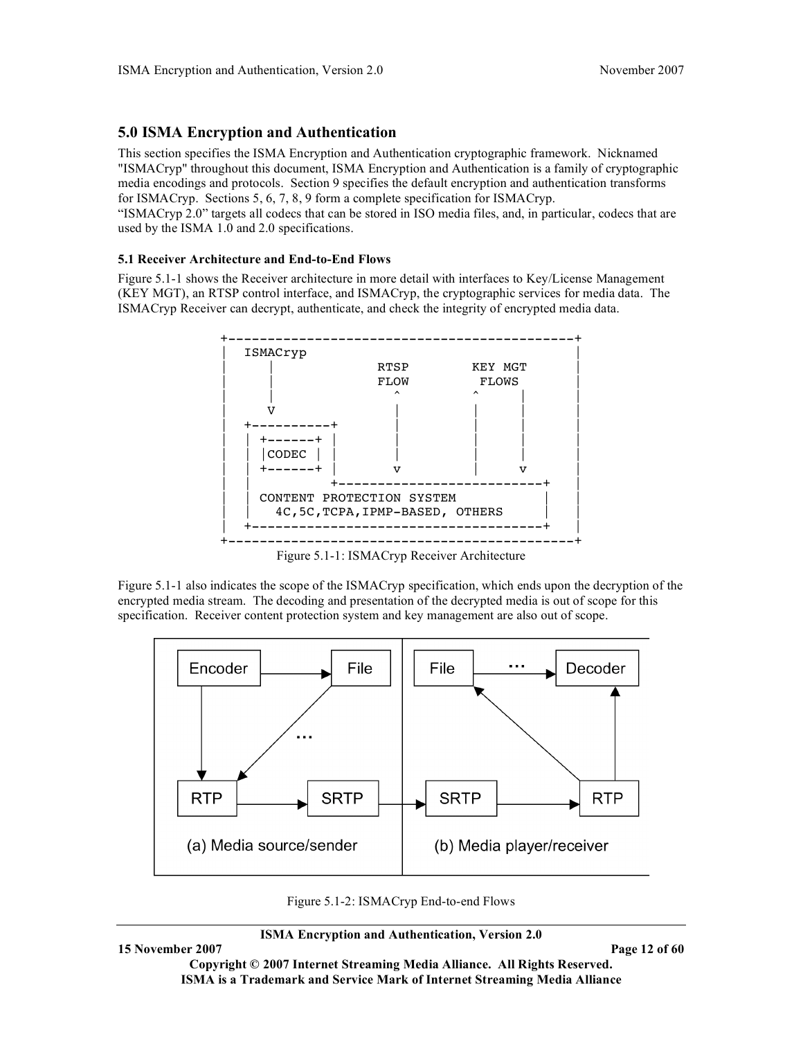## 5.0 ISMA Encryption and Authentication

This section specifies the ISMA Encryption and Authentication cryptographic framework. Nicknamed "ISMACryp" throughout this document, ISMA Encryption and Authentication is a family of cryptographic media encodings and protocols. Section 9 specifies the default encryption and authentication transforms for ISMACryp. Sections 5, 6, 7, 8, 9 form a complete specification for ISMACryp.
"ISMACryp 2.0" targets all codecs that can be stored in ISO media files, and, in particular, codecs that are used by the ISMA 1.0 and 2.0 specifications.

### 5.1 Receiver Architecture and End-to-End Flows

Figure 5.1-1 shows the Receiver architecture in more detail with interfaces to Key/License Management (KEY MGT), an RTSP control interface, and ISMACryp, the cryptographic services for media data. The ISMACryp Receiver can decrypt, authenticate, and check the integrity of encrypted media data.

```
+-------------------------------------------+
|  ISMACryp                                 |
|     |            RTSP        KEY MGT      |
|     |            FLOW         FLOWS       |
|     |             ^           ^     |     |
|     V             |           |     |     |
|  +----------+     |           |     |     |
|  | +------+ |     |           |     |     |
|  | |CODEC | |     |           |     |     |
|  | +------+ |     v           |     v     |
|  |          +--------------------------+  |
|  | CONTENT PROTECTION SYSTEM           |  |
|  |   4C,5C,TCPA,IPMP-BASED, OTHERS     |  |
|  +-------------------------------------+  |
+-------------------------------------------+
```

Figure 5.1-1: ISMACryp Receiver Architecture

Figure 5.1-1 also indicates the scope of the ISMACryp specification, which ends upon the decryption of the encrypted media stream. The decoding and presentation of the decrypted media is out of scope for this specification. Receiver content protection system and key management are also out of scope.

Encoder
File
...
RTP
SRTP
(a) Media source/sender
File
...
Decoder
SRTP
RTP
(b) Media player/receiver

Figure 5.1-2: ISMACryp End-to-end Flows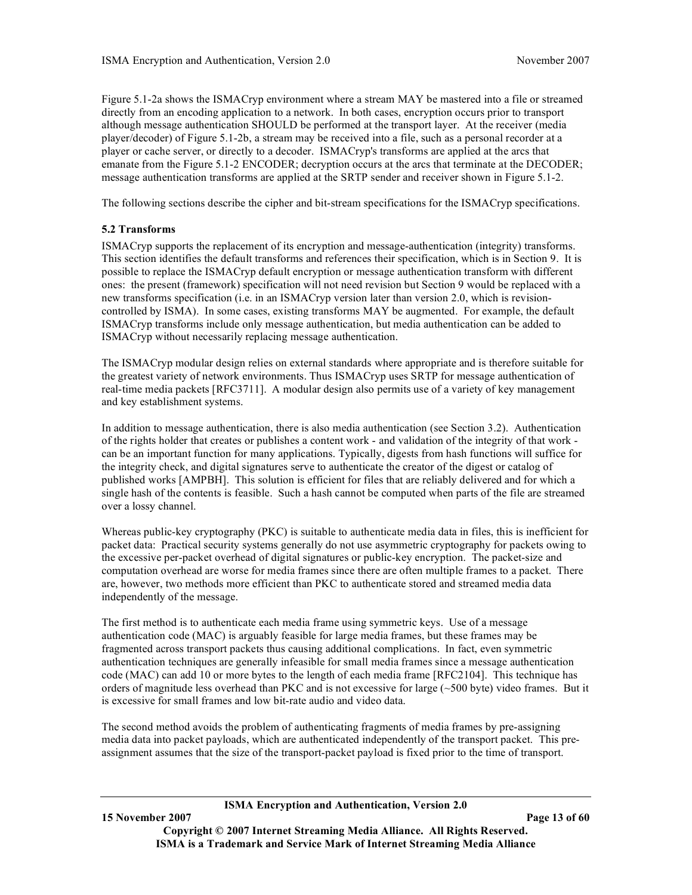Figure 5.1-2a shows the ISMACryp environment where a stream MAY be mastered into a file or streamed directly from an encoding application to a network. In both cases, encryption occurs prior to transport although message authentication SHOULD be performed at the transport layer. At the receiver (media player/decoder) of Figure 5.1-2b, a stream may be received into a file, such as a personal recorder at a player or cache server, or directly to a decoder. ISMACryp's transforms are applied at the arcs that emanate from the Figure 5.1-2 ENCODER; decryption occurs at the arcs that terminate at the DECODER; message authentication transforms are applied at the SRTP sender and receiver shown in Figure 5.1-2.

The following sections describe the cipher and bit-stream specifications for the ISMACryp specifications.

### 5.2 Transforms

ISMACryp supports the replacement of its encryption and message-authentication (integrity) transforms. This section identifies the default transforms and references their specification, which is in Section 9. It is possible to replace the ISMACryp default encryption or message authentication transform with different ones: the present (framework) specification will not need revision but Section 9 would be replaced with a new transforms specification (i.e. in an ISMACryp version later than version 2.0, which is revision-controlled by ISMA). In some cases, existing transforms MAY be augmented. For example, the default ISMACryp transforms include only message authentication, but media authentication can be added to ISMACryp without necessarily replacing message authentication.

The ISMACryp modular design relies on external standards where appropriate and is therefore suitable for the greatest variety of network environments. Thus ISMACryp uses SRTP for message authentication of real-time media packets [RFC3711]. A modular design also permits use of a variety of key management and key establishment systems.

In addition to message authentication, there is also media authentication (see Section 3.2). Authentication of the rights holder that creates or publishes a content work - and validation of the integrity of that work - can be an important function for many applications. Typically, digests from hash functions will suffice for the integrity check, and digital signatures serve to authenticate the creator of the digest or catalog of published works [AMPBH]. This solution is efficient for files that are reliably delivered and for which a single hash of the contents is feasible. Such a hash cannot be computed when parts of the file are streamed over a lossy channel.

Whereas public-key cryptography (PKC) is suitable to authenticate media data in files, this is inefficient for packet data: Practical security systems generally do not use asymmetric cryptography for packets owing to the excessive per-packet overhead of digital signatures or public-key encryption. The packet-size and computation overhead are worse for media frames since there are often multiple frames to a packet. There are, however, two methods more efficient than PKC to authenticate stored and streamed media data independently of the message.

The first method is to authenticate each media frame using symmetric keys. Use of a message authentication code (MAC) is arguably feasible for large media frames, but these frames may be fragmented across transport packets thus causing additional complications. In fact, even symmetric authentication techniques are generally infeasible for small media frames since a message authentication code (MAC) can add 10 or more bytes to the length of each media frame [RFC2104]. This technique has orders of magnitude less overhead than PKC and is not excessive for large (~500 byte) video frames. But it is excessive for small frames and low bit-rate audio and video data.

The second method avoids the problem of authenticating fragments of media frames by pre-assigning media data into packet payloads, which are authenticated independently of the transport packet. This pre-assignment assumes that the size of the transport-packet payload is fixed prior to the time of transport.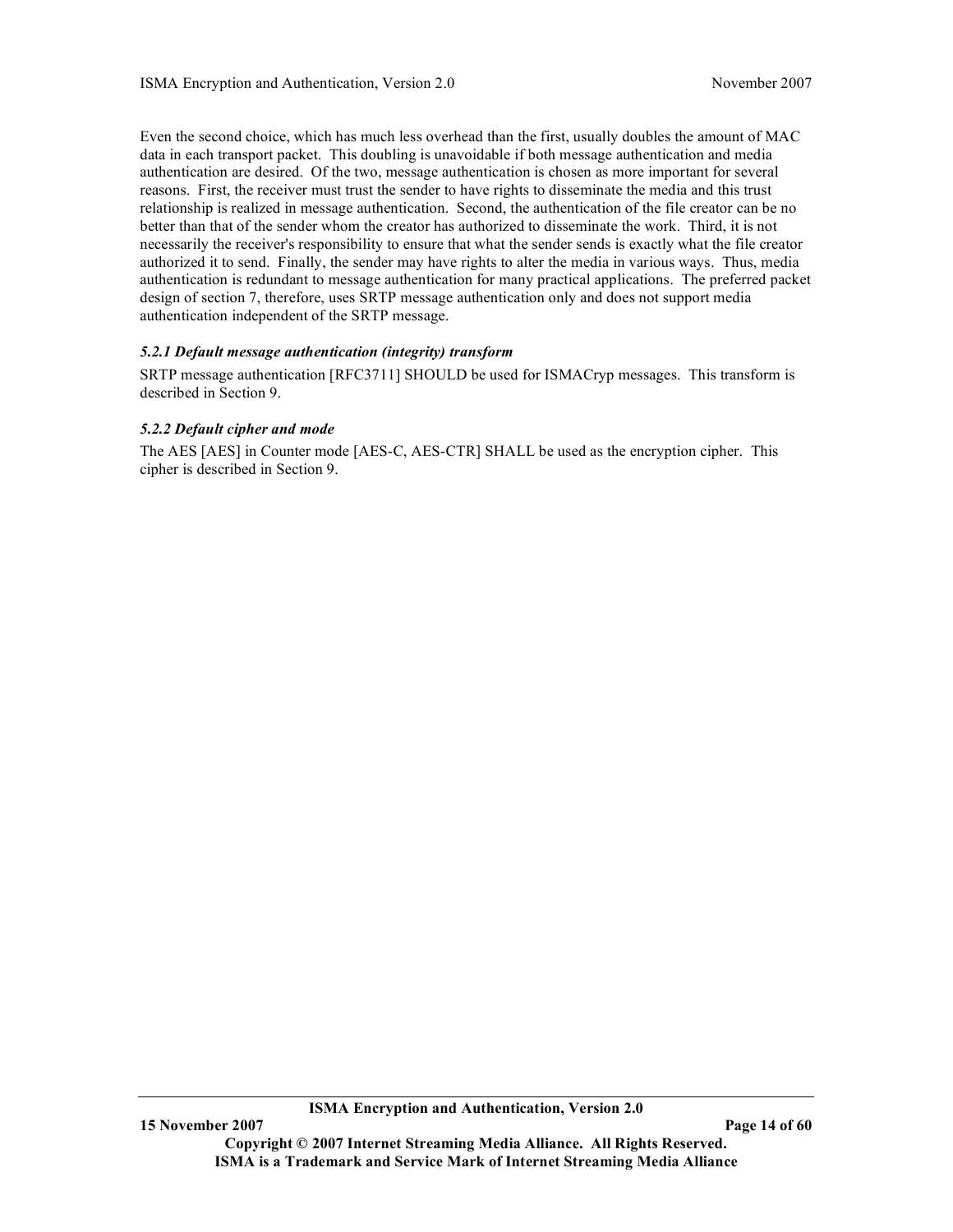Even the second choice, which has much less overhead than the first, usually doubles the amount of MAC data in each transport packet. This doubling is unavoidable if both message authentication and media authentication are desired. Of the two, message authentication is chosen as more important for several reasons. First, the receiver must trust the sender to have rights to disseminate the media and this trust relationship is realized in message authentication. Second, the authentication of the file creator can be no better than that of the sender whom the creator has authorized to disseminate the work. Third, it is not necessarily the receiver's responsibility to ensure that what the sender sends is exactly what the file creator authorized it to send. Finally, the sender may have rights to alter the media in various ways. Thus, media authentication is redundant to message authentication for many practical applications. The preferred packet design of section 7, therefore, uses SRTP message authentication only and does not support media authentication independent of the SRTP message.

#### *5.2.1 Default message authentication (integrity) transform*

SRTP message authentication [RFC3711] SHOULD be used for ISMACryp messages. This transform is described in Section 9.

#### *5.2.2 Default cipher and mode*

The AES [AES] in Counter mode [AES-C, AES-CTR] SHALL be used as the encryption cipher. This cipher is described in Section 9.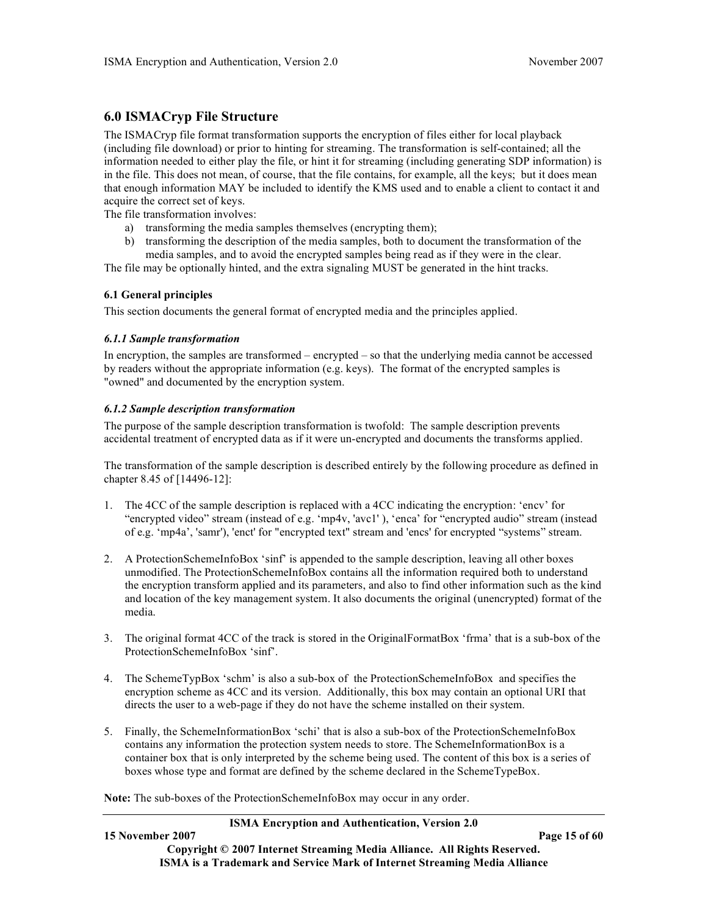## 6.0 ISMACryp File Structure

The ISMACryp file format transformation supports the encryption of files either for local playback (including file download) or prior to hinting for streaming. The transformation is self-contained; all the information needed to either play the file, or hint it for streaming (including generating SDP information) is in the file. This does not mean, of course, that the file contains, for example, all the keys; but it does mean that enough information MAY be included to identify the KMS used and to enable a client to contact it and acquire the correct set of keys.

The file transformation involves:

a) transforming the media samples themselves (encrypting them);
b) transforming the description of the media samples, both to document the transformation of the media samples, and to avoid the encrypted samples being read as if they were in the clear.

The file may be optionally hinted, and the extra signaling MUST be generated in the hint tracks.

### 6.1 General principles

This section documents the general format of encrypted media and the principles applied.

#### *6.1.1 Sample transformation*

In encryption, the samples are transformed – encrypted – so that the underlying media cannot be accessed by readers without the appropriate information (e.g. keys). The format of the encrypted samples is "owned" and documented by the encryption system.

#### *6.1.2 Sample description transformation*

The purpose of the sample description transformation is twofold: The sample description prevents accidental treatment of encrypted data as if it were un-encrypted and documents the transforms applied.

The transformation of the sample description is described entirely by the following procedure as defined in chapter 8.45 of [14496-12]:

1. The 4CC of the sample description is replaced with a 4CC indicating the encryption: 'encv' for "encrypted video" stream (instead of e.g. 'mp4v, 'avc1' ), 'enca' for "encrypted audio" stream (instead of e.g. 'mp4a', 'samr'), 'enct' for "encrypted text" stream and 'encs' for encrypted "systems" stream.

2. A ProtectionSchemeInfoBox 'sinf' is appended to the sample description, leaving all other boxes unmodified. The ProtectionSchemeInfoBox contains all the information required both to understand the encryption transform applied and its parameters, and also to find other information such as the kind and location of the key management system. It also documents the original (unencrypted) format of the media.

3. The original format 4CC of the track is stored in the OriginalFormatBox 'frma' that is a sub-box of the ProtectionSchemeInfoBox 'sinf'.

4. The SchemeTypBox 'schm' is also a sub-box of the ProtectionSchemeInfoBox and specifies the encryption scheme as 4CC and its version. Additionally, this box may contain an optional URI that directs the user to a web-page if they do not have the scheme installed on their system.

5. Finally, the SchemeInformationBox 'schi' that is also a sub-box of the ProtectionSchemeInfoBox contains any information the protection system needs to store. The SchemeInformationBox is a container box that is only interpreted by the scheme being used. The content of this box is a series of boxes whose type and format are defined by the scheme declared in the SchemeTypeBox.

**Note:** The sub-boxes of the ProtectionSchemeInfoBox may occur in any order.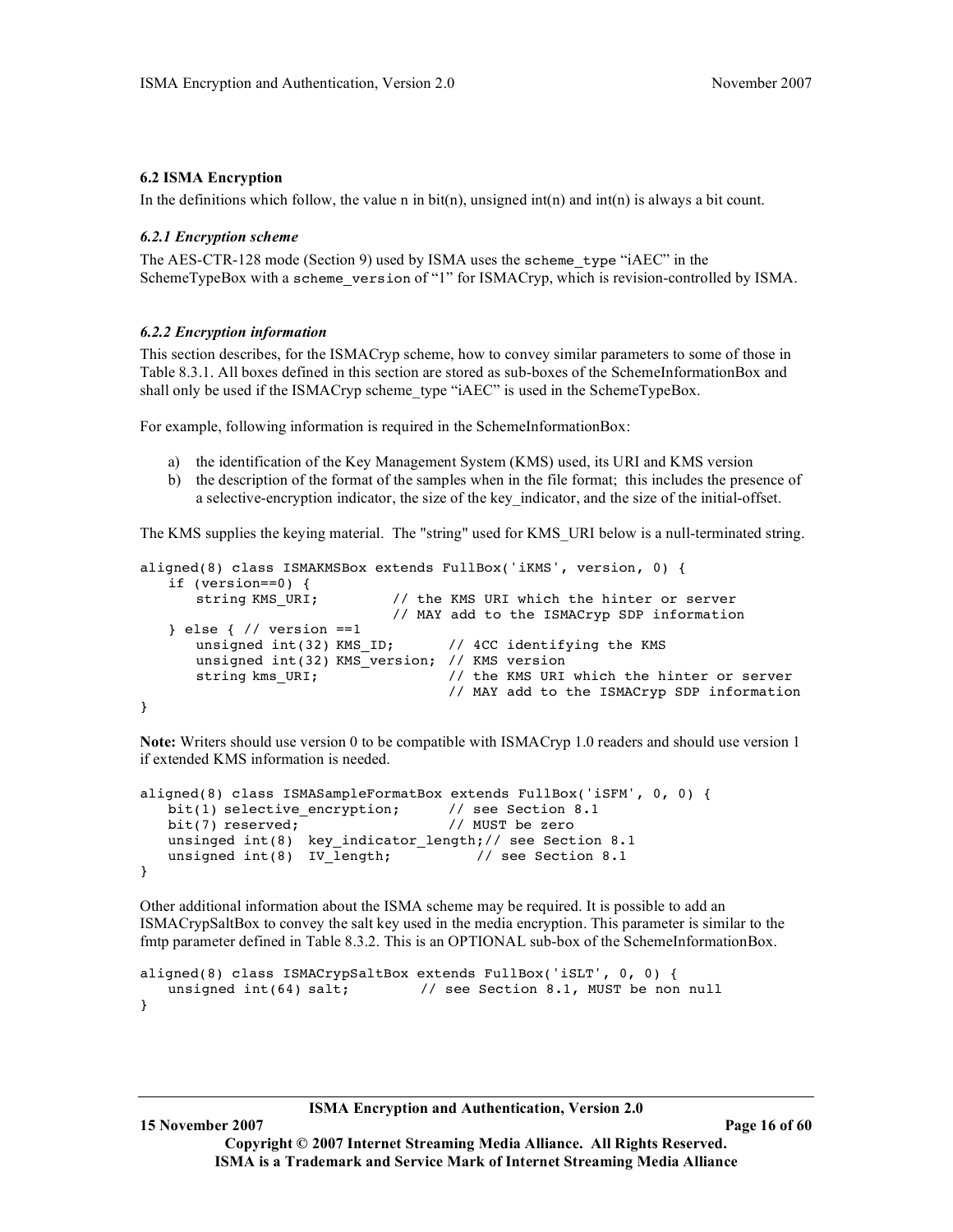### 6.2 ISMA Encryption

In the definitions which follow, the value n in bit(n), unsigned int(n) and int(n) is always a bit count.

#### *6.2.1 Encryption scheme*

The AES-CTR-128 mode (Section 9) used by ISMA uses the `scheme_type` “iAEC” in the SchemeTypeBox with a `scheme_version` of “1” for ISMACryp, which is revision-controlled by ISMA.

#### *6.2.2 Encryption information*

This section describes, for the ISMACryp scheme, how to convey similar parameters to some of those in Table 8.3.1. All boxes defined in this section are stored as sub-boxes of the SchemeInformationBox and shall only be used if the ISMACryp scheme_type “iAEC” is used in the SchemeTypeBox.

For example, following information is required in the SchemeInformationBox:

a) the identification of the Key Management System (KMS) used, its URI and KMS version
b) the description of the format of the samples when in the file format; this includes the presence of a selective-encryption indicator, the size of the key_indicator, and the size of the initial-offset.

The KMS supplies the keying material. The "string" used for KMS_URI below is a null-terminated string.

```
aligned(8) class ISMAKMSBox extends FullBox('iKMS', version, 0) {
   if (version==0) {
      string KMS_URI;          // the KMS URI which the hinter or server
                               // MAY add to the ISMACryp SDP information
   } else { // version ==1
      unsigned int(32) KMS_ID;       // 4CC identifying the KMS
      unsigned int(32) KMS_version;  // KMS version
      string kms_URI;                // the KMS URI which the hinter or server
                                     // MAY add to the ISMACryp SDP information
}
```

**Note:** Writers should use version 0 to be compatible with ISMACryp 1.0 readers and should use version 1 if extended KMS information is needed.

```
aligned(8) class ISMASampleFormatBox extends FullBox('iSFM', 0, 0) {
   bit(1) selective_encryption;      // see Section 8.1
   bit(7) reserved;                  // MUST be zero
   unsinged int(8)  key_indicator_length;// see Section 8.1
   unsigned int(8)  IV_length;           // see Section 8.1
}
```

Other additional information about the ISMA scheme may be required. It is possible to add an ISMACrypSaltBox to convey the salt key used in the media encryption. This parameter is similar to the fmtp parameter defined in Table 8.3.2. This is an OPTIONAL sub-box of the SchemeInformationBox.

```
aligned(8) class ISMACrypSaltBox extends FullBox('iSLT', 0, 0) {
   unsigned int(64) salt;        // see Section 8.1, MUST be non null
}
```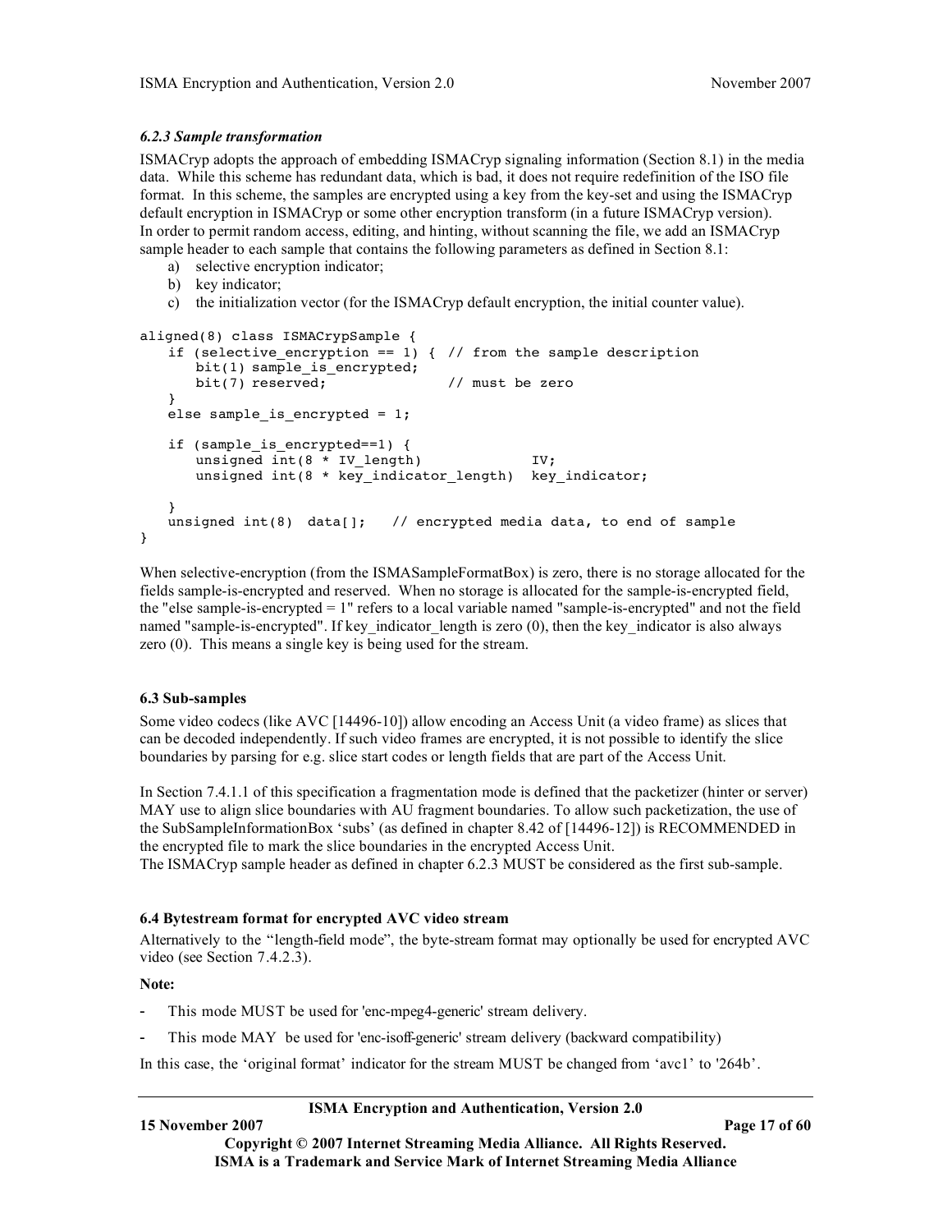### *6.2.3 Sample transformation*

ISMACryp adopts the approach of embedding ISMACryp signaling information (Section 8.1) in the media data. While this scheme has redundant data, which is bad, it does not require redefinition of the ISO file format. In this scheme, the samples are encrypted using a key from the key-set and using the ISMACryp default encryption in ISMACryp or some other encryption transform (in a future ISMACryp version). In order to permit random access, editing, and hinting, without scanning the file, we add an ISMACryp sample header to each sample that contains the following parameters as defined in Section 8.1:

a) selective encryption indicator;
b) key indicator;
c) the initialization vector (for the ISMACryp default encryption, the initial counter value).

```
aligned(8) class ISMACrypSample {
    if (selective_encryption == 1) {  // from the sample description
        bit(1) sample_is_encrypted;
        bit(7) reserved;              // must be zero
    }
    else sample_is_encrypted = 1;

    if (sample_is_encrypted==1) {
        unsigned int(8 * IV_length)             IV;
        unsigned int(8 * key_indicator_length)  key_indicator;

    }
    unsigned int(8)  data[];   // encrypted media data, to end of sample
}
```

When selective-encryption (from the ISMASampleFormatBox) is zero, there is no storage allocated for the fields sample-is-encrypted and reserved. When no storage is allocated for the sample-is-encrypted field, the "else sample-is-encrypted = 1" refers to a local variable named "sample-is-encrypted" and not the field named "sample-is-encrypted". If key_indicator_length is zero (0), then the key_indicator is also always zero (0). This means a single key is being used for the stream.

### 6.3 Sub-samples

Some video codecs (like AVC [14496-10]) allow encoding an Access Unit (a video frame) as slices that can be decoded independently. If such video frames are encrypted, it is not possible to identify the slice boundaries by parsing for e.g. slice start codes or length fields that are part of the Access Unit.

In Section 7.4.1.1 of this specification a fragmentation mode is defined that the packetizer (hinter or server) MAY use to align slice boundaries with AU fragment boundaries. To allow such packetization, the use of the SubSampleInformationBox 'subs' (as defined in chapter 8.42 of [14496-12]) is RECOMMENDED in the encrypted file to mark the slice boundaries in the encrypted Access Unit.
The ISMACryp sample header as defined in chapter 6.2.3 MUST be considered as the first sub-sample.

### 6.4 Bytestream format for encrypted AVC video stream

Alternatively to the "length-field mode", the byte-stream format may optionally be used for encrypted AVC video (see Section 7.4.2.3).

**Note:**

- This mode MUST be used for 'enc-mpeg4-generic' stream delivery.
- This mode MAY be used for 'enc-isoff-generic' stream delivery (backward compatibility)

In this case, the 'original format' indicator for the stream MUST be changed from 'avc1' to '264b'.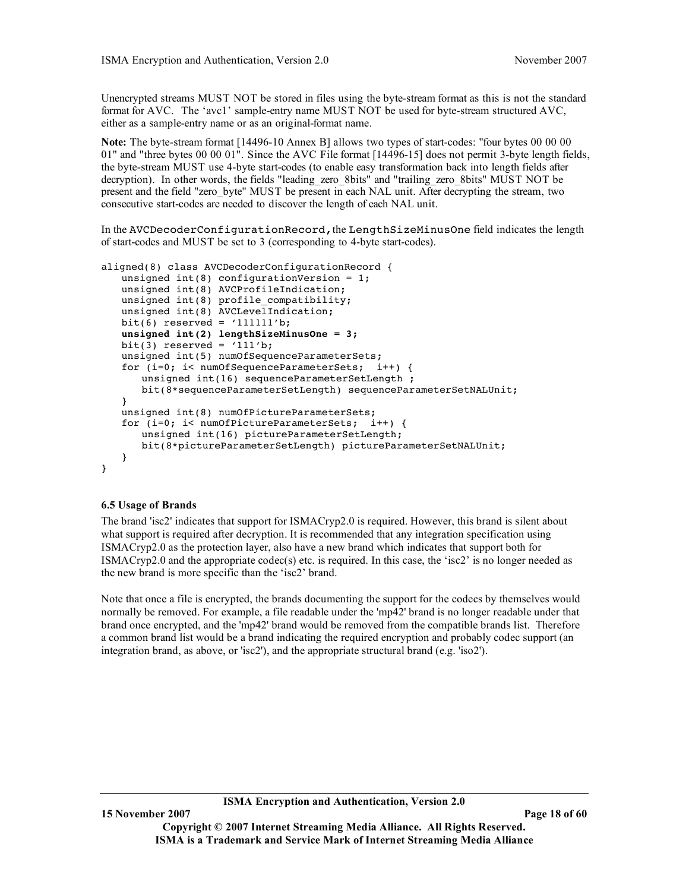Unencrypted streams MUST NOT be stored in files using the byte-stream format as this is not the standard format for AVC. The 'avc1' sample-entry name MUST NOT be used for byte-stream structured AVC, either as a sample-entry name or as an original-format name.

**Note:** The byte-stream format [14496-10 Annex B] allows two types of start-codes: "four bytes 00 00 00 01" and "three bytes 00 00 01". Since the AVC File format [14496-15] does not permit 3-byte length fields, the byte-stream MUST use 4-byte start-codes (to enable easy transformation back into length fields after decryption). In other words, the fields "leading_zero_8bits" and "trailing_zero_8bits" MUST NOT be present and the field "zero_byte" MUST be present in each NAL unit. After decrypting the stream, two consecutive start-codes are needed to discover the length of each NAL unit.

In the `AVCDecoderConfigurationRecord`, the `LengthSizeMinusOne` field indicates the length of start-codes and MUST be set to 3 (corresponding to 4-byte start-codes).

```
aligned(8) class AVCDecoderConfigurationRecord {
    unsigned int(8) configurationVersion = 1;
    unsigned int(8) AVCProfileIndication;
    unsigned int(8) profile_compatibility;
    unsigned int(8) AVCLevelIndication;
    bit(6) reserved = '111111'b;
    unsigned int(2) lengthSizeMinusOne = 3;
    bit(3) reserved = '111'b;
    unsigned int(5) numOfSequenceParameterSets;
    for (i=0; i< numOfSequenceParameterSets;  i++) {
        unsigned int(16) sequenceParameterSetLength ;
        bit(8*sequenceParameterSetLength) sequenceParameterSetNALUnit;
    }
    unsigned int(8) numOfPictureParameterSets;
    for (i=0; i< numOfPictureParameterSets;  i++) {
        unsigned int(16) pictureParameterSetLength;
        bit(8*pictureParameterSetLength) pictureParameterSetNALUnit;
    }
}
```

### 6.5 Usage of Brands

The brand 'isc2' indicates that support for ISMACryp2.0 is required. However, this brand is silent about what support is required after decryption. It is recommended that any integration specification using ISMACryp2.0 as the protection layer, also have a new brand which indicates that support both for ISMACryp2.0 and the appropriate codec(s) etc. is required. In this case, the 'isc2' is no longer needed as the new brand is more specific than the 'isc2' brand.

Note that once a file is encrypted, the brands documenting the support for the codecs by themselves would normally be removed. For example, a file readable under the 'mp42' brand is no longer readable under that brand once encrypted, and the 'mp42' brand would be removed from the compatible brands list. Therefore a common brand list would be a brand indicating the required encryption and probably codec support (an integration brand, as above, or 'isc2'), and the appropriate structural brand (e.g. 'iso2').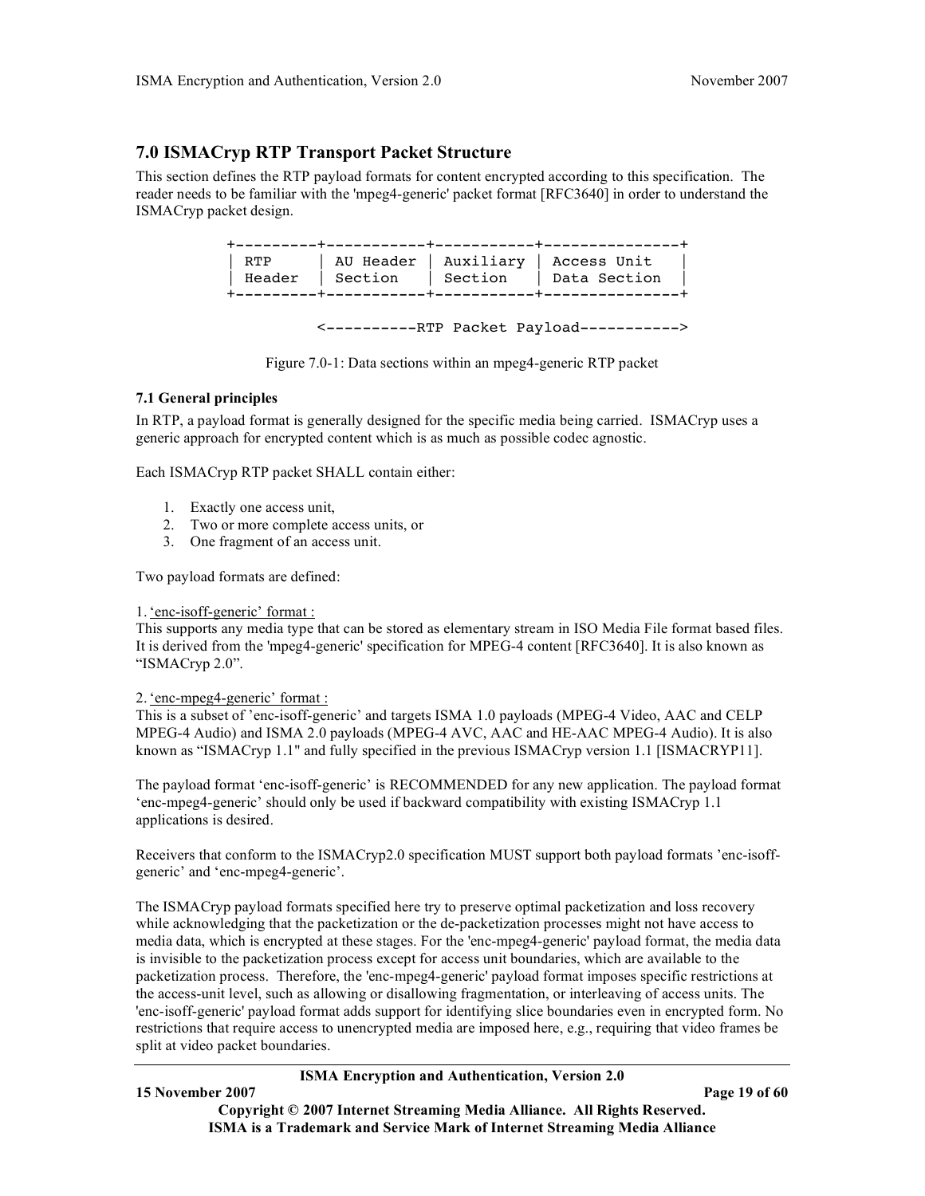## 7.0 ISMACryp RTP Transport Packet Structure

This section defines the RTP payload formats for content encrypted according to this specification. The reader needs to be familiar with the 'mpeg4-generic' packet format [RFC3640] in order to understand the ISMACryp packet design.

```
+---------+-----------+-----------+---------------+
| RTP     | AU Header | Auxiliary | Access Unit   |
| Header  | Section   | Section   | Data Section  |
+---------+-----------+-----------+---------------+

          <----------RTP Packet Payload----------->
```

Figure 7.0-1: Data sections within an mpeg4-generic RTP packet

### 7.1 General principles

In RTP, a payload format is generally designed for the specific media being carried. ISMACryp uses a generic approach for encrypted content which is as much as possible codec agnostic.

Each ISMACryp RTP packet SHALL contain either:

1. Exactly one access unit,
2. Two or more complete access units, or
3. One fragment of an access unit.

Two payload formats are defined:

1. ‘enc-isoff-generic’ format :
This supports any media type that can be stored as elementary stream in ISO Media File format based files. It is derived from the 'mpeg4-generic' specification for MPEG-4 content [RFC3640]. It is also known as “ISMACryp 2.0”.

2. ‘enc-mpeg4-generic’ format :
This is a subset of ’enc-isoff-generic’ and targets ISMA 1.0 payloads (MPEG-4 Video, AAC and CELP MPEG-4 Audio) and ISMA 2.0 payloads (MPEG-4 AVC, AAC and HE-AAC MPEG-4 Audio). It is also known as “ISMACryp 1.1" and fully specified in the previous ISMACryp version 1.1 [ISMACRYP11].

The payload format ‘enc-isoff-generic’ is RECOMMENDED for any new application. The payload format ‘enc-mpeg4-generic’ should only be used if backward compatibility with existing ISMACryp 1.1 applications is desired.

Receivers that conform to the ISMACryp2.0 specification MUST support both payload formats ’enc-isoff-generic’ and ‘enc-mpeg4-generic’.

The ISMACryp payload formats specified here try to preserve optimal packetization and loss recovery while acknowledging that the packetization or the de-packetization processes might not have access to media data, which is encrypted at these stages. For the 'enc-mpeg4-generic' payload format, the media data is invisible to the packetization process except for access unit boundaries, which are available to the packetization process. Therefore, the 'enc-mpeg4-generic' payload format imposes specific restrictions at the access-unit level, such as allowing or disallowing fragmentation, or interleaving of access units. The 'enc-isoff-generic' payload format adds support for identifying slice boundaries even in encrypted form. No restrictions that require access to unencrypted media are imposed here, e.g., requiring that video frames be split at video packet boundaries.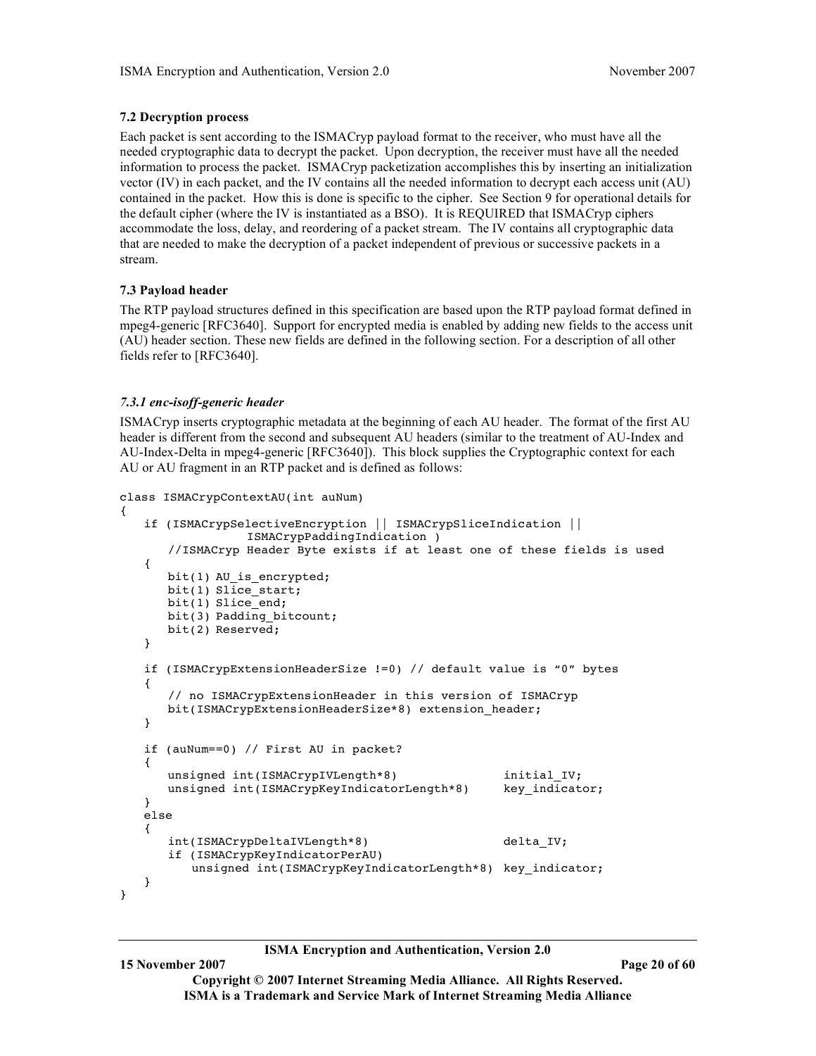### 7.2 Decryption process

Each packet is sent according to the ISMACryp payload format to the receiver, who must have all the needed cryptographic data to decrypt the packet. Upon decryption, the receiver must have all the needed information to process the packet. ISMACryp packetization accomplishes this by inserting an initialization vector (IV) in each packet, and the IV contains all the needed information to decrypt each access unit (AU) contained in the packet. How this is done is specific to the cipher. See Section 9 for operational details for the default cipher (where the IV is instantiated as a BSO). It is REQUIRED that ISMACryp ciphers accommodate the loss, delay, and reordering of a packet stream. The IV contains all cryptographic data that are needed to make the decryption of a packet independent of previous or successive packets in a stream.

### 7.3 Payload header

The RTP payload structures defined in this specification are based upon the RTP payload format defined in mpeg4-generic [RFC3640]. Support for encrypted media is enabled by adding new fields to the access unit (AU) header section. These new fields are defined in the following section. For a description of all other fields refer to [RFC3640].

#### *7.3.1 enc-isoff-generic header*

ISMACryp inserts cryptographic metadata at the beginning of each AU header. The format of the first AU header is different from the second and subsequent AU headers (similar to the treatment of AU-Index and AU-Index-Delta in mpeg4-generic [RFC3640]). This block supplies the Cryptographic context for each AU or AU fragment in an RTP packet and is defined as follows:

```
class ISMACrypContextAU(int auNum)
{
   if (ISMACrypSelectiveEncryption || ISMACrypSliceIndication ||
                ISMACrypPaddingIndication )
      //ISMACryp Header Byte exists if at least one of these fields is used
   {
      bit(1) AU_is_encrypted;
      bit(1) Slice_start;
      bit(1) Slice_end;
      bit(3) Padding_bitcount;
      bit(2) Reserved;
   }

   if (ISMACrypExtensionHeaderSize !=0) // default value is "0" bytes
   {
      // no ISMACrypExtensionHeader in this version of ISMACryp
      bit(ISMACrypExtensionHeaderSize*8) extension_header;
   }

   if (auNum==0) // First AU in packet?
   {
      unsigned int(ISMACrypIVLength*8)              initial_IV;
      unsigned int(ISMACrypKeyIndicatorLength*8)    key_indicator;
   }
   else
   {
      int(ISMACrypDeltaIVLength*8)                  delta_IV;
      if (ISMACrypKeyIndicatorPerAU)
         unsigned int(ISMACrypKeyIndicatorLength*8) key_indicator;
   }
}
```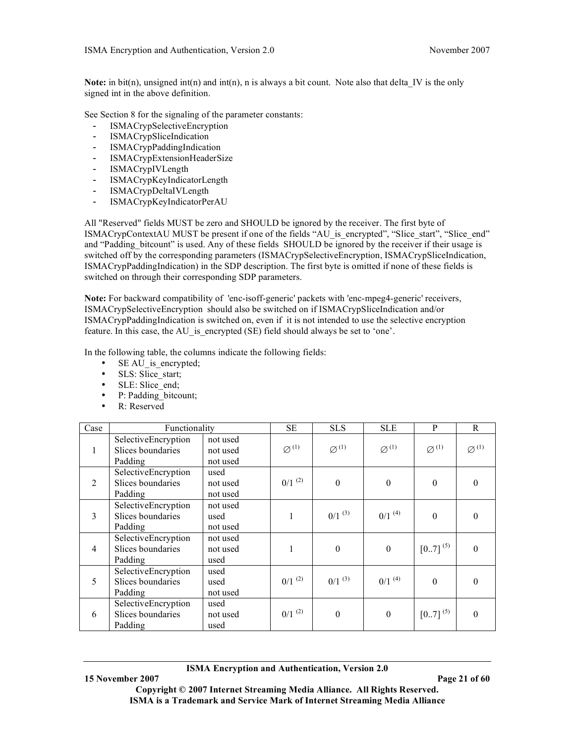**Note:** in bit(n), unsigned int(n) and int(n), n is always a bit count. Note also that delta_IV is the only signed int in the above definition.

See Section 8 for the signaling of the parameter constants:

- ISMACrypSelectiveEncryption
- ISMACrypSliceIndication
- ISMACrypPaddingIndication
- ISMACrypExtensionHeaderSize
- ISMACrypIVLength
- ISMACrypKeyIndicatorLength
- ISMACrypDeltaIVLength
- ISMACrypKeyIndicatorPerAU

All "Reserved" fields MUST be zero and SHOULD be ignored by the receiver. The first byte of ISMACrypContextAU MUST be present if one of the fields "AU_is_encrypted", "Slice_start", "Slice_end" and "Padding_bitcount" is used. Any of these fields SHOULD be ignored by the receiver if their usage is switched off by the corresponding parameters (ISMACrypSelectiveEncryption, ISMACrypSliceIndication, ISMACrypPaddingIndication) in the SDP description. The first byte is omitted if none of these fields is switched on through their corresponding SDP parameters.

**Note:** For backward compatibility of 'enc-isoff-generic' packets with 'enc-mpeg4-generic' receivers, ISMACrypSelectiveEncryption should also be switched on if ISMACrypSliceIndication and/or ISMACrypPaddingIndication is switched on, even if it is not intended to use the selective encryption feature. In this case, the AU_is_encrypted (SE) field should always be set to 'one'.

In the following table, the columns indicate the following fields:

- SE AU_is_encrypted;
- SLS: Slice_start;
- SLE: Slice_end;
- P: Padding_bitcount;
- R: Reserved

| Case | Functionality | | SE | SLS | SLE | P | R |
|---|---|---|---|---|---|---|---|
| 1 | SelectiveEncryption<br>Slices boundaries<br>Padding | not used<br>not used<br>not used | ∅ (1) | ∅ (1) | ∅ (1) | ∅ (1) | ∅ (1) |
| 2 | SelectiveEncryption<br>Slices boundaries<br>Padding | used<br>not used<br>not used | 0/1 (2) | 0 | 0 | 0 | 0 |
| 3 | SelectiveEncryption<br>Slices boundaries<br>Padding | not used<br>used<br>not used | 1 | 0/1 (3) | 0/1 (4) | 0 | 0 |
| 4 | SelectiveEncryption<br>Slices boundaries<br>Padding | not used<br>not used<br>used | 1 | 0 | 0 | [0..7] (5) | 0 |
| 5 | SelectiveEncryption<br>Slices boundaries<br>Padding | used<br>used<br>not used | 0/1 (2) | 0/1 (3) | 0/1 (4) | 0 | 0 |
| 6 | SelectiveEncryption<br>Slices boundaries<br>Padding | used<br>not used<br>used | 0/1 (2) | 0 | 0 | [0..7] (5) | 0 |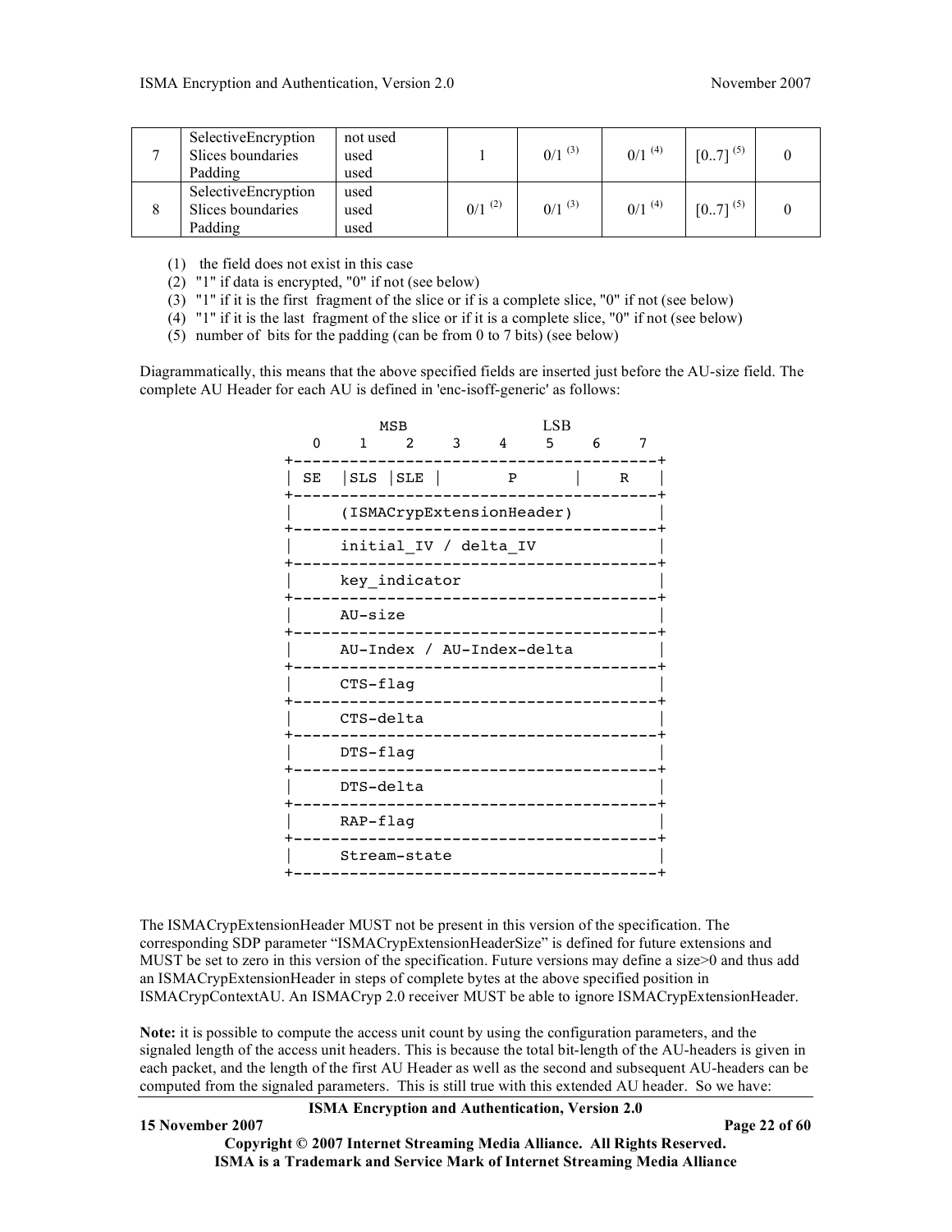| | | | | | | | |
|---|---|---|---|---|---|---|---|
| 7 | SelectiveEncryption<br>Slices boundaries<br>Padding | not used<br>used<br>used | 1 | 0/1 (3) | 0/1 (4) | [0..7] (5) | 0 |
| 8 | SelectiveEncryption<br>Slices boundaries<br>Padding | used<br>used<br>used | 0/1 (2) | 0/1 (3) | 0/1 (4) | [0..7] (5) | 0 |

(1) the field does not exist in this case
(2) "1" if data is encrypted, "0" if not (see below)
(3) "1" if it is the first fragment of the slice or if is a complete slice, "0" if not (see below)
(4) "1" if it is the last fragment of the slice or if it is a complete slice, "0" if not (see below)
(5) number of bits for the padding (can be from 0 to 7 bits) (see below)

Diagrammatically, this means that the above specified fields are inserted just before the AU-size field. The complete AU Header for each AU is defined in 'enc-isoff-generic' as follows:

```
           MSB                LSB
   0    1    2    3    4    5    6    7
+----------------------------------------+
| SE  |SLS |SLE |         P       |   R  |
+----------------------------------------+
|      (ISMACrypExtensionHeader)         |
+----------------------------------------+
|      initial_IV / delta_IV             |
+----------------------------------------+
|      key_indicator                     |
+----------------------------------------+
|      AU-size                           |
+----------------------------------------+
|      AU-Index / AU-Index-delta         |
+----------------------------------------+
|      CTS-flag                          |
+----------------------------------------+
|      CTS-delta                         |
+----------------------------------------+
|      DTS-flag                          |
+----------------------------------------+
|      DTS-delta                         |
+----------------------------------------+
|      RAP-flag                          |
+----------------------------------------+
|      Stream-state                      |
+----------------------------------------+
```

The ISMACrypExtensionHeader MUST not be present in this version of the specification. The corresponding SDP parameter "ISMACrypExtensionHeaderSize" is defined for future extensions and MUST be set to zero in this version of the specification. Future versions may define a size>0 and thus add an ISMACrypExtensionHeader in steps of complete bytes at the above specified position in ISMACrypContextAU. An ISMACryp 2.0 receiver MUST be able to ignore ISMACrypExtensionHeader.

**Note:** it is possible to compute the access unit count by using the configuration parameters, and the signaled length of the access unit headers. This is because the total bit-length of the AU-headers is given in each packet, and the length of the first AU Header as well as the second and subsequent AU-headers can be computed from the signaled parameters. This is still true with this extended AU header. So we have: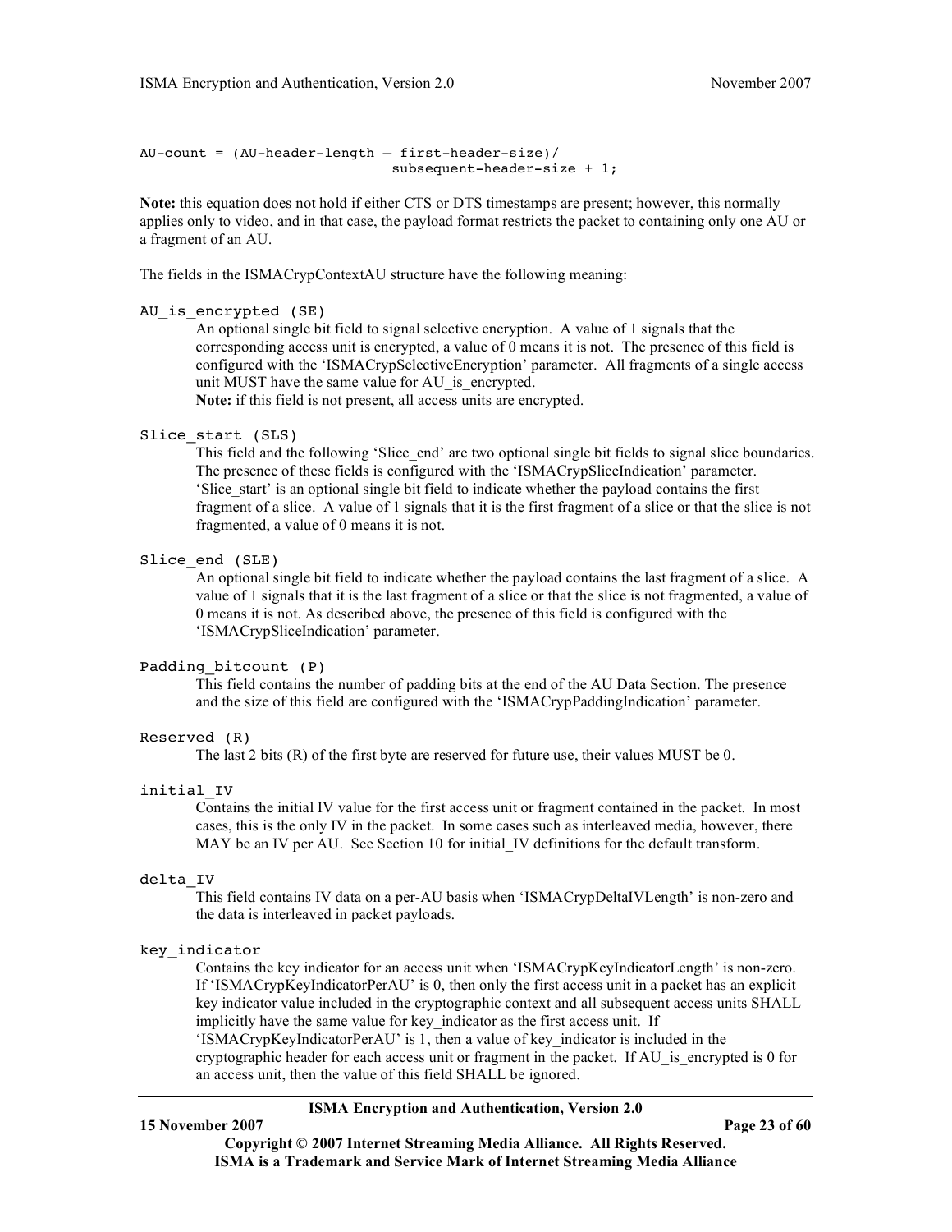```
AU-count = (AU-header-length – first-header-size)/
                              subsequent-header-size + 1;
```

**Note:** this equation does not hold if either CTS or DTS timestamps are present; however, this normally applies only to video, and in that case, the payload format restricts the packet to containing only one AU or a fragment of an AU.

The fields in the ISMACrypContextAU structure have the following meaning:

`AU_is_encrypted (SE)`

An optional single bit field to signal selective encryption. A value of 1 signals that the corresponding access unit is encrypted, a value of 0 means it is not. The presence of this field is configured with the 'ISMACrypSelectiveEncryption' parameter. All fragments of a single access unit MUST have the same value for AU_is_encrypted.
**Note:** if this field is not present, all access units are encrypted.

`Slice_start (SLS)`

This field and the following 'Slice_end' are two optional single bit fields to signal slice boundaries. The presence of these fields is configured with the 'ISMACrypSliceIndication' parameter. 'Slice_start' is an optional single bit field to indicate whether the payload contains the first fragment of a slice. A value of 1 signals that it is the first fragment of a slice or that the slice is not fragmented, a value of 0 means it is not.

`Slice_end (SLE)`

An optional single bit field to indicate whether the payload contains the last fragment of a slice. A value of 1 signals that it is the last fragment of a slice or that the slice is not fragmented, a value of 0 means it is not. As described above, the presence of this field is configured with the 'ISMACrypSliceIndication' parameter.

`Padding_bitcount (P)`

This field contains the number of padding bits at the end of the AU Data Section. The presence and the size of this field are configured with the 'ISMACrypPaddingIndication' parameter.

`Reserved (R)`

The last 2 bits (R) of the first byte are reserved for future use, their values MUST be 0.

`initial_IV`

Contains the initial IV value for the first access unit or fragment contained in the packet. In most cases, this is the only IV in the packet. In some cases such as interleaved media, however, there MAY be an IV per AU. See Section 10 for initial_IV definitions for the default transform.

`delta_IV`

This field contains IV data on a per-AU basis when 'ISMACrypDeltaIVLength' is non-zero and the data is interleaved in packet payloads.

`key_indicator`

Contains the key indicator for an access unit when 'ISMACrypKeyIndicatorLength' is non-zero. If 'ISMACrypKeyIndicatorPerAU' is 0, then only the first access unit in a packet has an explicit key indicator value included in the cryptographic context and all subsequent access units SHALL implicitly have the same value for key_indicator as the first access unit. If 'ISMACrypKeyIndicatorPerAU' is 1, then a value of key_indicator is included in the cryptographic header for each access unit or fragment in the packet. If AU_is_encrypted is 0 for an access unit, then the value of this field SHALL be ignored.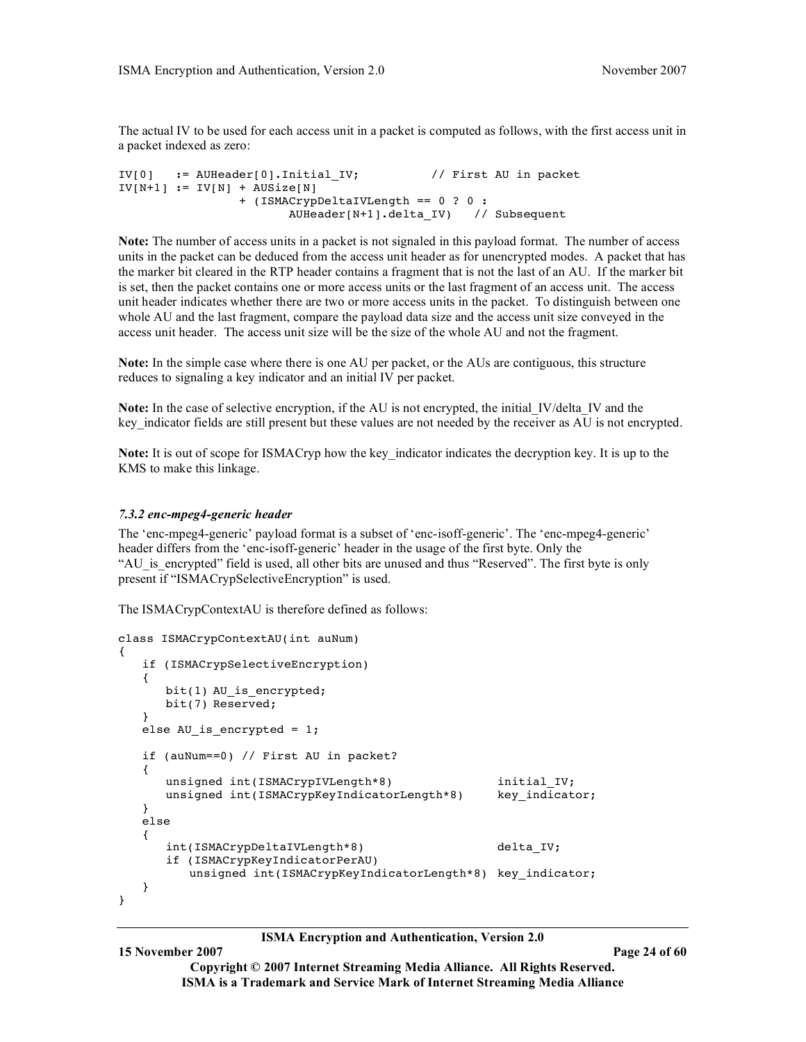The actual IV to be used for each access unit in a packet is computed as follows, with the first access unit in a packet indexed as zero:

```
IV[0]   := AUHeader[0].Initial_IV;          // First AU in packet
IV[N+1] := IV[N] + AUSize[N]
                + (ISMACrypDeltaIVLength == 0 ? 0 :
                        AUHeader[N+1].delta_IV)   // Subsequent
```

**Note:** The number of access units in a packet is not signaled in this payload format. The number of access units in the packet can be deduced from the access unit header as for unencrypted modes. A packet that has the marker bit cleared in the RTP header contains a fragment that is not the last of an AU. If the marker bit is set, then the packet contains one or more access units or the last fragment of an access unit. The access unit header indicates whether there are two or more access units in the packet. To distinguish between one whole AU and the last fragment, compare the payload data size and the access unit size conveyed in the access unit header. The access unit size will be the size of the whole AU and not the fragment.

**Note:** In the simple case where there is one AU per packet, or the AUs are contiguous, this structure reduces to signaling a key indicator and an initial IV per packet.

**Note:** In the case of selective encryption, if the AU is not encrypted, the initial_IV/delta_IV and the key_indicator fields are still present but these values are not needed by the receiver as AU is not encrypted.

**Note:** It is out of scope for ISMACryp how the key_indicator indicates the decryption key. It is up to the KMS to make this linkage.

#### *7.3.2 enc-mpeg4-generic header*

The 'enc-mpeg4-generic' payload format is a subset of 'enc-isoff-generic'. The 'enc-mpeg4-generic' header differs from the 'enc-isoff-generic' header in the usage of the first byte. Only the "AU_is_encrypted" field is used, all other bits are unused and thus "Reserved". The first byte is only present if "ISMACrypSelectiveEncryption" is used.

The ISMACrypContextAU is therefore defined as follows:

```
class ISMACrypContextAU(int auNum)
{
   if (ISMACrypSelectiveEncryption)
   {
      bit(1) AU_is_encrypted;
      bit(7) Reserved;
   }
   else AU_is_encrypted = 1;

   if (auNum==0) // First AU in packet?
   {
      unsigned int(ISMACrypIVLength*8)              initial_IV;
      unsigned int(ISMACrypKeyIndicatorLength*8)    key_indicator;
   }
   else
   {
      int(ISMACrypDeltaIVLength*8)                  delta_IV;
      if (ISMACrypKeyIndicatorPerAU)
         unsigned int(ISMACrypKeyIndicatorLength*8) key_indicator;
   }
}
```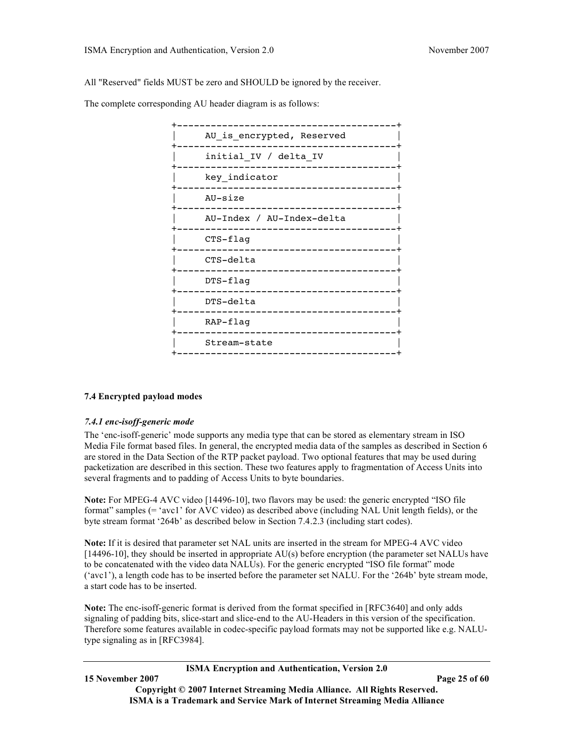All "Reserved" fields MUST be zero and SHOULD be ignored by the receiver.

The complete corresponding AU header diagram is as follows:

```
+----------------------------------------+
|      AU_is_encrypted, Reserved         |
+----------------------------------------+
|      initial_IV / delta_IV             |
+----------------------------------------+
|      key_indicator                     |
+----------------------------------------+
|      AU-size                           |
+----------------------------------------+
|      AU-Index / AU-Index-delta         |
+----------------------------------------+
|      CTS-flag                          |
+----------------------------------------+
|      CTS-delta                         |
+----------------------------------------+
|      DTS-flag                          |
+----------------------------------------+
|      DTS-delta                         |
+----------------------------------------+
|      RAP-flag                          |
+----------------------------------------+
|      Stream-state                      |
+----------------------------------------+
```

### 7.4 Encrypted payload modes

#### *7.4.1 enc-isoff-generic mode*

The ‘enc-isoff-generic’ mode supports any media type that can be stored as elementary stream in ISO Media File format based files. In general, the encrypted media data of the samples as described in Section 6 are stored in the Data Section of the RTP packet payload. Two optional features that may be used during packetization are described in this section. These two features apply to fragmentation of Access Units into several fragments and to padding of Access Units to byte boundaries.

**Note:** For MPEG-4 AVC video [14496-10], two flavors may be used: the generic encrypted “ISO file format” samples (= ‘avc1’ for AVC video) as described above (including NAL Unit length fields), or the byte stream format ‘264b’ as described below in Section 7.4.2.3 (including start codes).

**Note:** If it is desired that parameter set NAL units are inserted in the stream for MPEG-4 AVC video [14496-10], they should be inserted in appropriate AU(s) before encryption (the parameter set NALUs have to be concatenated with the video data NALUs). For the generic encrypted “ISO file format” mode (‘avc1’), a length code has to be inserted before the parameter set NALU. For the ‘264b’ byte stream mode, a start code has to be inserted.

**Note:** The enc-isoff-generic format is derived from the format specified in [RFC3640] and only adds signaling of padding bits, slice-start and slice-end to the AU-Headers in this version of the specification. Therefore some features available in codec-specific payload formats may not be supported like e.g. NALU-type signaling as in [RFC3984].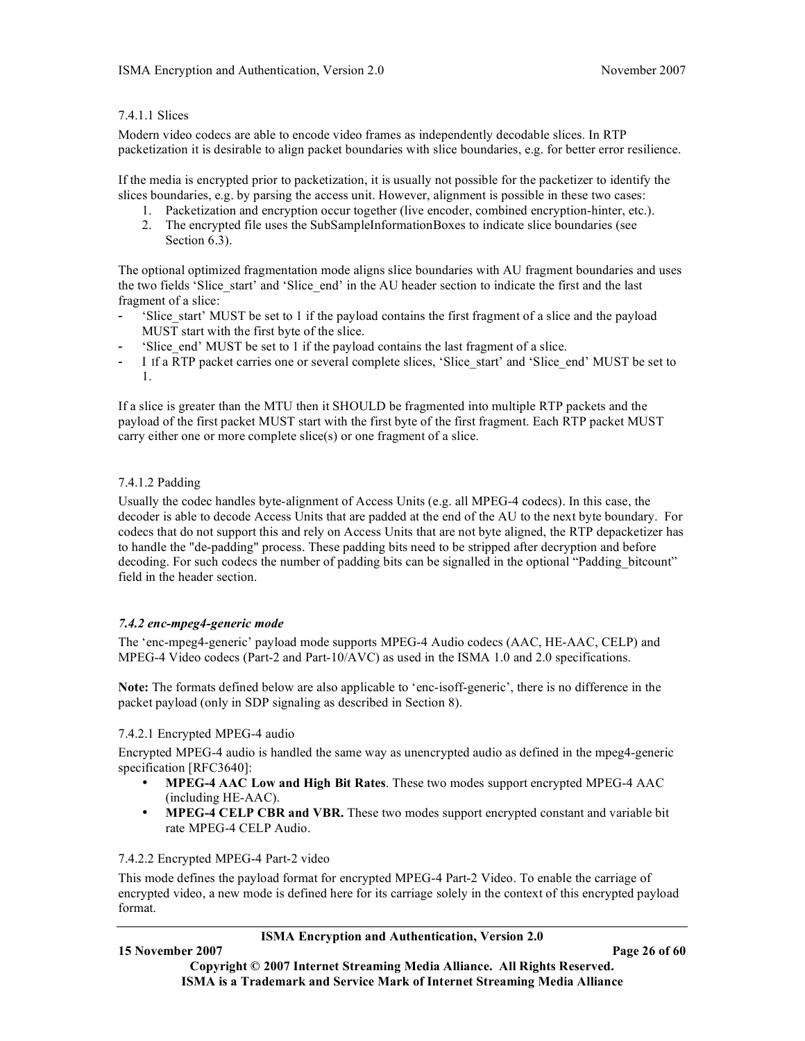7.4.1.1 Slices

Modern video codecs are able to encode video frames as independently decodable slices. In RTP packetization it is desirable to align packet boundaries with slice boundaries, e.g. for better error resilience.

If the media is encrypted prior to packetization, it is usually not possible for the packetizer to identify the slices boundaries, e.g. by parsing the access unit. However, alignment is possible in these two cases:

1. Packetization and encryption occur together (live encoder, combined encryption-hinter, etc.).
2. The encrypted file uses the SubSampleInformationBoxes to indicate slice boundaries (see Section 6.3).

The optional optimized fragmentation mode aligns slice boundaries with AU fragment boundaries and uses the two fields 'Slice_start' and 'Slice_end' in the AU header section to indicate the first and the last fragment of a slice:

- 'Slice_start' MUST be set to 1 if the payload contains the first fragment of a slice and the payload MUST start with the first byte of the slice.
- 'Slice_end' MUST be set to 1 if the payload contains the last fragment of a slice.
- I If a RTP packet carries one or several complete slices, 'Slice_start' and 'Slice_end' MUST be set to 1.

If a slice is greater than the MTU then it SHOULD be fragmented into multiple RTP packets and the payload of the first packet MUST start with the first byte of the first fragment. Each RTP packet MUST carry either one or more complete slice(s) or one fragment of a slice.

7.4.1.2 Padding

Usually the codec handles byte-alignment of Access Units (e.g. all MPEG-4 codecs). In this case, the decoder is able to decode Access Units that are padded at the end of the AU to the next byte boundary. For codecs that do not support this and rely on Access Units that are not byte aligned, the RTP depacketizer has to handle the "de-padding" process. These padding bits need to be stripped after decryption and before decoding. For such codecs the number of padding bits can be signalled in the optional "Padding_bitcount" field in the header section.

### *7.4.2 enc-mpeg4-generic mode*

The 'enc-mpeg4-generic' payload mode supports MPEG-4 Audio codecs (AAC, HE-AAC, CELP) and MPEG-4 Video codecs (Part-2 and Part-10/AVC) as used in the ISMA 1.0 and 2.0 specifications.

**Note:** The formats defined below are also applicable to 'enc-isoff-generic', there is no difference in the packet payload (only in SDP signaling as described in Section 8).

7.4.2.1 Encrypted MPEG-4 audio

Encrypted MPEG-4 audio is handled the same way as unencrypted audio as defined in the mpeg4-generic specification [RFC3640]:

- **MPEG-4 AAC Low and High Bit Rates**. These two modes support encrypted MPEG-4 AAC (including HE-AAC).
- **MPEG-4 CELP CBR and VBR.** These two modes support encrypted constant and variable bit rate MPEG-4 CELP Audio.

7.4.2.2 Encrypted MPEG-4 Part-2 video

This mode defines the payload format for encrypted MPEG-4 Part-2 Video. To enable the carriage of encrypted video, a new mode is defined here for its carriage solely in the context of this encrypted payload format.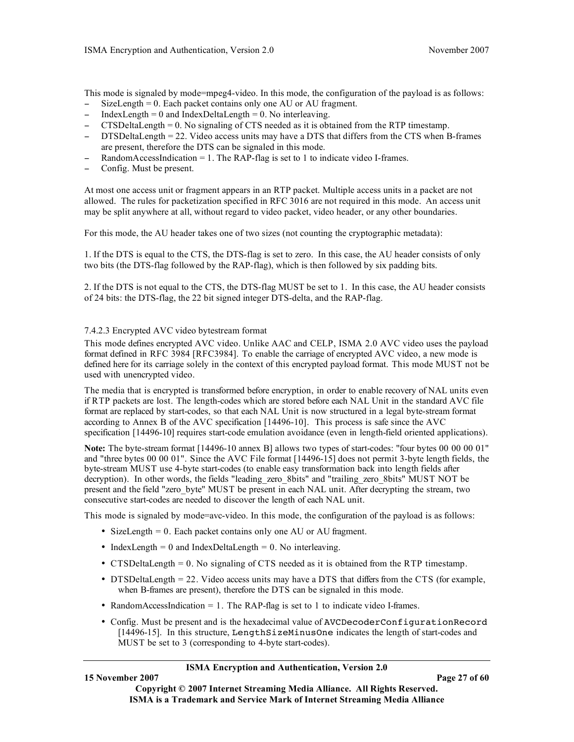This mode is signaled by mode=mpeg4-video. In this mode, the configuration of the payload is as follows:

- SizeLength = 0. Each packet contains only one AU or AU fragment.
- IndexLength = 0 and IndexDeltaLength = 0. No interleaving.
- CTSDeltaLength = 0. No signaling of CTS needed as it is obtained from the RTP timestamp.
- DTSDeltaLength = 22. Video access units may have a DTS that differs from the CTS when B-frames are present, therefore the DTS can be signaled in this mode.
- RandomAccessIndication = 1. The RAP-flag is set to 1 to indicate video I-frames.
- Config. Must be present.

At most one access unit or fragment appears in an RTP packet. Multiple access units in a packet are not allowed. The rules for packetization specified in RFC 3016 are not required in this mode. An access unit may be split anywhere at all, without regard to video packet, video header, or any other boundaries.

For this mode, the AU header takes one of two sizes (not counting the cryptographic metadata):

1. If the DTS is equal to the CTS, the DTS-flag is set to zero. In this case, the AU header consists of only two bits (the DTS-flag followed by the RAP-flag), which is then followed by six padding bits.

2. If the DTS is not equal to the CTS, the DTS-flag MUST be set to 1. In this case, the AU header consists of 24 bits: the DTS-flag, the 22 bit signed integer DTS-delta, and the RAP-flag.

#### 7.4.2.3 Encrypted AVC video bytestream format

This mode defines encrypted AVC video. Unlike AAC and CELP, ISMA 2.0 AVC video uses the payload format defined in RFC 3984 [RFC3984]. To enable the carriage of encrypted AVC video, a new mode is defined here for its carriage solely in the context of this encrypted payload format. This mode MUST not be used with unencrypted video.

The media that is encrypted is transformed before encryption, in order to enable recovery of NAL units even if RTP packets are lost. The length-codes which are stored before each NAL Unit in the standard AVC file format are replaced by start-codes, so that each NAL Unit is now structured in a legal byte-stream format according to Annex B of the AVC specification [14496-10]. This process is safe since the AVC specification [14496-10] requires start-code emulation avoidance (even in length-field oriented applications).

**Note:** The byte-stream format [14496-10 annex B] allows two types of start-codes: "four bytes 00 00 00 01" and "three bytes 00 00 01". Since the AVC File format [14496-15] does not permit 3-byte length fields, the byte-stream MUST use 4-byte start-codes (to enable easy transformation back into length fields after decryption). In other words, the fields "leading_zero_8bits" and "trailing_zero_8bits" MUST NOT be present and the field "zero_byte" MUST be present in each NAL unit. After decrypting the stream, two consecutive start-codes are needed to discover the length of each NAL unit.

This mode is signaled by mode=avc-video. In this mode, the configuration of the payload is as follows:

- SizeLength = 0. Each packet contains only one AU or AU fragment.
- IndexLength = 0 and IndexDeltaLength = 0. No interleaving.
- CTSDeltaLength = 0. No signaling of CTS needed as it is obtained from the RTP timestamp.
- DTSDeltaLength = 22. Video access units may have a DTS that differs from the CTS (for example, when B-frames are present), therefore the DTS can be signaled in this mode.
- RandomAccessIndication = 1. The RAP-flag is set to 1 to indicate video I-frames.
- Config. Must be present and is the hexadecimal value of `AVCDecoderConfigurationRecord` [14496-15]. In this structure, `LengthSizeMinusOne` indicates the length of start-codes and MUST be set to 3 (corresponding to 4-byte start-codes).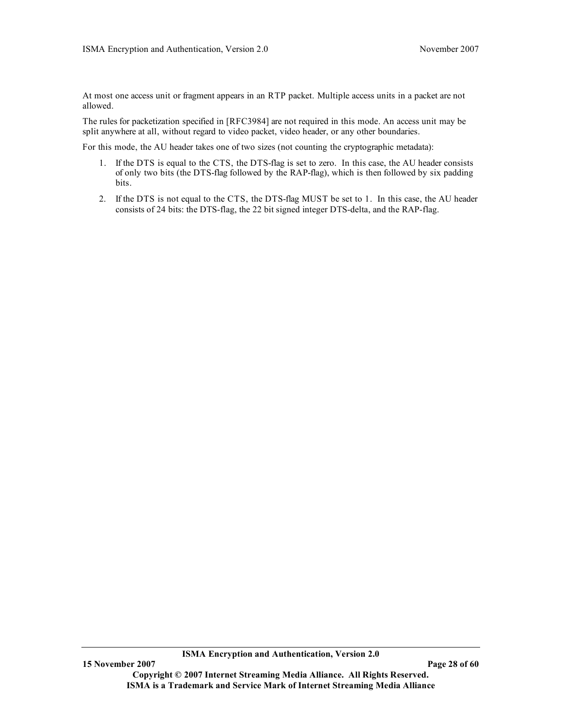At most one access unit or fragment appears in an RTP packet. Multiple access units in a packet are not allowed.

The rules for packetization specified in [RFC3984] are not required in this mode. An access unit may be split anywhere at all, without regard to video packet, video header, or any other boundaries.

For this mode, the AU header takes one of two sizes (not counting the cryptographic metadata):

1. If the DTS is equal to the CTS, the DTS-flag is set to zero. In this case, the AU header consists of only two bits (the DTS-flag followed by the RAP-flag), which is then followed by six padding bits.
2. If the DTS is not equal to the CTS, the DTS-flag MUST be set to 1. In this case, the AU header consists of 24 bits: the DTS-flag, the 22 bit signed integer DTS-delta, and the RAP-flag.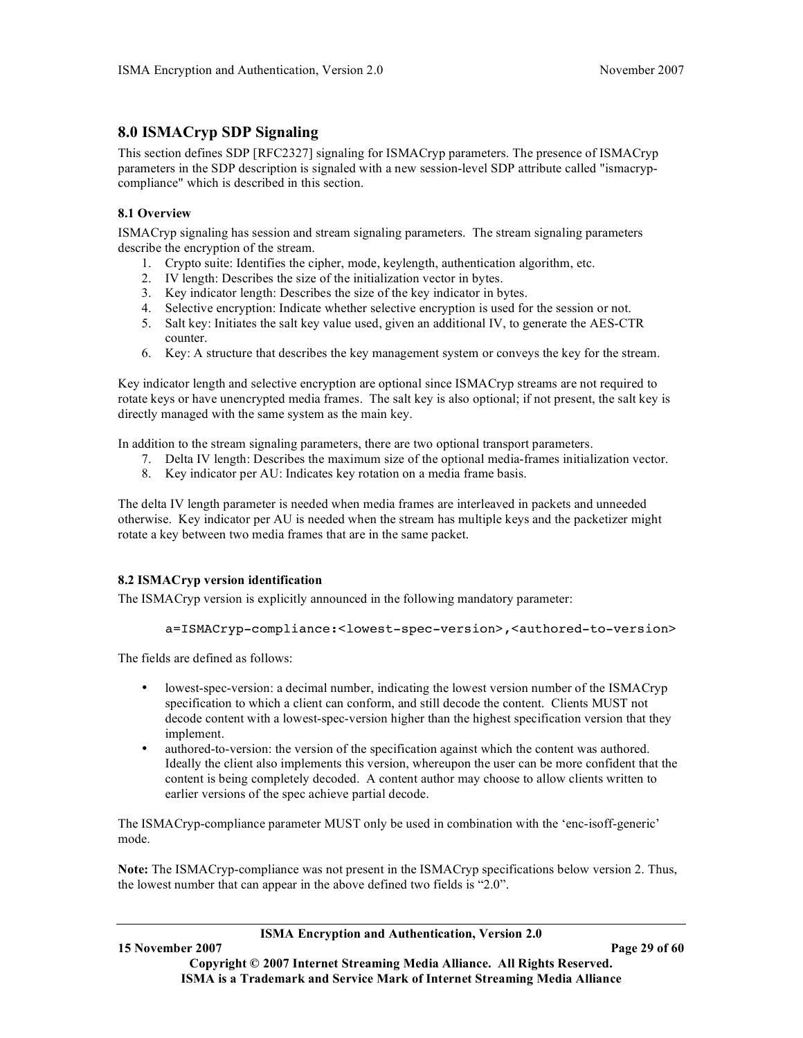## 8.0 ISMACryp SDP Signaling

This section defines SDP [RFC2327] signaling for ISMACryp parameters. The presence of ISMACryp parameters in the SDP description is signaled with a new session-level SDP attribute called "ismacryp-compliance" which is described in this section.

### 8.1 Overview

ISMACryp signaling has session and stream signaling parameters. The stream signaling parameters describe the encryption of the stream.

1. Crypto suite: Identifies the cipher, mode, keylength, authentication algorithm, etc.
2. IV length: Describes the size of the initialization vector in bytes.
3. Key indicator length: Describes the size of the key indicator in bytes.
4. Selective encryption: Indicate whether selective encryption is used for the session or not.
5. Salt key: Initiates the salt key value used, given an additional IV, to generate the AES-CTR counter.
6. Key: A structure that describes the key management system or conveys the key for the stream.

Key indicator length and selective encryption are optional since ISMACryp streams are not required to rotate keys or have unencrypted media frames. The salt key is also optional; if not present, the salt key is directly managed with the same system as the main key.

In addition to the stream signaling parameters, there are two optional transport parameters.

7. Delta IV length: Describes the maximum size of the optional media-frames initialization vector.
8. Key indicator per AU: Indicates key rotation on a media frame basis.

The delta IV length parameter is needed when media frames are interleaved in packets and unneeded otherwise. Key indicator per AU is needed when the stream has multiple keys and the packetizer might rotate a key between two media frames that are in the same packet.

### 8.2 ISMACryp version identification

The ISMACryp version is explicitly announced in the following mandatory parameter:

```
a=ISMACryp-compliance:<lowest-spec-version>,<authored-to-version>
```

The fields are defined as follows:

- lowest-spec-version: a decimal number, indicating the lowest version number of the ISMACryp specification to which a client can conform, and still decode the content. Clients MUST not decode content with a lowest-spec-version higher than the highest specification version that they implement.
- authored-to-version: the version of the specification against which the content was authored. Ideally the client also implements this version, whereupon the user can be more confident that the content is being completely decoded. A content author may choose to allow clients written to earlier versions of the spec achieve partial decode.

The ISMACryp-compliance parameter MUST only be used in combination with the 'enc-isoff-generic' mode.

**Note:** The ISMACryp-compliance was not present in the ISMACryp specifications below version 2. Thus, the lowest number that can appear in the above defined two fields is "2.0".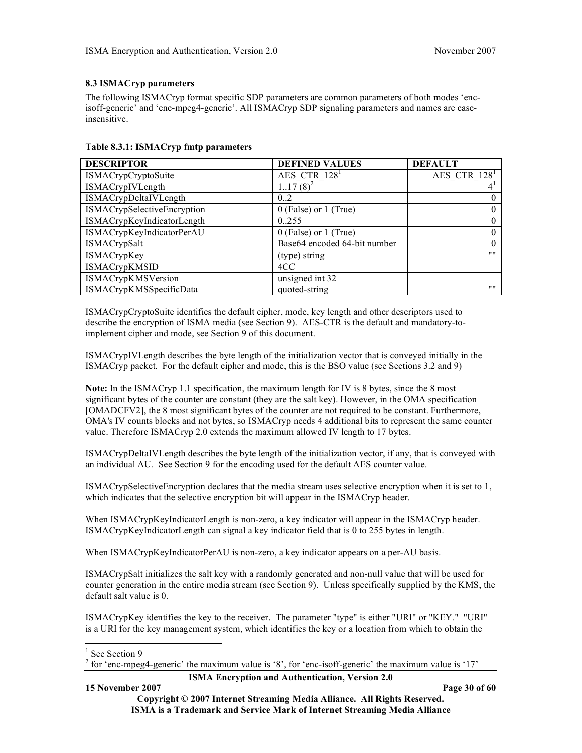### 8.3 ISMACryp parameters

The following ISMACryp format specific SDP parameters are common parameters of both modes 'enc-isoff-generic' and 'enc-mpeg4-generic'. All ISMACryp SDP signaling parameters and names are case-insensitive.

**Table 8.3.1: ISMACryp fmtp parameters**

| DESCRIPTOR | DEFINED VALUES | DEFAULT |
|---|---|---|
| ISMACrypCryptoSuite | AES_CTR_128[1] | AES_CTR_128[1] |
| ISMACrypIVLength | 1..17 (8)[2] | 4[1] |
| ISMACrypDeltaIVLength | 0..2 | 0 |
| ISMACrypSelectiveEncryption | 0 (False) or 1 (True) | 0 |
| ISMACrypKeyIndicatorLength | 0..255 | 0 |
| ISMACrypKeyIndicatorPerAU | 0 (False) or 1 (True) | 0 |
| ISMACrypSalt | Base64 encoded 64-bit number | 0 |
| ISMACrypKey | (type) string | "" |
| ISMACrypKMSID | 4CC | |
| ISMACrypKMSVersion | unsigned int 32 | |
| ISMACrypKMSSpecificData | quoted-string | "" |

ISMACrypCryptoSuite identifies the default cipher, mode, key length and other descriptors used to describe the encryption of ISMA media (see Section 9). AES-CTR is the default and mandatory-to-implement cipher and mode, see Section 9 of this document.

ISMACrypIVLength describes the byte length of the initialization vector that is conveyed initially in the ISMACryp packet. For the default cipher and mode, this is the BSO value (see Sections 3.2 and 9)

**Note:** In the ISMACryp 1.1 specification, the maximum length for IV is 8 bytes, since the 8 most significant bytes of the counter are constant (they are the salt key). However, in the OMA specification [OMADCFV2], the 8 most significant bytes of the counter are not required to be constant. Furthermore, OMA's IV counts blocks and not bytes, so ISMACryp needs 4 additional bits to represent the same counter value. Therefore ISMACryp 2.0 extends the maximum allowed IV length to 17 bytes.

ISMACrypDeltaIVLength describes the byte length of the initialization vector, if any, that is conveyed with an individual AU. See Section 9 for the encoding used for the default AES counter value.

ISMACrypSelectiveEncryption declares that the media stream uses selective encryption when it is set to 1, which indicates that the selective encryption bit will appear in the ISMACryp header.

When ISMACrypKeyIndicatorLength is non-zero, a key indicator will appear in the ISMACryp header. ISMACrypKeyIndicatorLength can signal a key indicator field that is 0 to 255 bytes in length.

When ISMACrypKeyIndicatorPerAU is non-zero, a key indicator appears on a per-AU basis.

ISMACrypSalt initializes the salt key with a randomly generated and non-null value that will be used for counter generation in the entire media stream (see Section 9). Unless specifically supplied by the KMS, the default salt value is 0.

ISMACrypKey identifies the key to the receiver. The parameter "type" is either "URI" or "KEY." "URI" is a URI for the key management system, which identifies the key or a location from which to obtain the

[1] See Section 9

[2] for 'enc-mpeg4-generic' the maximum value is '8', for 'enc-isoff-generic' the maximum value is '17'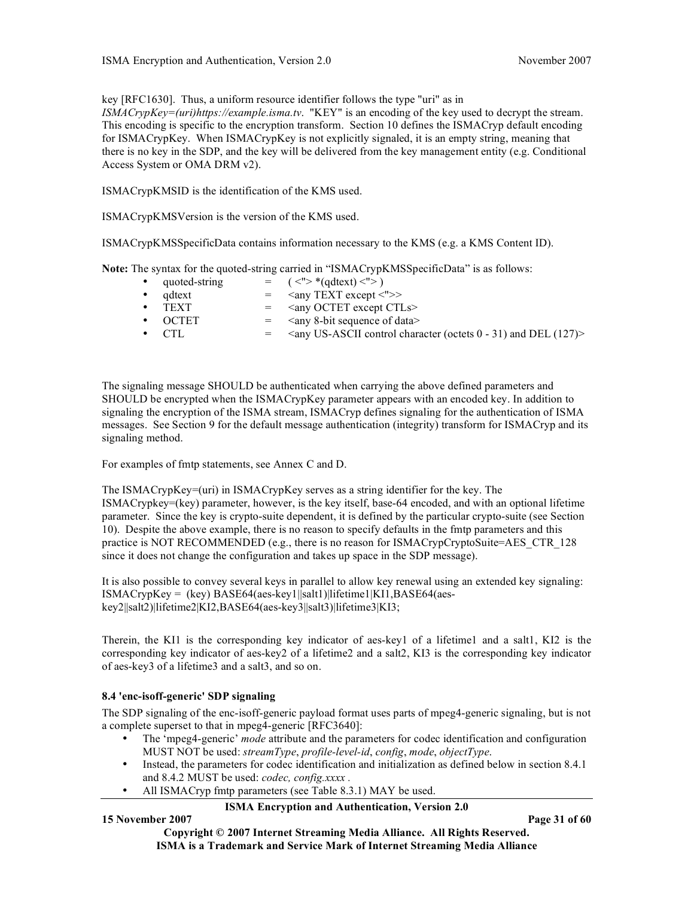key [RFC1630]. Thus, a uniform resource identifier follows the type "uri" as in *ISMACrypKey=(uri)https://example.isma.tv*. "KEY" is an encoding of the key used to decrypt the stream. This encoding is specific to the encryption transform. Section 10 defines the ISMACryp default encoding for ISMACrypKey. When ISMACrypKey is not explicitly signaled, it is an empty string, meaning that there is no key in the SDP, and the key will be delivered from the key management entity (e.g. Conditional Access System or OMA DRM v2).

ISMACrypKMSID is the identification of the KMS used.

ISMACrypKMSVersion is the version of the KMS used.

ISMACrypKMSSpecificData contains information necessary to the KMS (e.g. a KMS Content ID).

**Note:** The syntax for the quoted-string carried in "ISMACrypKMSSpecificData" is as follows:

- quoted-string = ( <"> *(qdtext) <"> )
- qdtext = <any TEXT except <">>
- TEXT = <any OCTET except CTLs>
- OCTET = <any 8-bit sequence of data>
- CTL = <any US-ASCII control character (octets 0 - 31) and DEL (127)>

The signaling message SHOULD be authenticated when carrying the above defined parameters and SHOULD be encrypted when the ISMACrypKey parameter appears with an encoded key. In addition to signaling the encryption of the ISMA stream, ISMACryp defines signaling for the authentication of ISMA messages. See Section 9 for the default message authentication (integrity) transform for ISMACryp and its signaling method.

For examples of fmtp statements, see Annex C and D.

The ISMACrypKey=(uri) in ISMACrypKey serves as a string identifier for the key. The ISMACrypkey=(key) parameter, however, is the key itself, base-64 encoded, and with an optional lifetime parameter. Since the key is crypto-suite dependent, it is defined by the particular crypto-suite (see Section 10). Despite the above example, there is no reason to specify defaults in the fmtp parameters and this practice is NOT RECOMMENDED (e.g., there is no reason for ISMACrypCryptoSuite=AES_CTR_128 since it does not change the configuration and takes up space in the SDP message).

It is also possible to convey several keys in parallel to allow key renewal using an extended key signaling:
ISMACrypKey = (key) BASE64(aes-key1||salt1)|lifetime1|KI1,BASE64(aes-key2||salt2)|lifetime2|KI2,BASE64(aes-key3||salt3)|lifetime3|KI3;

Therein, the KI1 is the corresponding key indicator of aes-key1 of a lifetime1 and a salt1, KI2 is the corresponding key indicator of aes-key2 of a lifetime2 and a salt2, KI3 is the corresponding key indicator of aes-key3 of a lifetime3 and a salt3, and so on.

### 8.4 'enc-isoff-generic' SDP signaling

The SDP signaling of the enc-isoff-generic payload format uses parts of mpeg4-generic signaling, but is not a complete superset to that in mpeg4-generic [RFC3640]:

- The 'mpeg4-generic' *mode* attribute and the parameters for codec identification and configuration MUST NOT be used: *streamType*, *profile-level-id*, *config*, *mode*, *objectType*.
- Instead, the parameters for codec identification and initialization as defined below in section 8.4.1 and 8.4.2 MUST be used: *codec, config.xxxx* .
- All ISMACryp fmtp parameters (see Table 8.3.1) MAY be used.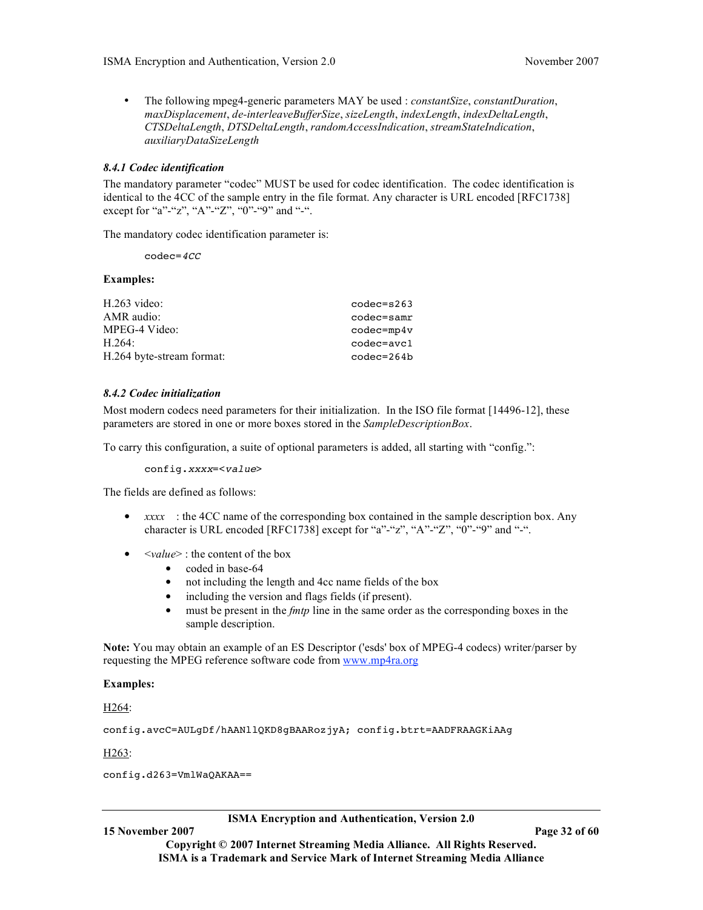- The following mpeg4-generic parameters MAY be used : *constantSize*, *constantDuration*, *maxDisplacement*, *de-interleaveBufferSize*, *sizeLength*, *indexLength*, *indexDeltaLength*, *CTSDeltaLength*, *DTSDeltaLength*, *randomAccessIndication*, *streamStateIndication*, *auxiliaryDataSizeLength*

#### *8.4.1 Codec identification*

The mandatory parameter "codec" MUST be used for codec identification. The codec identification is identical to the 4CC of the sample entry in the file format. Any character is URL encoded [RFC1738] except for "a"-"z", "A"-"Z", "0"-"9" and "-".

The mandatory codec identification parameter is:

```
codec=4CC
```

**Examples:**

| | |
|---|---|
| H.263 video: | `codec=s263` |
| AMR audio: | `codec=samr` |
| MPEG-4 Video: | `codec=mp4v` |
| H.264: | `codec=avc1` |
| H.264 byte-stream format: | `codec=264b` |

#### *8.4.2 Codec initialization*

Most modern codecs need parameters for their initialization. In the ISO file format [14496-12], these parameters are stored in one or more boxes stored in the *SampleDescriptionBox*.

To carry this configuration, a suite of optional parameters is added, all starting with "config.":

```
config.xxxx=<value>
```

The fields are defined as follows:

- *xxxx* : the 4CC name of the corresponding box contained in the sample description box. Any character is URL encoded [RFC1738] except for "a"-"z", "A"-"Z", "0"-"9" and "-".
- *<value>* : the content of the box
  - coded in base-64
  - not including the length and 4cc name fields of the box
  - including the version and flags fields (if present).
  - must be present in the *fmtp* line in the same order as the corresponding boxes in the sample description.

**Note:** You may obtain an example of an ES Descriptor ('esds' box of MPEG-4 codecs) writer/parser by requesting the MPEG reference software code from www.mp4ra.org

**Examples:**

H264:

```
config.avcC=AULgDf/hAANl1QKD8gBAARozjyA; config.btrt=AADFRAAGKiAAg
```

H263:

```
config.d263=VmlWaQAKAA==
```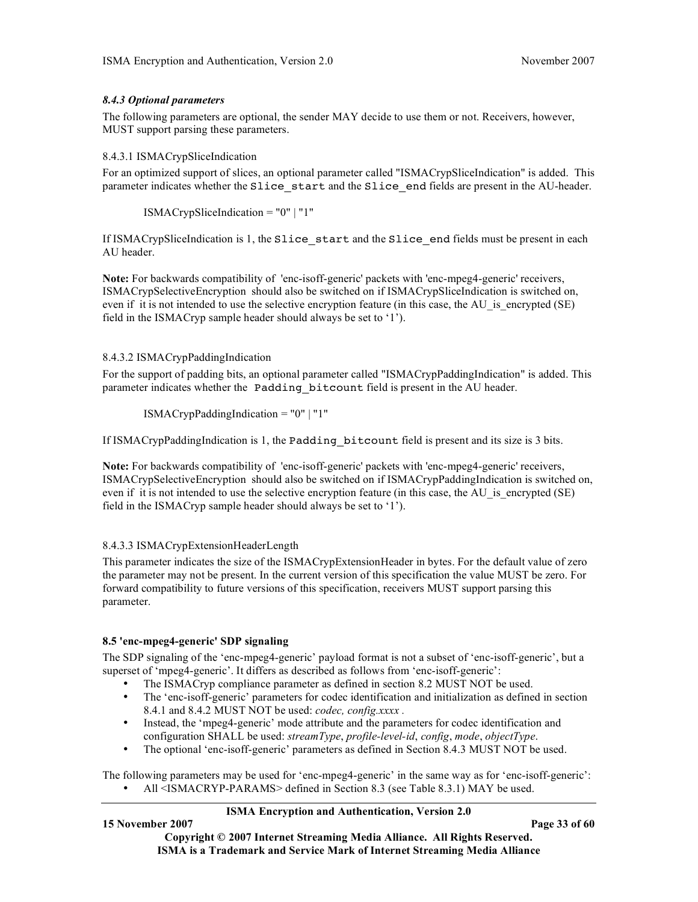#### *8.4.3 Optional parameters*

The following parameters are optional, the sender MAY decide to use them or not. Receivers, however, MUST support parsing these parameters.

##### 8.4.3.1 ISMACrypSliceIndication

For an optimized support of slices, an optional parameter called "ISMACrypSliceIndication" is added. This parameter indicates whether the `Slice_start` and the `Slice_end` fields are present in the AU-header.

ISMACrypSliceIndication = "0" | "1"

If ISMACrypSliceIndication is 1, the `Slice_start` and the `Slice_end` fields must be present in each AU header.

**Note:** For backwards compatibility of 'enc-isoff-generic' packets with 'enc-mpeg4-generic' receivers, ISMACrypSelectiveEncryption should also be switched on if ISMACrypSliceIndication is switched on, even if it is not intended to use the selective encryption feature (in this case, the AU_is_encrypted (SE) field in the ISMACryp sample header should always be set to '1').

##### 8.4.3.2 ISMACrypPaddingIndication

For the support of padding bits, an optional parameter called "ISMACrypPaddingIndication" is added. This parameter indicates whether the `Padding_bitcount` field is present in the AU header.

ISMACrypPaddingIndication = "0" | "1"

If ISMACrypPaddingIndication is 1, the `Padding_bitcount` field is present and its size is 3 bits.

**Note:** For backwards compatibility of 'enc-isoff-generic' packets with 'enc-mpeg4-generic' receivers, ISMACrypSelectiveEncryption should also be switched on if ISMACrypPaddingIndication is switched on, even if it is not intended to use the selective encryption feature (in this case, the AU_is_encrypted (SE) field in the ISMACryp sample header should always be set to '1').

##### 8.4.3.3 ISMACrypExtensionHeaderLength

This parameter indicates the size of the ISMACrypExtensionHeader in bytes. For the default value of zero the parameter may not be present. In the current version of this specification the value MUST be zero. For forward compatibility to future versions of this specification, receivers MUST support parsing this parameter.

### 8.5 'enc-mpeg4-generic' SDP signaling

The SDP signaling of the 'enc-mpeg4-generic' payload format is not a subset of 'enc-isoff-generic', but a superset of 'mpeg4-generic'. It differs as described as follows from 'enc-isoff-generic':

- The ISMACryp compliance parameter as defined in section 8.2 MUST NOT be used.
- The 'enc-isoff-generic' parameters for codec identification and initialization as defined in section 8.4.1 and 8.4.2 MUST NOT be used: *codec, config.xxxx* .
- Instead, the 'mpeg4-generic' mode attribute and the parameters for codec identification and configuration SHALL be used: *streamType*, *profile-level-id*, *config*, *mode*, *objectType*.
- The optional 'enc-isoff-generic' parameters as defined in Section 8.4.3 MUST NOT be used.

The following parameters may be used for 'enc-mpeg4-generic' in the same way as for 'enc-isoff-generic':

- All <ISMACRYP-PARAMS> defined in Section 8.3 (see Table 8.3.1) MAY be used.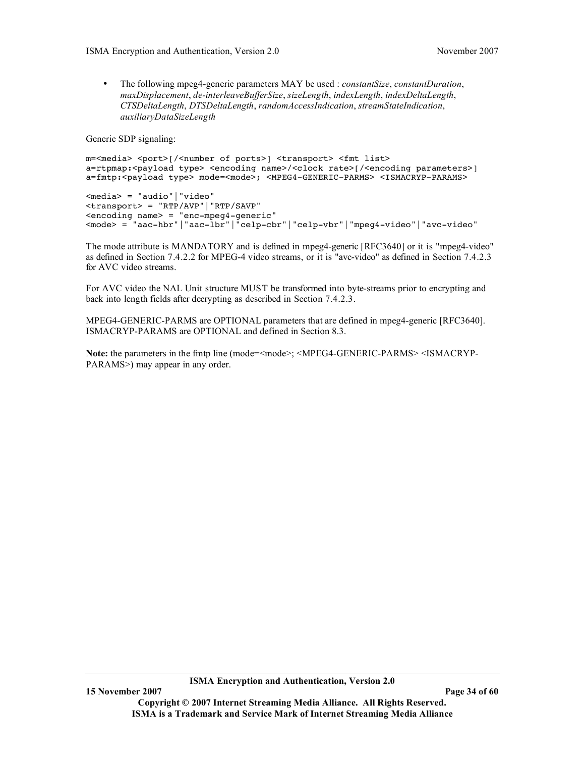- The following mpeg4-generic parameters MAY be used : *constantSize*, *constantDuration*, *maxDisplacement*, *de-interleaveBufferSize*, *sizeLength*, *indexLength*, *indexDeltaLength*, *CTSDeltaLength*, *DTSDeltaLength*, *randomAccessIndication*, *streamStateIndication*, *auxiliaryDataSizeLength*

Generic SDP signaling:

```
m=<media> <port>[/<number of ports>] <transport> <fmt list>
a=rtpmap:<payload type> <encoding name>/<clock rate>[/<encoding parameters>]
a=fmtp:<payload type> mode=<mode>; <MPEG4-GENERIC-PARMS> <ISMACRYP-PARAMS>

<media> = "audio"|"video"
<transport> = "RTP/AVP"|"RTP/SAVP"
<encoding name> = "enc-mpeg4-generic"
<mode> = "aac-hbr"|"aac-lbr"|"celp-cbr"|"celp-vbr"|"mpeg4-video"|"avc-video"
```

The mode attribute is MANDATORY and is defined in mpeg4-generic [RFC3640] or it is "mpeg4-video" as defined in Section 7.4.2.2 for MPEG-4 video streams, or it is "avc-video" as defined in Section 7.4.2.3 for AVC video streams.

For AVC video the NAL Unit structure MUST be transformed into byte-streams prior to encrypting and back into length fields after decrypting as described in Section 7.4.2.3.

MPEG4-GENERIC-PARMS are OPTIONAL parameters that are defined in mpeg4-generic [RFC3640]. ISMACRYP-PARAMS are OPTIONAL and defined in Section 8.3.

**Note:** the parameters in the fmtp line (mode=<mode>; <MPEG4-GENERIC-PARMS> <ISMACRYP-PARAMS>) may appear in any order.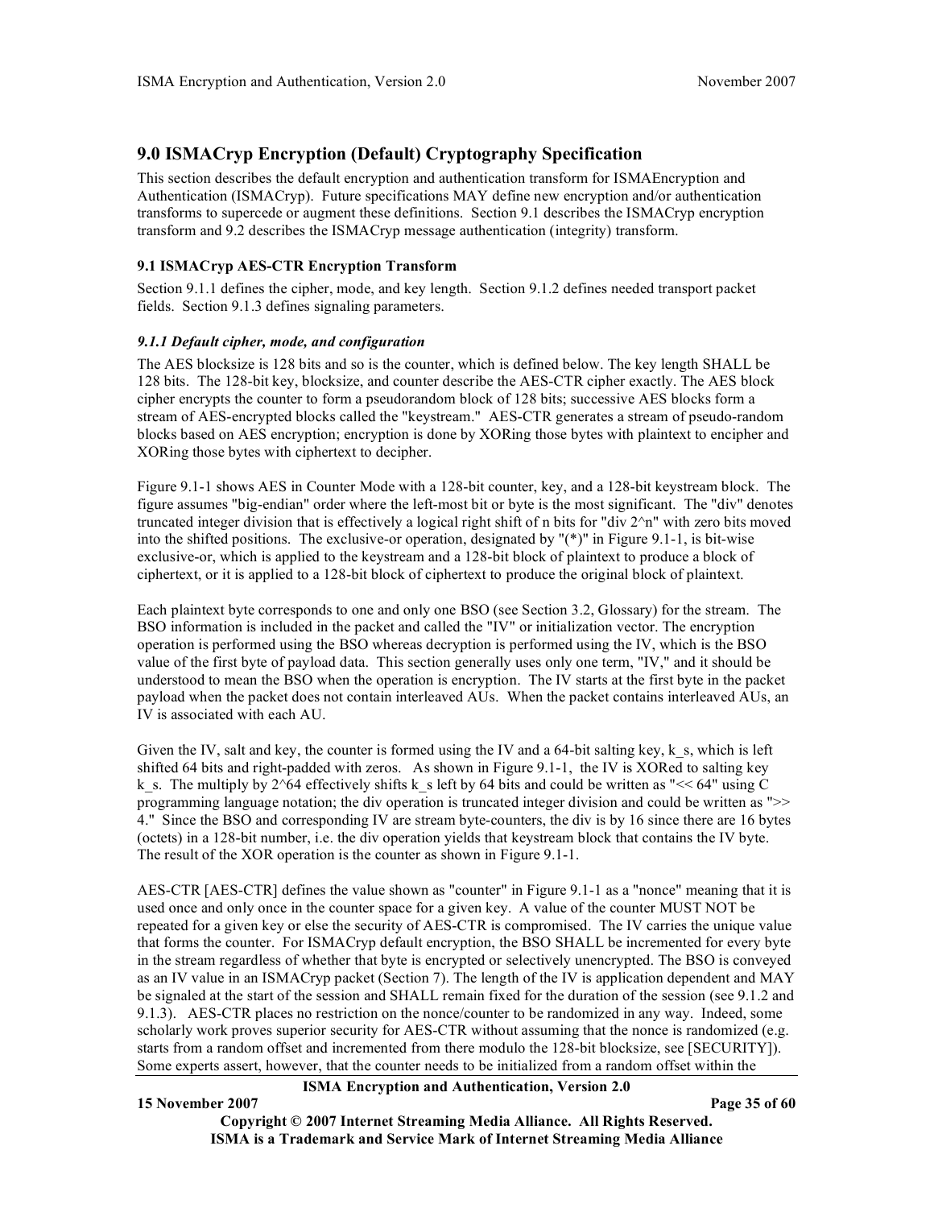## 9.0 ISMACryp Encryption (Default) Cryptography Specification

This section describes the default encryption and authentication transform for ISMAEncryption and Authentication (ISMACryp). Future specifications MAY define new encryption and/or authentication transforms to supercede or augment these definitions. Section 9.1 describes the ISMACryp encryption transform and 9.2 describes the ISMACryp message authentication (integrity) transform.

### 9.1 ISMACryp AES-CTR Encryption Transform

Section 9.1.1 defines the cipher, mode, and key length. Section 9.1.2 defines needed transport packet fields. Section 9.1.3 defines signaling parameters.

#### *9.1.1 Default cipher, mode, and configuration*

The AES blocksize is 128 bits and so is the counter, which is defined below. The key length SHALL be 128 bits. The 128-bit key, blocksize, and counter describe the AES-CTR cipher exactly. The AES block cipher encrypts the counter to form a pseudorandom block of 128 bits; successive AES blocks form a stream of AES-encrypted blocks called the "keystream." AES-CTR generates a stream of pseudo-random blocks based on AES encryption; encryption is done by XORing those bytes with plaintext to encipher and XORing those bytes with ciphertext to decipher.

Figure 9.1-1 shows AES in Counter Mode with a 128-bit counter, key, and a 128-bit keystream block. The figure assumes "big-endian" order where the left-most bit or byte is the most significant. The "div" denotes truncated integer division that is effectively a logical right shift of n bits for "div 2^n" with zero bits moved into the shifted positions. The exclusive-or operation, designated by "(*)" in Figure 9.1-1, is bit-wise exclusive-or, which is applied to the keystream and a 128-bit block of plaintext to produce a block of ciphertext, or it is applied to a 128-bit block of ciphertext to produce the original block of plaintext.

Each plaintext byte corresponds to one and only one BSO (see Section 3.2, Glossary) for the stream. The BSO information is included in the packet and called the "IV" or initialization vector. The encryption operation is performed using the BSO whereas decryption is performed using the IV, which is the BSO value of the first byte of payload data. This section generally uses only one term, "IV," and it should be understood to mean the BSO when the operation is encryption. The IV starts at the first byte in the packet payload when the packet does not contain interleaved AUs. When the packet contains interleaved AUs, an IV is associated with each AU.

Given the IV, salt and key, the counter is formed using the IV and a 64-bit salting key, k_s, which is left shifted 64 bits and right-padded with zeros. As shown in Figure 9.1-1, the IV is XORed to salting key k_s. The multiply by 2^64 effectively shifts k_s left by 64 bits and could be written as "<< 64" using C programming language notation; the div operation is truncated integer division and could be written as ">> 4." Since the BSO and corresponding IV are stream byte-counters, the div is by 16 since there are 16 bytes (octets) in a 128-bit number, i.e. the div operation yields that keystream block that contains the IV byte. The result of the XOR operation is the counter as shown in Figure 9.1-1.

AES-CTR [AES-CTR] defines the value shown as "counter" in Figure 9.1-1 as a "nonce" meaning that it is used once and only once in the counter space for a given key. A value of the counter MUST NOT be repeated for a given key or else the security of AES-CTR is compromised. The IV carries the unique value that forms the counter. For ISMACryp default encryption, the BSO SHALL be incremented for every byte in the stream regardless of whether that byte is encrypted or selectively unencrypted. The BSO is conveyed as an IV value in an ISMACryp packet (Section 7). The length of the IV is application dependent and MAY be signaled at the start of the session and SHALL remain fixed for the duration of the session (see 9.1.2 and 9.1.3). AES-CTR places no restriction on the nonce/counter to be randomized in any way. Indeed, some scholarly work proves superior security for AES-CTR without assuming that the nonce is randomized (e.g. starts from a random offset and incremented from there modulo the 128-bit blocksize, see [SECURITY]). Some experts assert, however, that the counter needs to be initialized from a random offset within the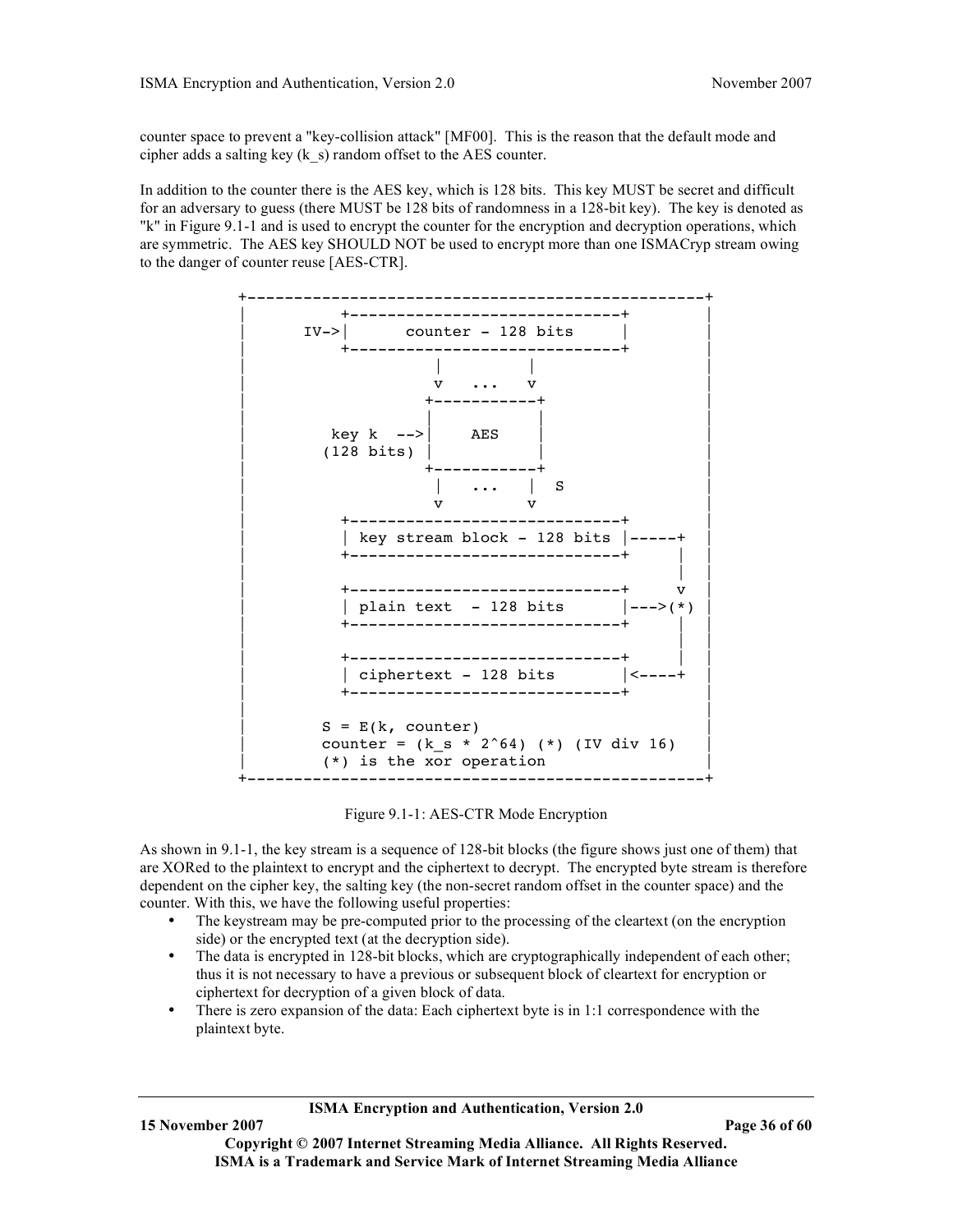counter space to prevent a "key-collision attack" [MF00]. This is the reason that the default mode and cipher adds a salting key (k_s) random offset to the AES counter.

In addition to the counter there is the AES key, which is 128 bits. This key MUST be secret and difficult for an adversary to guess (there MUST be 128 bits of randomness in a 128-bit key). The key is denoted as "k" in Figure 9.1-1 and is used to encrypt the counter for the encryption and decryption operations, which are symmetric. The AES key SHOULD NOT be used to encrypt more than one ISMACryp stream owing to the danger of counter reuse [AES-CTR].

```
+-------------------------------------------------+
|          +-----------------------------+        |
|      IV->|      counter - 128 bits     |        |
|          +-----------------------------+        |
|                    |         |                  |
|                    v   ...   v                  |
|                  +-----------+                  |
|                  |           |                  |
|         key k  -->|    AES    |                  |
|        (128 bits) |           |                  |
|                  +-----------+                  |
|                    |   ...   |  S               |
|                    v         v                  |
|          +-----------------------------+        |
|          | key stream block - 128 bits |-----+  |
|          +-----------------------------+     |  |
|                                              |  |
|          +-----------------------------+     v  |
|          | plain text  - 128 bits      |--->(*) |
|          +-----------------------------+     |  |
|                                              |  |
|          +-----------------------------+     |  |
|          | ciphertext - 128 bits       |<----+  |
|          +-----------------------------+        |
|                                                 |
|        S = E(k, counter)                        |
|        counter = (k_s * 2^64) (*) (IV div 16)   |
|        (*) is the xor operation                 |
+-------------------------------------------------+
```

Figure 9.1-1: AES-CTR Mode Encryption

As shown in 9.1-1, the key stream is a sequence of 128-bit blocks (the figure shows just one of them) that are XORed to the plaintext to encrypt and the ciphertext to decrypt. The encrypted byte stream is therefore dependent on the cipher key, the salting key (the non-secret random offset in the counter space) and the counter. With this, we have the following useful properties:

- The keystream may be pre-computed prior to the processing of the cleartext (on the encryption side) or the encrypted text (at the decryption side).
- The data is encrypted in 128-bit blocks, which are cryptographically independent of each other; thus it is not necessary to have a previous or subsequent block of cleartext for encryption or ciphertext for decryption of a given block of data.
- There is zero expansion of the data: Each ciphertext byte is in 1:1 correspondence with the plaintext byte.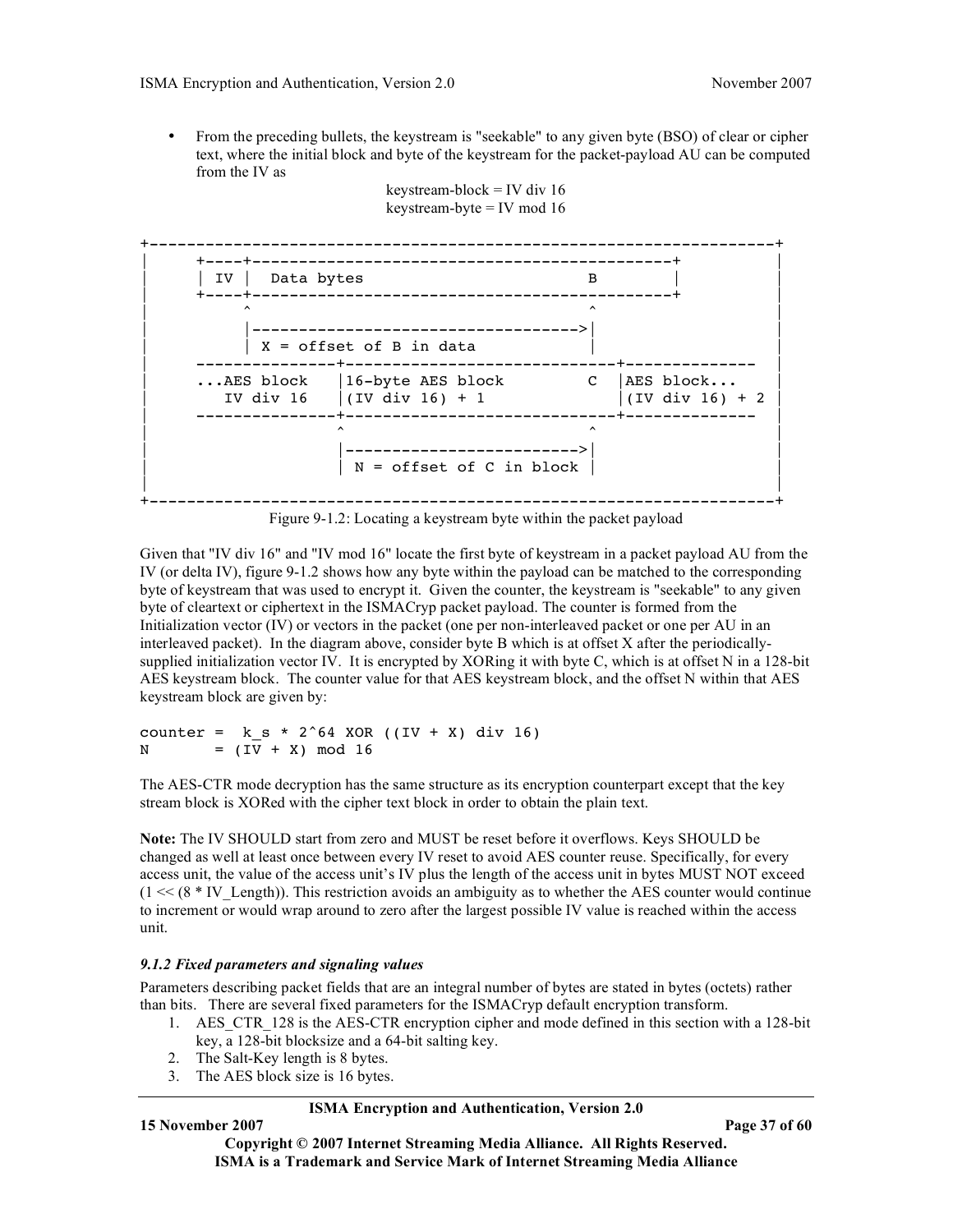- From the preceding bullets, the keystream is "seekable" to any given byte (BSO) of clear or cipher text, where the initial block and byte of the keystream for the packet-payload AU can be computed from the IV as

  keystream-block = IV div 16
  keystream-byte = IV mod 16

```
+-----------------------------------------------------------------+
|      +----+--------------------------------------------+        |
|      | IV |  Data bytes                       B        |        |
|      +----+--------------------------------------------+        |
|          ^                                  ^                   |
|          |---------------------------------->|                  |
|          | X = offset of B in data           |                  |
|      ---------------+----------------------------+--------------|
|      ...AES block   |16-byte AES block        C  |AES block...   |
|         IV div 16   |(IV div 16) + 1             |(IV div 16) + 2|
|      ---------------+----------------------------+--------------|
|                    ^                         ^                  |
|                    |------------------------>|                  |
|                    | N = offset of C in block |                 |
|                                                                 |
+-----------------------------------------------------------------+
```

Figure 9-1.2: Locating a keystream byte within the packet payload

Given that "IV div 16" and "IV mod 16" locate the first byte of keystream in a packet payload AU from the IV (or delta IV), figure 9-1.2 shows how any byte within the payload can be matched to the corresponding byte of keystream that was used to encrypt it. Given the counter, the keystream is "seekable" to any given byte of cleartext or ciphertext in the ISMACryp packet payload. The counter is formed from the Initialization vector (IV) or vectors in the packet (one per non-interleaved packet or one per AU in an interleaved packet). In the diagram above, consider byte B which is at offset X after the periodically-supplied initialization vector IV. It is encrypted by XORing it with byte C, which is at offset N in a 128-bit AES keystream block. The counter value for that AES keystream block, and the offset N within that AES keystream block are given by:

```
counter =  k_s * 2^64 XOR ((IV + X) div 16)
N       = (IV + X) mod 16
```

The AES-CTR mode decryption has the same structure as its encryption counterpart except that the key stream block is XORed with the cipher text block in order to obtain the plain text.

**Note:** The IV SHOULD start from zero and MUST be reset before it overflows. Keys SHOULD be changed as well at least once between every IV reset to avoid AES counter reuse. Specifically, for every access unit, the value of the access unit's IV plus the length of the access unit in bytes MUST NOT exceed (1 << (8 * IV_Length)). This restriction avoids an ambiguity as to whether the AES counter would continue to increment or would wrap around to zero after the largest possible IV value is reached within the access unit.

### *9.1.2 Fixed parameters and signaling values*

Parameters describing packet fields that are an integral number of bytes are stated in bytes (octets) rather than bits. There are several fixed parameters for the ISMACryp default encryption transform.

1. AES_CTR_128 is the AES-CTR encryption cipher and mode defined in this section with a 128-bit key, a 128-bit blocksize and a 64-bit salting key.
2. The Salt-Key length is 8 bytes.
3. The AES block size is 16 bytes.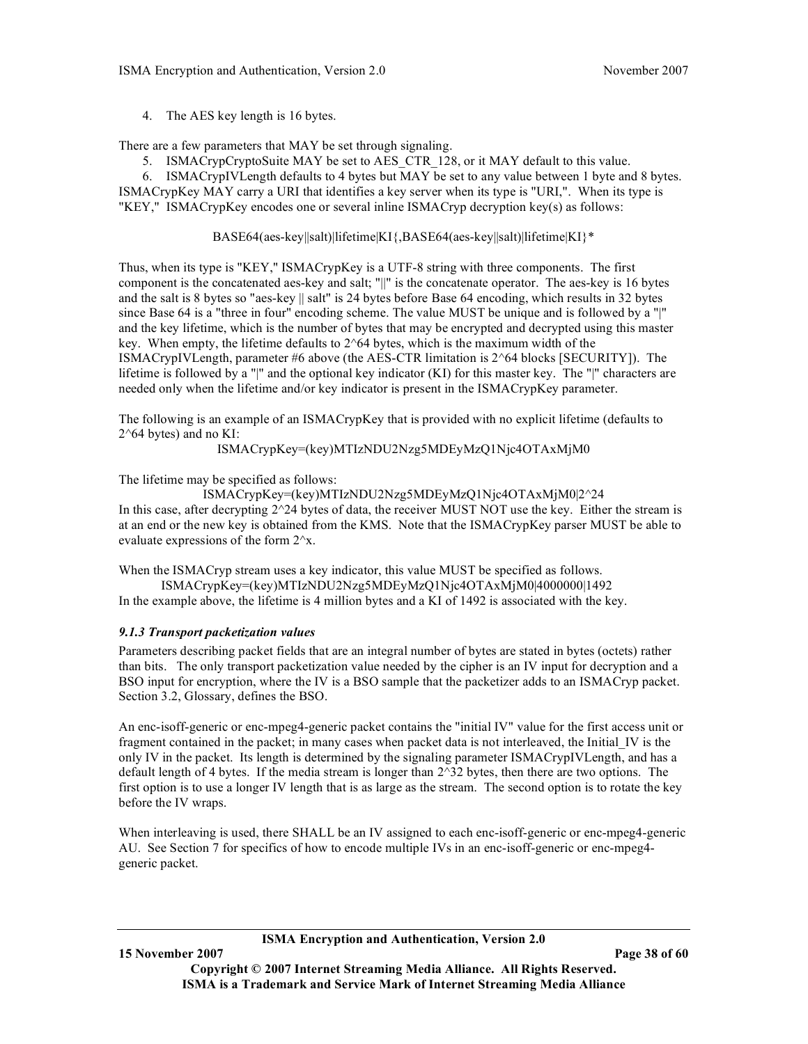4. The AES key length is 16 bytes.

There are a few parameters that MAY be set through signaling.

5. ISMACrypCryptoSuite MAY be set to AES_CTR_128, or it MAY default to this value.
6. ISMACrypIVLength defaults to 4 bytes but MAY be set to any value between 1 byte and 8 bytes.

ISMACrypKey MAY carry a URI that identifies a key server when its type is "URI,". When its type is "KEY," ISMACrypKey encodes one or several inline ISMACryp decryption key(s) as follows:

BASE64(aes-key||salt)|lifetime|KI{,BASE64(aes-key||salt)|lifetime|KI}*

Thus, when its type is "KEY," ISMACrypKey is a UTF-8 string with three components. The first component is the concatenated aes-key and salt; "||" is the concatenate operator. The aes-key is 16 bytes and the salt is 8 bytes so "aes-key || salt" is 24 bytes before Base 64 encoding, which results in 32 bytes since Base 64 is a "three in four" encoding scheme. The value MUST be unique and is followed by a "|" and the key lifetime, which is the number of bytes that may be encrypted and decrypted using this master key. When empty, the lifetime defaults to 2^64 bytes, which is the maximum width of the ISMACrypIVLength, parameter #6 above (the AES-CTR limitation is 2^64 blocks [SECURITY]). The lifetime is followed by a "|" and the optional key indicator (KI) for this master key. The "|" characters are needed only when the lifetime and/or key indicator is present in the ISMACrypKey parameter.

The following is an example of an ISMACrypKey that is provided with no explicit lifetime (defaults to 2^64 bytes) and no KI:

ISMACrypKey=(key)MTIzNDU2Nzg5MDEyMzQ1Njc4OTAxMjM0

The lifetime may be specified as follows:

ISMACrypKey=(key)MTIzNDU2Nzg5MDEyMzQ1Njc4OTAxMjM0|2^24

In this case, after decrypting 2^24 bytes of data, the receiver MUST NOT use the key. Either the stream is at an end or the new key is obtained from the KMS. Note that the ISMACrypKey parser MUST be able to evaluate expressions of the form 2^x.

When the ISMACryp stream uses a key indicator, this value MUST be specified as follows.

ISMACrypKey=(key)MTIzNDU2Nzg5MDEyMzQ1Njc4OTAxMjM0|4000000|1492

In the example above, the lifetime is 4 million bytes and a KI of 1492 is associated with the key.

### *9.1.3 Transport packetization values*

Parameters describing packet fields that are an integral number of bytes are stated in bytes (octets) rather than bits. The only transport packetization value needed by the cipher is an IV input for decryption and a BSO input for encryption, where the IV is a BSO sample that the packetizer adds to an ISMACryp packet. Section 3.2, Glossary, defines the BSO.

An enc-isoff-generic or enc-mpeg4-generic packet contains the "initial IV" value for the first access unit or fragment contained in the packet; in many cases when packet data is not interleaved, the Initial_IV is the only IV in the packet. Its length is determined by the signaling parameter ISMACrypIVLength, and has a default length of 4 bytes. If the media stream is longer than 2^32 bytes, then there are two options. The first option is to use a longer IV length that is as large as the stream. The second option is to rotate the key before the IV wraps.

When interleaving is used, there SHALL be an IV assigned to each enc-isoff-generic or enc-mpeg4-generic AU. See Section 7 for specifics of how to encode multiple IVs in an enc-isoff-generic or enc-mpeg4-generic packet.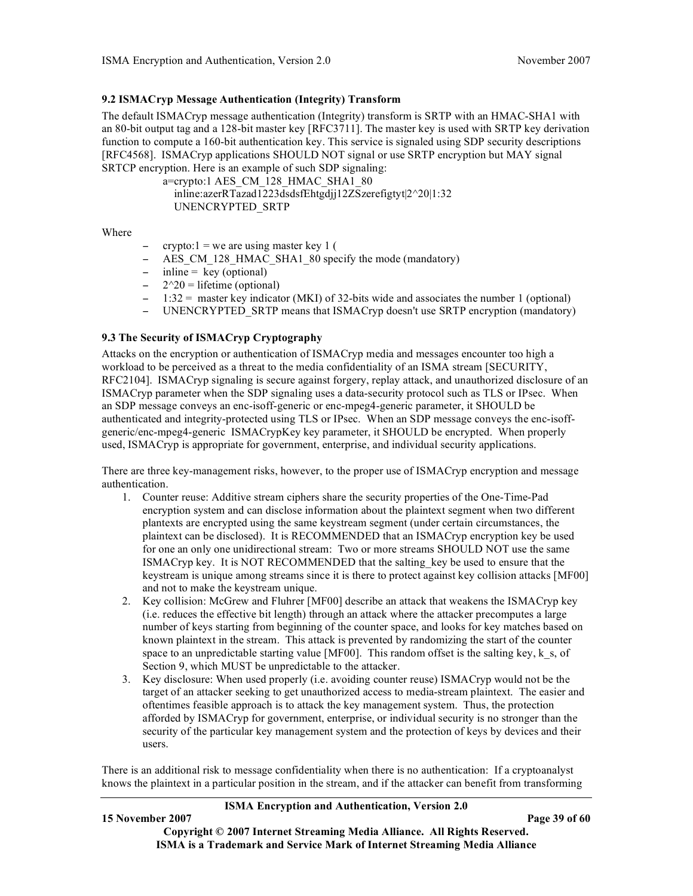### 9.2 ISMACryp Message Authentication (Integrity) Transform

The default ISMACryp message authentication (Integrity) transform is SRTP with an HMAC-SHA1 with an 80-bit output tag and a 128-bit master key [RFC3711]. The master key is used with SRTP key derivation function to compute a 160-bit authentication key. This service is signaled using SDP security descriptions [RFC4568]. ISMACryp applications SHOULD NOT signal or use SRTP encryption but MAY signal SRTCP encryption. Here is an example of such SDP signaling:

```
a=crypto:1 AES_CM_128_HMAC_SHA1_80
   inline:azerRTazad1223dsdsfEhtgdjj12ZSzerefigtyt|2^20|1:32
   UNENCRYPTED_SRTP
```

Where

- crypto:1 = we are using master key 1 (
- AES_CM_128_HMAC_SHA1_80 specify the mode (mandatory)
- inline = key (optional)
- 2^20 = lifetime (optional)
- 1:32 = master key indicator (MKI) of 32-bits wide and associates the number 1 (optional)
- UNENCRYPTED_SRTP means that ISMACryp doesn't use SRTP encryption (mandatory)

### 9.3 The Security of ISMACryp Cryptography

Attacks on the encryption or authentication of ISMACryp media and messages encounter too high a workload to be perceived as a threat to the media confidentiality of an ISMA stream [SECURITY, RFC2104]. ISMACryp signaling is secure against forgery, replay attack, and unauthorized disclosure of an ISMACryp parameter when the SDP signaling uses a data-security protocol such as TLS or IPsec. When an SDP message conveys an enc-isoff-generic or enc-mpeg4-generic parameter, it SHOULD be authenticated and integrity-protected using TLS or IPsec. When an SDP message conveys the enc-isoff-generic/enc-mpeg4-generic ISMACrypKey key parameter, it SHOULD be encrypted. When properly used, ISMACryp is appropriate for government, enterprise, and individual security applications.

There are three key-management risks, however, to the proper use of ISMACryp encryption and message authentication.

1. Counter reuse: Additive stream ciphers share the security properties of the One-Time-Pad encryption system and can disclose information about the plaintext segment when two different plantexts are encrypted using the same keystream segment (under certain circumstances, the plaintext can be disclosed). It is RECOMMENDED that an ISMACryp encryption key be used for one an only one unidirectional stream: Two or more streams SHOULD NOT use the same ISMACryp key. It is NOT RECOMMENDED that the salting_key be used to ensure that the keystream is unique among streams since it is there to protect against key collision attacks [MF00] and not to make the keystream unique.
2. Key collision: McGrew and Fluhrer [MF00] describe an attack that weakens the ISMACryp key (i.e. reduces the effective bit length) through an attack where the attacker precomputes a large number of keys starting from beginning of the counter space, and looks for key matches based on known plaintext in the stream. This attack is prevented by randomizing the start of the counter space to an unpredictable starting value [MF00]. This random offset is the salting key, $k_s$, of Section 9, which MUST be unpredictable to the attacker.
3. Key disclosure: When used properly (i.e. avoiding counter reuse) ISMACryp would not be the target of an attacker seeking to get unauthorized access to media-stream plaintext. The easier and oftentimes feasible approach is to attack the key management system. Thus, the protection afforded by ISMACryp for government, enterprise, or individual security is no stronger than the security of the particular key management system and the protection of keys by devices and their users.

There is an additional risk to message confidentiality when there is no authentication: If a cryptoanalyst knows the plaintext in a particular position in the stream, and if the attacker can benefit from transforming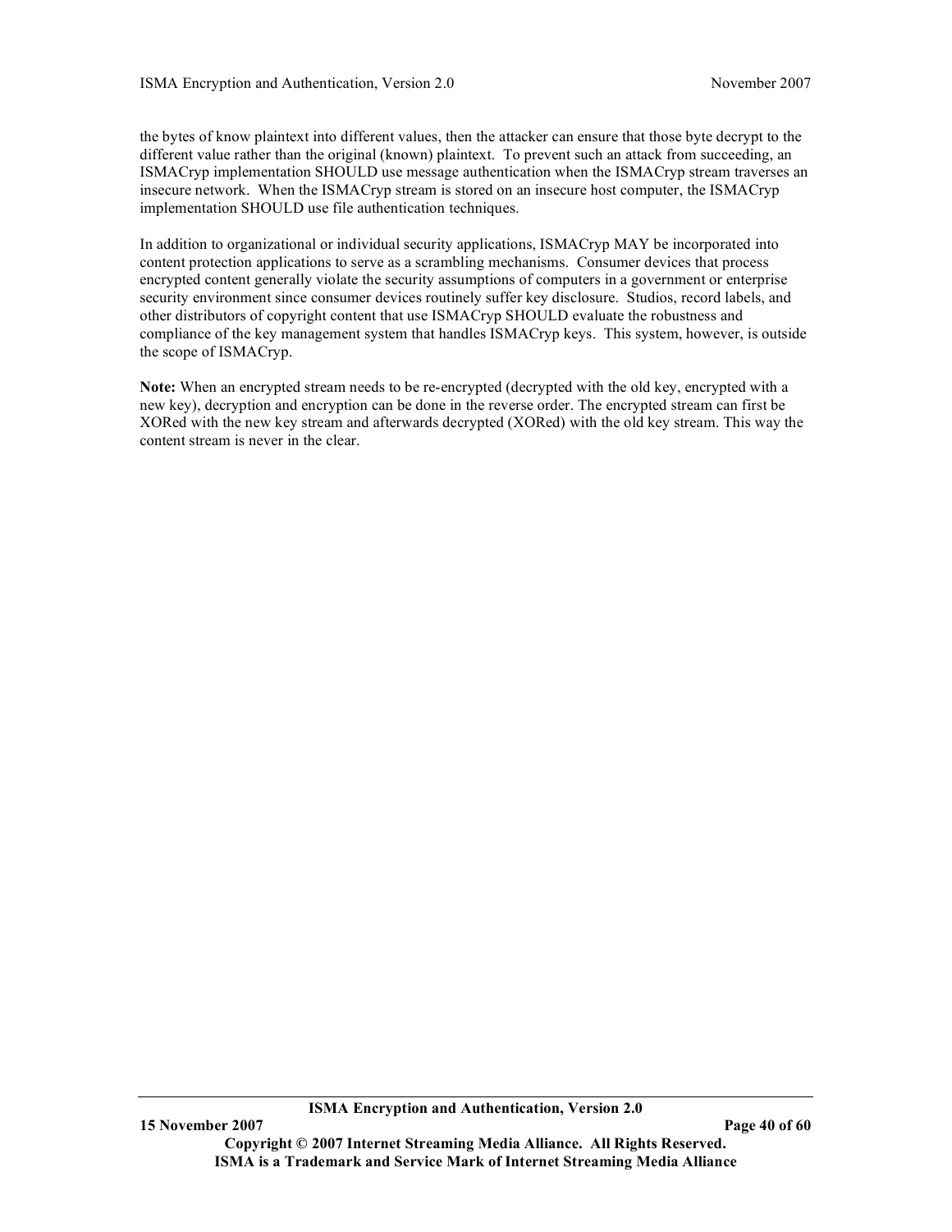the bytes of know plaintext into different values, then the attacker can ensure that those byte decrypt to the different value rather than the original (known) plaintext. To prevent such an attack from succeeding, an ISMACryp implementation SHOULD use message authentication when the ISMACryp stream traverses an insecure network. When the ISMACryp stream is stored on an insecure host computer, the ISMACryp implementation SHOULD use file authentication techniques.

In addition to organizational or individual security applications, ISMACryp MAY be incorporated into content protection applications to serve as a scrambling mechanisms. Consumer devices that process encrypted content generally violate the security assumptions of computers in a government or enterprise security environment since consumer devices routinely suffer key disclosure. Studios, record labels, and other distributors of copyright content that use ISMACryp SHOULD evaluate the robustness and compliance of the key management system that handles ISMACryp keys. This system, however, is outside the scope of ISMACryp.

**Note:** When an encrypted stream needs to be re-encrypted (decrypted with the old key, encrypted with a new key), decryption and encryption can be done in the reverse order. The encrypted stream can first be XORed with the new key stream and afterwards decrypted (XORed) with the old key stream. This way the content stream is never in the clear.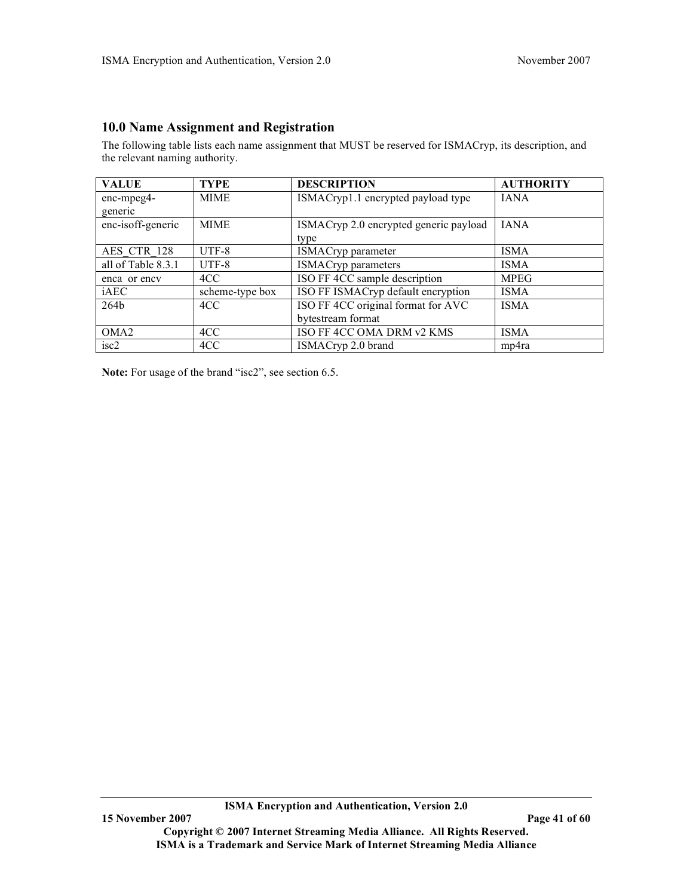## 10.0 Name Assignment and Registration

The following table lists each name assignment that MUST be reserved for ISMACryp, its description, and the relevant naming authority.

| VALUE | TYPE | DESCRIPTION | AUTHORITY |
|---|---|---|---|
| enc-mpeg4-generic | MIME | ISMACryp1.1 encrypted payload type | IANA |
| enc-isoff-generic | MIME | ISMACryp 2.0 encrypted generic payload type | IANA |
| AES_CTR_128 | UTF-8 | ISMACryp parameter | ISMA |
| all of Table 8.3.1 | UTF-8 | ISMACryp parameters | ISMA |
| enca or encv | 4CC | ISO FF 4CC sample description | MPEG |
| iAEC | scheme-type box | ISO FF ISMACryp default encryption | ISMA |
| 264b | 4CC | ISO FF 4CC original format for AVC bytestream format | ISMA |
| OMA2 | 4CC | ISO FF 4CC OMA DRM v2 KMS | ISMA |
| isc2 | 4CC | ISMACryp 2.0 brand | mp4ra |

**Note:** For usage of the brand “isc2”, see section 6.5.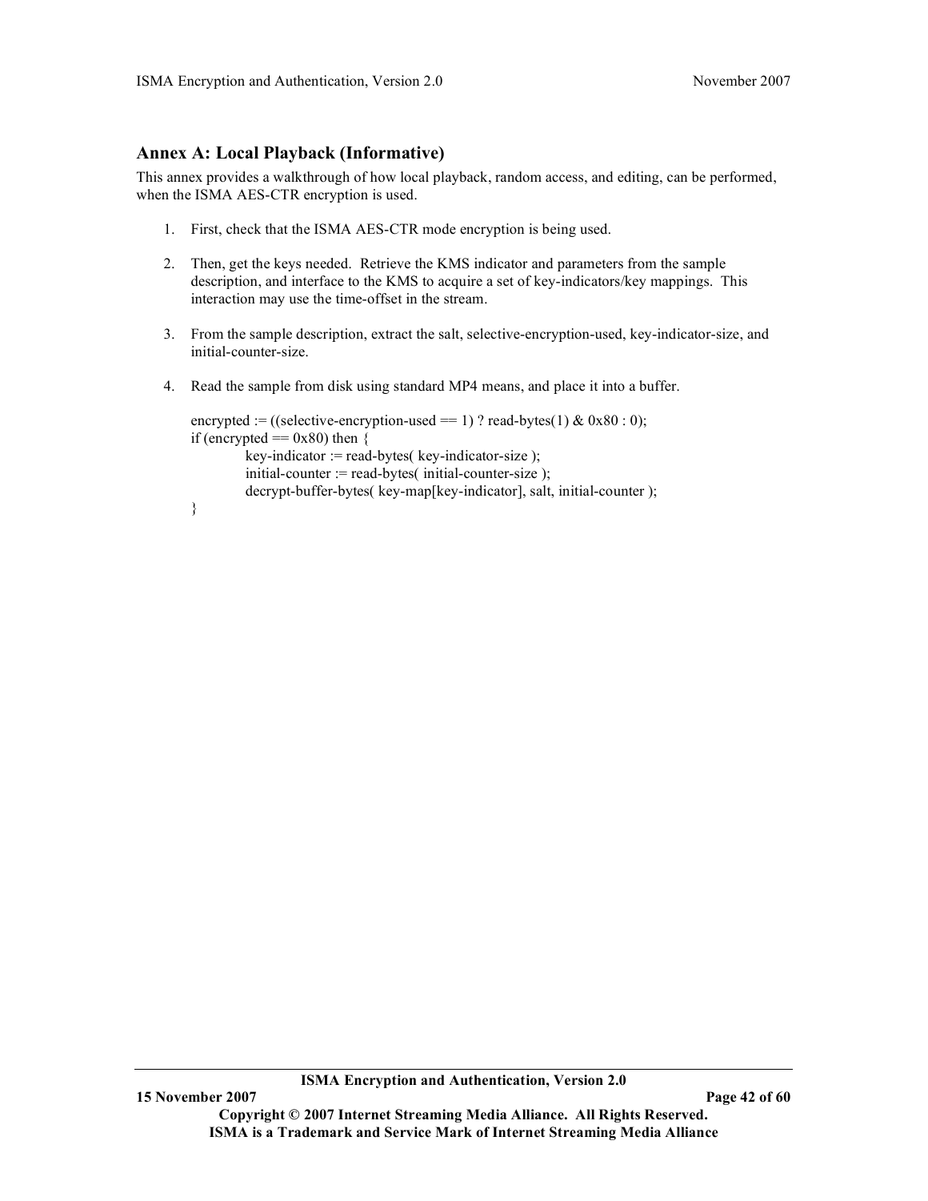## Annex A: Local Playback (Informative)

This annex provides a walkthrough of how local playback, random access, and editing, can be performed, when the ISMA AES-CTR encryption is used.

1. First, check that the ISMA AES-CTR mode encryption is being used.

2. Then, get the keys needed. Retrieve the KMS indicator and parameters from the sample description, and interface to the KMS to acquire a set of key-indicators/key mappings. This interaction may use the time-offset in the stream.

3. From the sample description, extract the salt, selective-encryption-used, key-indicator-size, and initial-counter-size.

4. Read the sample from disk using standard MP4 means, and place it into a buffer.

```
encrypted := ((selective-encryption-used == 1) ? read-bytes(1) & 0x80 : 0);
if (encrypted == 0x80) then {
        key-indicator := read-bytes( key-indicator-size );
        initial-counter := read-bytes( initial-counter-size );
        decrypt-buffer-bytes( key-map[key-indicator], salt, initial-counter );
}
```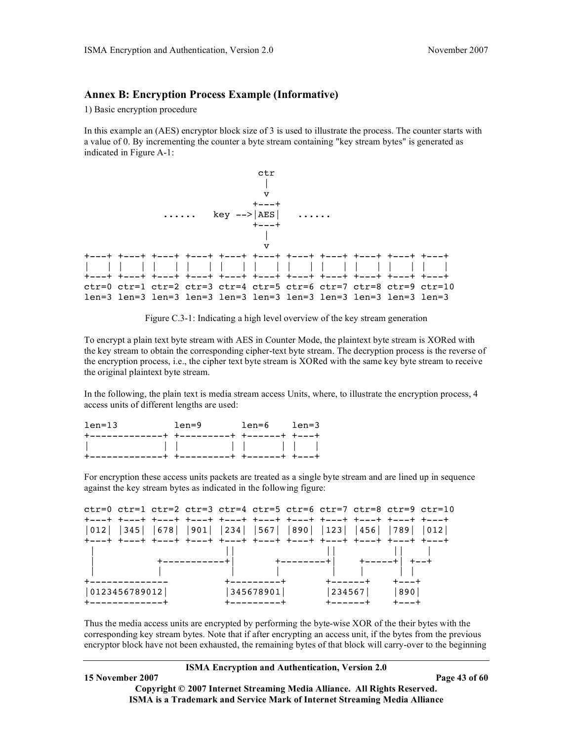## Annex B: Encryption Process Example (Informative)

1) Basic encryption procedure

In this example an (AES) encryptor block size of 3 is used to illustrate the process. The counter starts with a value of 0. By incrementing the counter a byte stream containing "key stream bytes" is generated as indicated in Figure A-1:

```
                                 ctr
                                  |
                                  v
                                +---+
              ......    key -->|AES|    ......
                                +---+
                                  |
                                  v
+---+ +---+ +---+ +---+ +---+ +---+ +---+ +---+ +---+ +---+ +---+
|   | |   | |   | |   | |   | |   | |   | |   | |   | |   | |   |
+---+ +---+ +---+ +---+ +---+ +---+ +---+ +---+ +---+ +---+ +---+
ctr=0 ctr=1 ctr=2 ctr=3 ctr=4 ctr=5 ctr=6 ctr=7 ctr=8 ctr=9 ctr=10
len=3 len=3 len=3 len=3 len=3 len=3 len=3 len=3 len=3 len=3 len=3
```

Figure C.3-1: Indicating a high level overview of the key stream generation

To encrypt a plain text byte stream with AES in Counter Mode, the plaintext byte stream is XORed with the key stream to obtain the corresponding cipher-text byte stream. The decryption process is the reverse of the encryption process, i.e., the cipher text byte stream is XORed with the same key byte stream to receive the original plaintext byte stream.

In the following, the plain text is media stream access Units, where, to illustrate the encryption process, 4 access units of different lengths are used:

```
len=13          len=9       len=6    len=3
+-------------+ +---------+ +------+ +---+
|             | |         | |      | |   |
+-------------+ +---------+ +------+ +---+
```

For encryption these access units packets are treated as a single byte stream and are lined up in sequence against the key stream bytes as indicated in the following figure:

```
ctr=0 ctr=1 ctr=2 ctr=3 ctr=4 ctr=5 ctr=6 ctr=7 ctr=8 ctr=9 ctr=10
+---+ +---+ +---+ +---+ +---+ +---+ +---+ +---+ +---+ +---+ +---+
|012| |345| |678| |901| |234| |567| |890| |123| |456| |789| |012|
+---+ +---+ +---+ +---+ +---+ +---+ +---+ +---+ +---+ +---+ +---+
 |                       ||                ||          ||     |
 |          +-----------+|       +---------+|    +-----+| +--+
 |          |            |       |          |    |      | |
+--------------          +---------+        +------+    +---+
|0123456789012|          |345678901|        |234567|    |890|
+-------------+          +---------+        +------+    +---+
```

Thus the media access units are encrypted by performing the byte-wise XOR of the their bytes with the corresponding key stream bytes. Note that if after encrypting an access unit, if the bytes from the previous encryptor block have not been exhausted, the remaining bytes of that block will carry-over to the beginning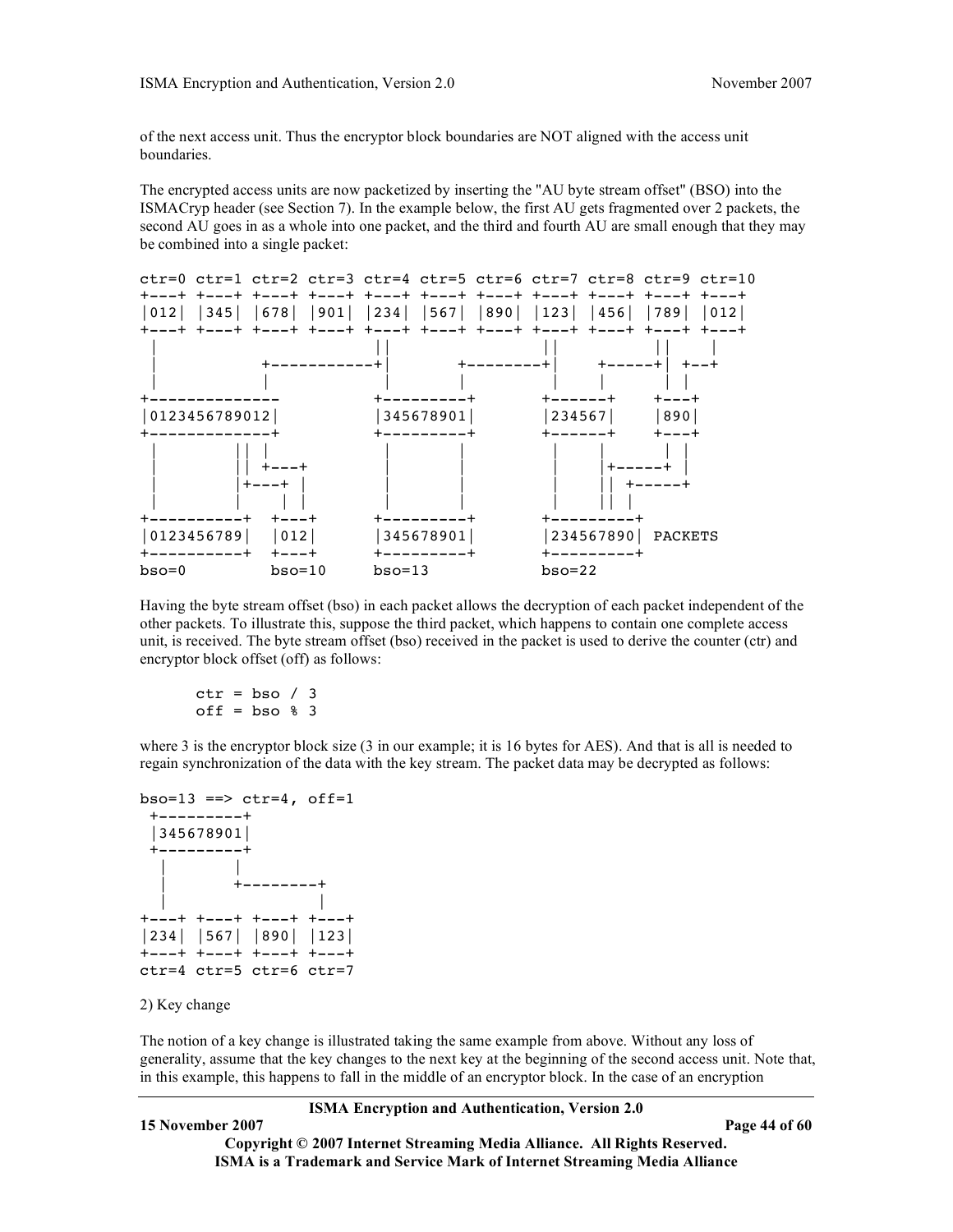of the next access unit. Thus the encryptor block boundaries are NOT aligned with the access unit boundaries.

The encrypted access units are now packetized by inserting the "AU byte stream offset" (BSO) into the ISMACryp header (see Section 7). In the example below, the first AU gets fragmented over 2 packets, the second AU goes in as a whole into one packet, and the third and fourth AU are small enough that they may be combined into a single packet:

```
ctr=0 ctr=1 ctr=2 ctr=3 ctr=4 ctr=5 ctr=6 ctr=7 ctr=8 ctr=9 ctr=10
+---+ +---+ +---+ +---+ +---+ +---+ +---+ +---+ +---+ +---+ +---+
|012| |345| |678| |901| |234| |567| |890| |123| |456| |789| |012|
+---+ +---+ +---+ +---+ +---+ +---+ +---+ +---+ +---+ +---+ +---+
 |                       ||                 ||          ||    |
 |           +-----------+|        +--------+|     +-----+| +--+
 |           |            |        |         |     |      | |
+-------------            +---------+        +------+     +---+
|0123456789012|           |345678901|        |234567|     |890|
+-------------+           +---------+        +------+     +---+
 |        || |             |        |         |     |      | |
 |        || +---+         |        |         |     |+-----+ |
 |        |+---+ |         |        |         |     || +-----+
 |        |    | |         |        |         |     || |
+----------+  +---+       +---------+        +---------+
|0123456789|  |012|       |345678901|        |234567890| PACKETS
+----------+  +---+       +---------+        +---------+
bso=0         bso=10      bso=13             bso=22
```

Having the byte stream offset (bso) in each packet allows the decryption of each packet independent of the other packets. To illustrate this, suppose the third packet, which happens to contain one complete access unit, is received. The byte stream offset (bso) received in the packet is used to derive the counter (ctr) and encryptor block offset (off) as follows:

```
ctr = bso / 3
off = bso % 3
```

where 3 is the encryptor block size (3 in our example; it is 16 bytes for AES). And that is all is needed to regain synchronization of the data with the key stream. The packet data may be decrypted as follows:

```
bso=13 ==> ctr=4, off=1
 +---------+
 |345678901|
 +---------+
  |       |
  |       +---------+
  |                 |
+---+ +---+ +---+ +---+
|234| |567| |890| |123|
+---+ +---+ +---+ +---+
ctr=4 ctr=5 ctr=6 ctr=7
```

2) Key change

The notion of a key change is illustrated taking the same example from above. Without any loss of generality, assume that the key changes to the next key at the beginning of the second access unit. Note that, in this example, this happens to fall in the middle of an encryptor block. In the case of an encryption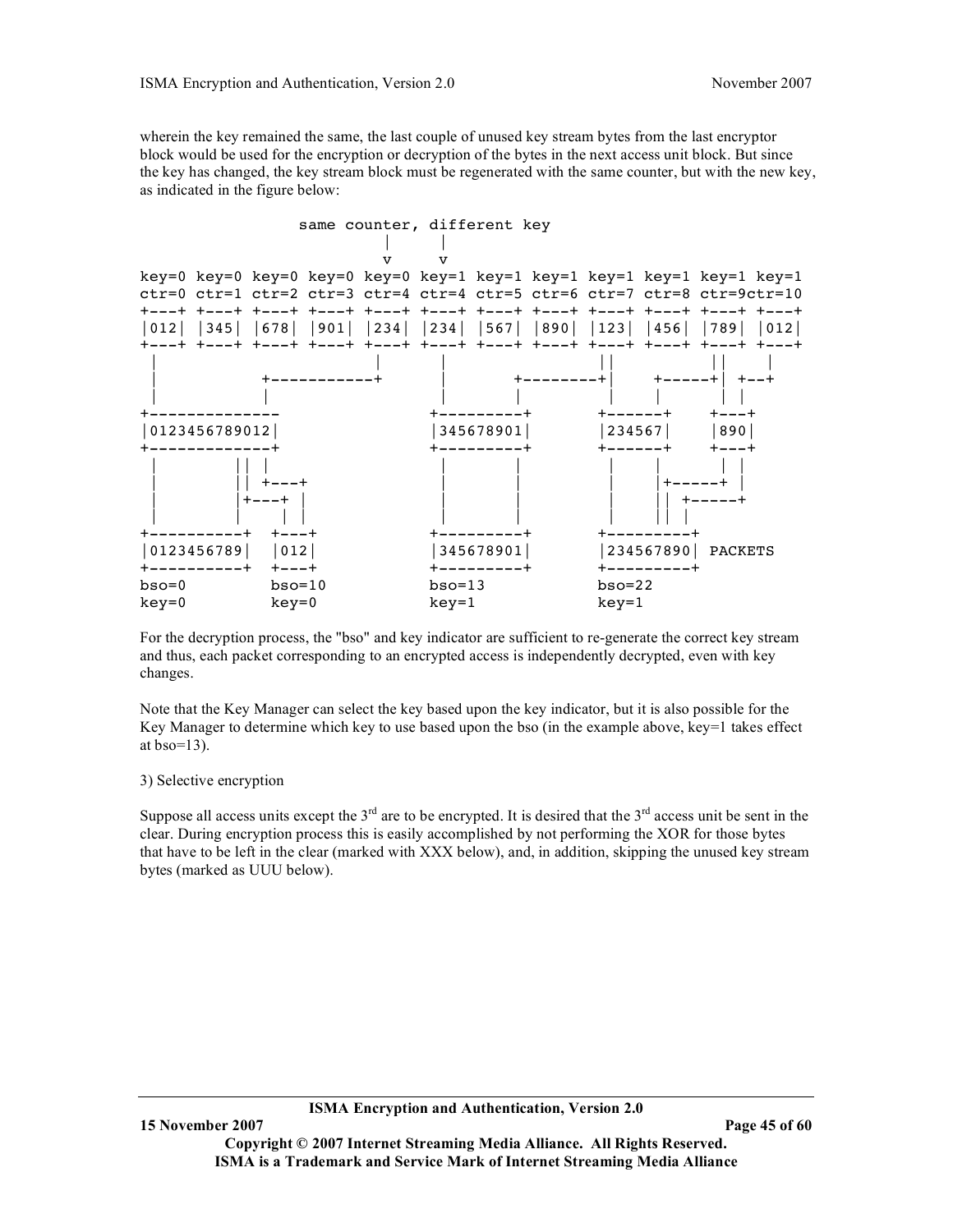wherein the key remained the same, the last couple of unused key stream bytes from the last encryptor block would be used for the encryption or decryption of the bytes in the next access unit block. But since the key has changed, the key stream block must be regenerated with the same counter, but with the new key, as indicated in the figure below:

```
                  same counter, different key
                                |      |
                                v      v
key=0 key=0 key=0 key=0 key=0 key=1 key=1 key=1 key=1 key=1 key=1 key=1
ctr=0 ctr=1 ctr=2 ctr=3 ctr=4 ctr=4 ctr=5 ctr=6 ctr=7 ctr=8 ctr=9ctr=10
+---+ +---+ +---+ +---+ +---+ +---+ +---+ +---+ +---+ +---+ +---+ +---+
|012| |345| |678| |901| |234| |234| |567| |890| |123| |456| |789| |012|
+---+ +---+ +---+ +---+ +---+ +---+ +---+ +---+ +---+ +---+ +---+ +---+
 |                          |      |            ||          ||     |
 |          +-----------+      |       +---------+|     +-----+| +--+
 |          |                  |       |          |     |      | |
+--------------                +---------+        +------+     +---+
|0123456789012|                |345678901|        |234567|     |890|
+-------------+                +---------+        +------+     +---+
 |        || |                  |       |          |     |      | |
 |        || +---+              |       |          |     |+-----+ |
 |        |+---+ |              |       |          |     || +-----+
 |        |    | |              |       |          |     || |
+----------+  +---+            +---------+        +---------+
|0123456789|  |012|            |345678901|        |234567890| PACKETS
+----------+  +---+            +---------+        +---------+
bso=0         bso=10           bso=13             bso=22
key=0         key=0            key=1              key=1
```

For the decryption process, the "bso" and key indicator are sufficient to re-generate the correct key stream and thus, each packet corresponding to an encrypted access is independently decrypted, even with key changes.

Note that the Key Manager can select the key based upon the key indicator, but it is also possible for the Key Manager to determine which key to use based upon the bso (in the example above, key=1 takes effect at bso=13).

3) Selective encryption

Suppose all access units except the 3rd are to be encrypted. It is desired that the 3rd access unit be sent in the clear. During encryption process this is easily accomplished by not performing the XOR for those bytes that have to be left in the clear (marked with XXX below), and, in addition, skipping the unused key stream bytes (marked as UUU below).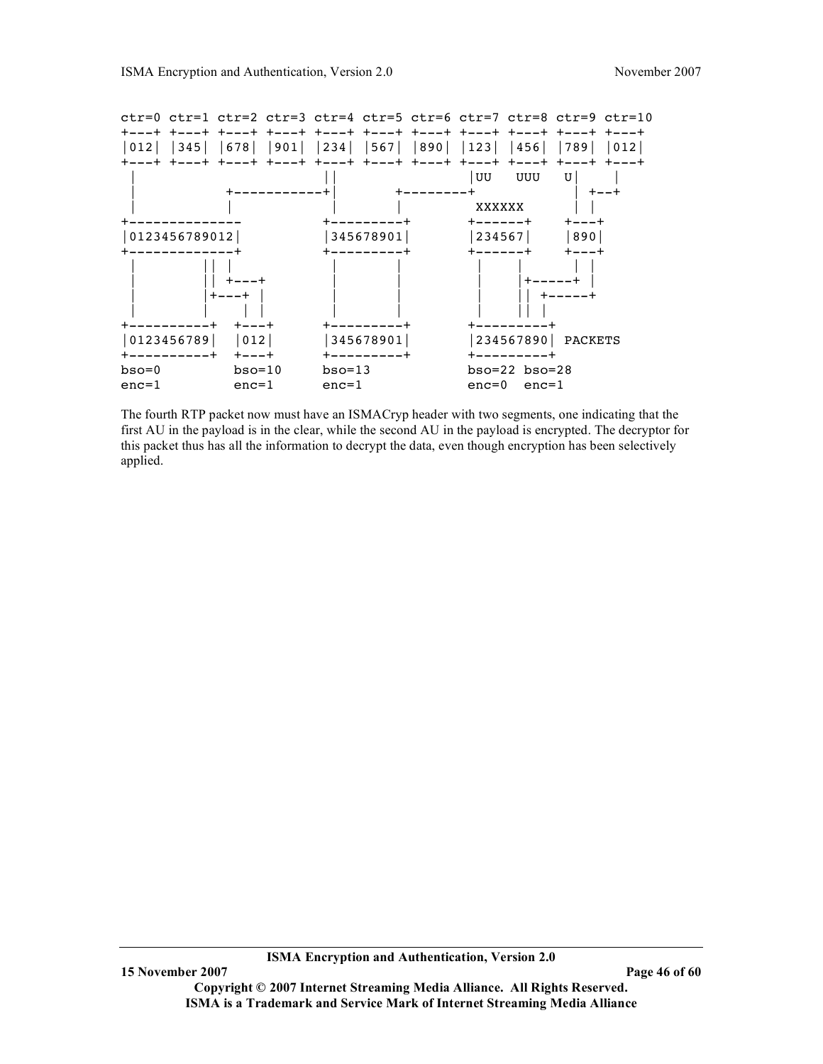```
ctr=0 ctr=1 ctr=2 ctr=3 ctr=4 ctr=5 ctr=6 ctr=7 ctr=8 ctr=9 ctr=10
+---+ +---+ +---+ +---+ +---+ +---+ +---+ +---+ +---+ +---+ +---+
|012| |345| |678| |901| |234| |567| |890| |123| |456| |789| |012|
+---+ +---+ +---+ +---+ +---+ +---+ +---+ +---+ +---+ +---+ +---+
 |                     ||              |UU   UUU   U|     |
 |           +-----------+|       +---------+            | +--+
 |           |            |       |         XXXXXX       | |
+--------------          +---------+       +------+     +---+
|0123456789012|          |345678901|       |234567|     |890|
+-------------+          +---------+       +------+     +---+
 |        || |            |       |          |    |        | |
 |        || +---+        |       |          |    |+-----+ |
 |        |+---+ |        |       |          |    || +-----+
 |        |    | |        |       |          |    || |
+----------+  +---+      +---------+       +---------+
|0123456789|  |012|      |345678901|       |234567890| PACKETS
+----------+  +---+      +---------+       +---------+
bso=0         bso=10     bso=13            bso=22 bso=28
enc=1         enc=1      enc=1             enc=0  enc=1
```

The fourth RTP packet now must have an ISMACryp header with two segments, one indicating that the first AU in the payload is in the clear, while the second AU in the payload is encrypted. The decryptor for this packet thus has all the information to decrypt the data, even though encryption has been selectively applied.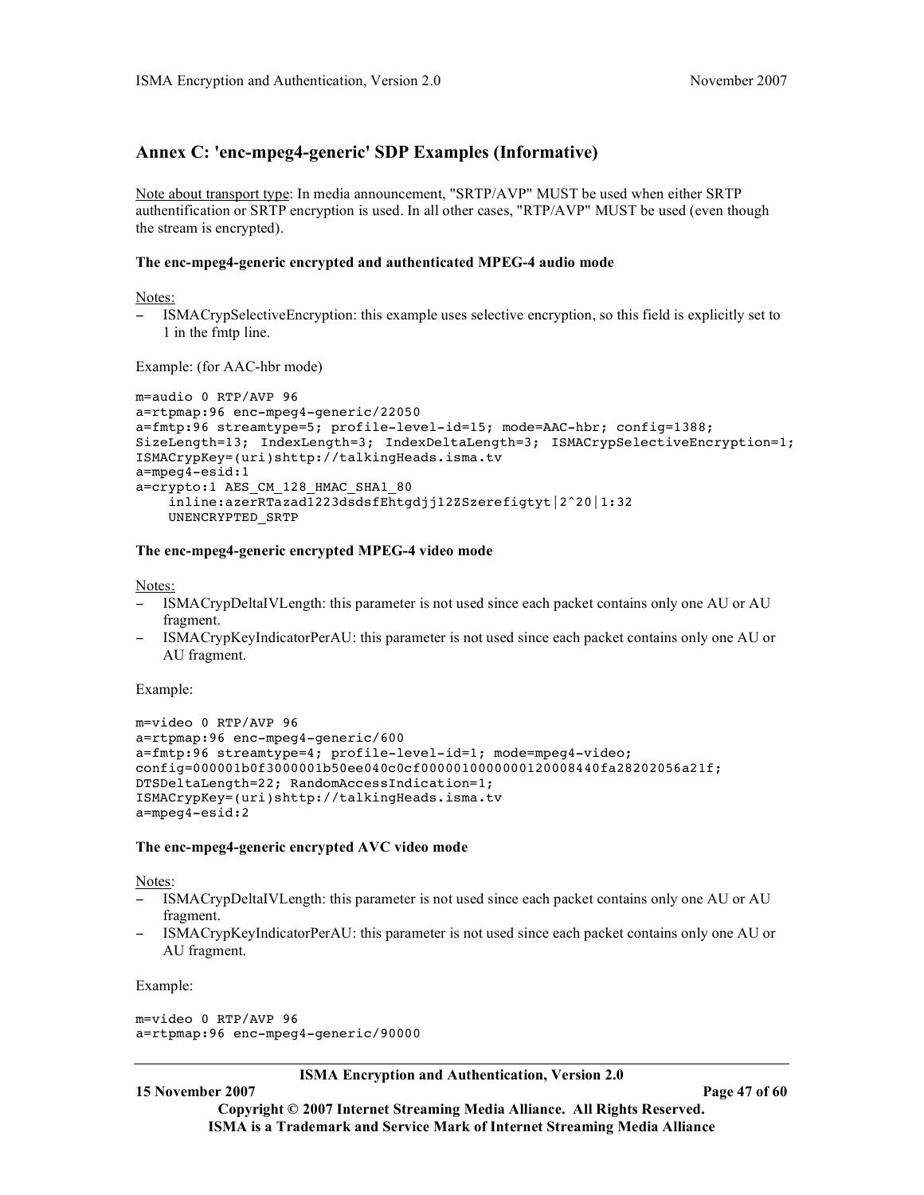## Annex C: 'enc-mpeg4-generic' SDP Examples (Informative)

Note about transport type: In media announcement, "SRTP/AVP" MUST be used when either SRTP authentification or SRTP encryption is used. In all other cases, "RTP/AVP" MUST be used (even though the stream is encrypted).

**The enc-mpeg4-generic encrypted and authenticated MPEG-4 audio mode**

Notes:

- ISMACrypSelectiveEncryption: this example uses selective encryption, so this field is explicitly set to 1 in the fmtp line.

Example: (for AAC-hbr mode)

```
m=audio 0 RTP/AVP 96
a=rtpmap:96 enc-mpeg4-generic/22050
a=fmtp:96 streamtype=5; profile-level-id=15; mode=AAC-hbr; config=1388;
SizeLength=13; IndexLength=3; IndexDeltaLength=3; ISMACrypSelectiveEncryption=1;
ISMACrypKey=(uri)shttp://talkingHeads.isma.tv
a=mpeg4-esid:1
a=crypto:1 AES_CM_128_HMAC_SHA1_80
     inline:azerRTazad1223dsdsfEhtgdjj12ZSzerefigtyt|2^20|1:32
     UNENCRYPTED_SRTP
```

**The enc-mpeg4-generic encrypted MPEG-4 video mode**

Notes:

- ISMACrypDeltaIVLength: this parameter is not used since each packet contains only one AU or AU fragment.
- ISMACrypKeyIndicatorPerAU: this parameter is not used since each packet contains only one AU or AU fragment.

Example:

```
m=video 0 RTP/AVP 96
a=rtpmap:96 enc-mpeg4-generic/600
a=fmtp:96 streamtype=4; profile-level-id=1; mode=mpeg4-video;
config=000001b0f3000001b50ee040c0cf0000010000000120008440fa28202056a21f;
DTSDeltaLength=22; RandomAccessIndication=1;
ISMACrypKey=(uri)shttp://talkingHeads.isma.tv
a=mpeg4-esid:2
```

**The enc-mpeg4-generic encrypted AVC video mode**

Notes:

- ISMACrypDeltaIVLength: this parameter is not used since each packet contains only one AU or AU fragment.
- ISMACrypKeyIndicatorPerAU: this parameter is not used since each packet contains only one AU or AU fragment.

Example:

```
m=video 0 RTP/AVP 96
a=rtpmap:96 enc-mpeg4-generic/90000
```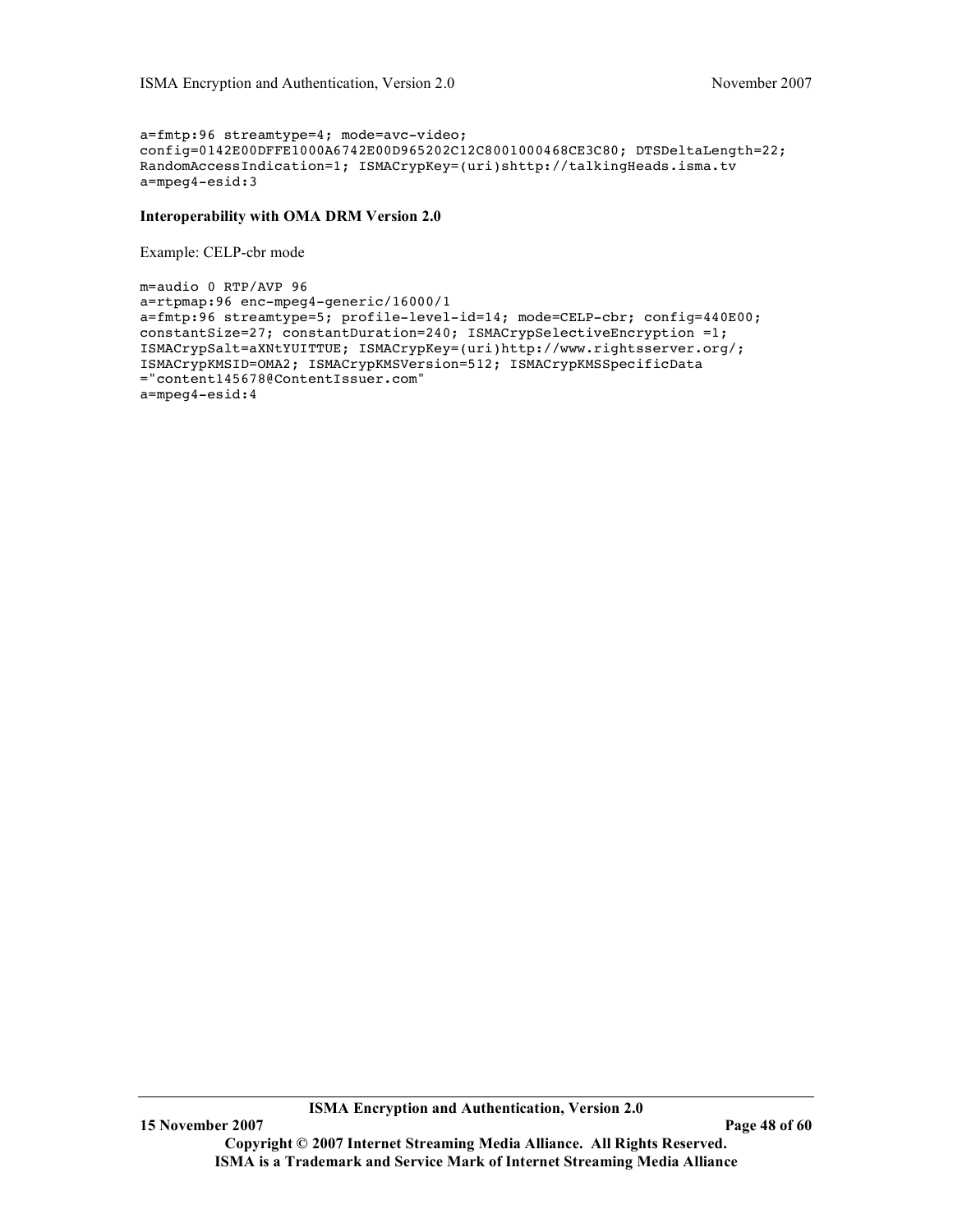```
a=fmtp:96 streamtype=4; mode=avc-video;
config=0142E00DFFE1000A6742E00D965202C12C8001000468CE3C80; DTSDeltaLength=22;
RandomAccessIndication=1; ISMACrypKey=(uri)shttp://talkingHeads.isma.tv
a=mpeg4-esid:3
```

**Interoperability with OMA DRM Version 2.0**

Example: CELP-cbr mode

```
m=audio 0 RTP/AVP 96
a=rtpmap:96 enc-mpeg4-generic/16000/1
a=fmtp:96 streamtype=5; profile-level-id=14; mode=CELP-cbr; config=440E00;
constantSize=27; constantDuration=240; ISMACrypSelectiveEncryption =1;
ISMACrypSalt=aXNtYUITTUE; ISMACrypKey=(uri)http://www.rightsserver.org/;
ISMACrypKMSID=OMA2; ISMACrypKMSVersion=512; ISMACrypKMSSpecificData
="content145678@ContentIssuer.com"
a=mpeg4-esid:4
```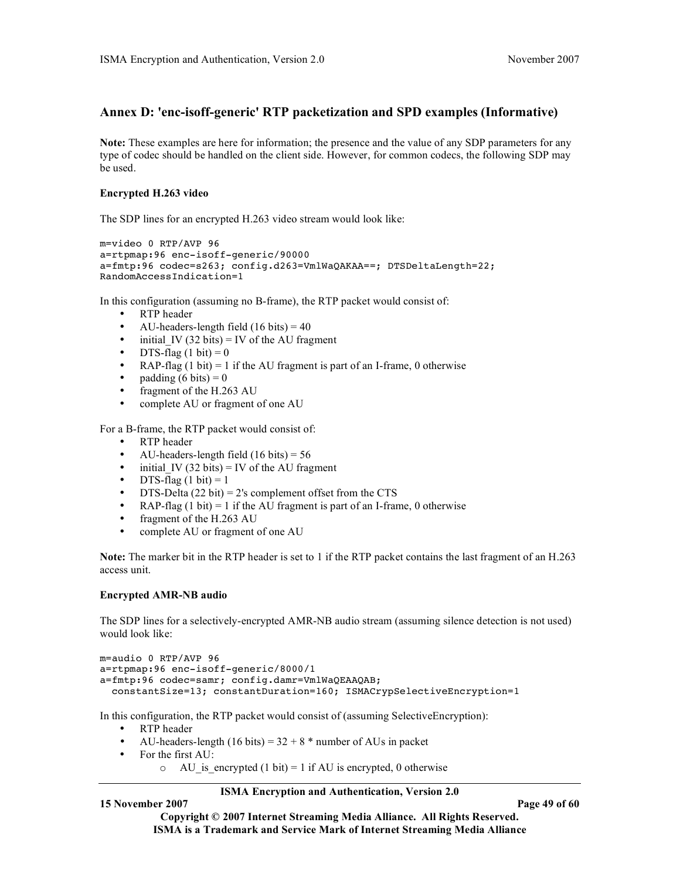## Annex D: 'enc-isoff-generic' RTP packetization and SPD examples (Informative)

**Note:** These examples are here for information; the presence and the value of any SDP parameters for any type of codec should be handled on the client side. However, for common codecs, the following SDP may be used.

**Encrypted H.263 video**

The SDP lines for an encrypted H.263 video stream would look like:

```
m=video 0 RTP/AVP 96
a=rtpmap:96 enc-isoff-generic/90000
a=fmtp:96 codec=s263; config.d263=VmlWaQAKAA==; DTSDeltaLength=22;
RandomAccessIndication=1
```

In this configuration (assuming no B-frame), the RTP packet would consist of:

- RTP header
- AU-headers-length field (16 bits) = 40
- initial_IV (32 bits) = IV of the AU fragment
- DTS-flag (1 bit) = 0
- RAP-flag (1 bit) = 1 if the AU fragment is part of an I-frame, 0 otherwise
- padding (6 bits) = 0
- fragment of the H.263 AU
- complete AU or fragment of one AU

For a B-frame, the RTP packet would consist of:

- RTP header
- AU-headers-length field (16 bits) = 56
- initial_IV (32 bits) = IV of the AU fragment
- DTS-flag (1 bit) = 1
- DTS-Delta (22 bit) = 2's complement offset from the CTS
- RAP-flag (1 bit) = 1 if the AU fragment is part of an I-frame, 0 otherwise
- fragment of the H.263 AU
- complete AU or fragment of one AU

**Note:** The marker bit in the RTP header is set to 1 if the RTP packet contains the last fragment of an H.263 access unit.

**Encrypted AMR-NB audio**

The SDP lines for a selectively-encrypted AMR-NB audio stream (assuming silence detection is not used) would look like:

```
m=audio 0 RTP/AVP 96
a=rtpmap:96 enc-isoff-generic/8000/1
a=fmtp:96 codec=samr; config.damr=VmlWaQEAAQAB;
  constantSize=13; constantDuration=160; ISMACrypSelectiveEncryption=1
```

In this configuration, the RTP packet would consist of (assuming SelectiveEncryption):

- RTP header
- AU-headers-length (16 bits) = 32 + 8 * number of AUs in packet
- For the first AU:
  - AU_is_encrypted (1 bit) = 1 if AU is encrypted, 0 otherwise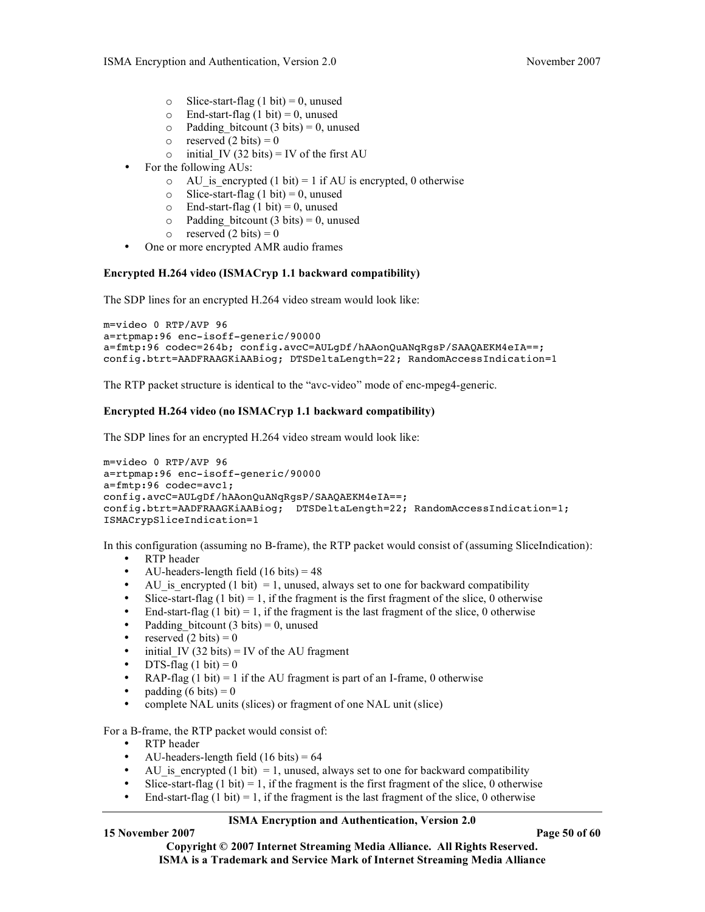- Slice-start-flag (1 bit) = 0, unused
  - End-start-flag (1 bit) = 0, unused
  - Padding_bitcount (3 bits) = 0, unused
  - reserved (2 bits) = 0
  - initial_IV (32 bits) = IV of the first AU
- For the following AUs:
  - AU_is_encrypted (1 bit) = 1 if AU is encrypted, 0 otherwise
  - Slice-start-flag (1 bit) = 0, unused
  - End-start-flag (1 bit) = 0, unused
  - Padding_bitcount (3 bits) = 0, unused
  - reserved (2 bits) = 0
- One or more encrypted AMR audio frames

**Encrypted H.264 video (ISMACryp 1.1 backward compatibility)**

The SDP lines for an encrypted H.264 video stream would look like:

```
m=video 0 RTP/AVP 96
a=rtpmap:96 enc-isoff-generic/90000
a=fmtp:96 codec=264b; config.avcC=AULgDf/hAAonQuANqRgsP/SAAQAEKM4eIA==;
config.btrt=AADFRAAGKiAABiog; DTSDeltaLength=22; RandomAccessIndication=1
```

The RTP packet structure is identical to the "avc-video" mode of enc-mpeg4-generic.

**Encrypted H.264 video (no ISMACryp 1.1 backward compatibility)**

The SDP lines for an encrypted H.264 video stream would look like:

```
m=video 0 RTP/AVP 96
a=rtpmap:96 enc-isoff-generic/90000
a=fmtp:96 codec=avc1;
config.avcC=AULgDf/hAAonQuANqRgsP/SAAQAEKM4eIA==;
config.btrt=AADFRAAGKiAABiog;  DTSDeltaLength=22; RandomAccessIndication=1;
ISMACrypSliceIndication=1
```

In this configuration (assuming no B-frame), the RTP packet would consist of (assuming SliceIndication):

- RTP header
- AU-headers-length field (16 bits) = 48
- AU_is_encrypted (1 bit) = 1, unused, always set to one for backward compatibility
- Slice-start-flag (1 bit) = 1, if the fragment is the first fragment of the slice, 0 otherwise
- End-start-flag (1 bit) = 1, if the fragment is the last fragment of the slice, 0 otherwise
- Padding_bitcount (3 bits) = 0, unused
- reserved (2 bits) = 0
- initial_IV (32 bits) = IV of the AU fragment
- DTS-flag (1 bit) = 0
- RAP-flag (1 bit) = 1 if the AU fragment is part of an I-frame, 0 otherwise
- padding (6 bits) = 0
- complete NAL units (slices) or fragment of one NAL unit (slice)

For a B-frame, the RTP packet would consist of:

- RTP header
- AU-headers-length field (16 bits) = 64
- AU_is_encrypted (1 bit) = 1, unused, always set to one for backward compatibility
- Slice-start-flag (1 bit) = 1, if the fragment is the first fragment of the slice, 0 otherwise
- End-start-flag (1 bit) = 1, if the fragment is the last fragment of the slice, 0 otherwise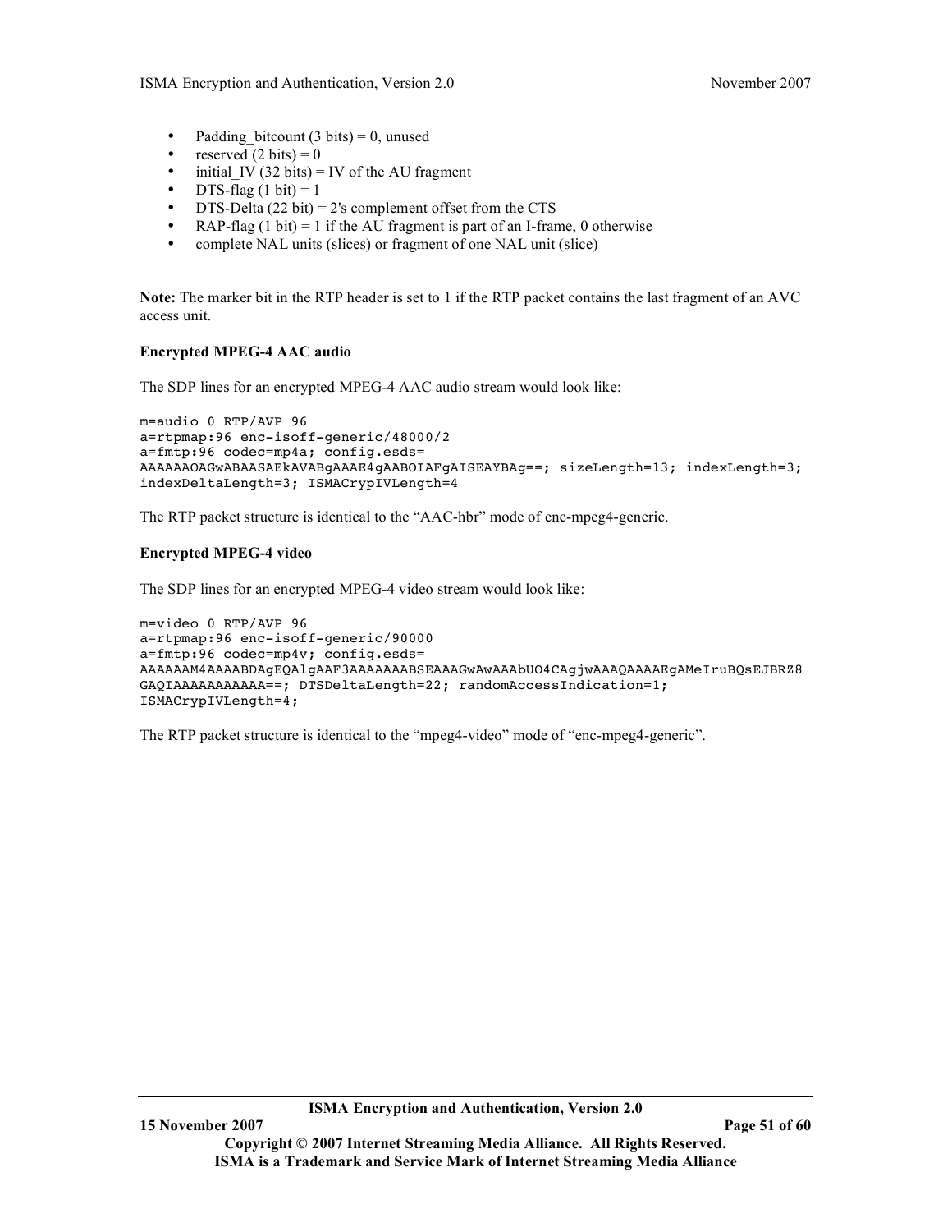- Padding_bitcount (3 bits) = 0, unused
- reserved (2 bits) = 0
- initial_IV (32 bits) = IV of the AU fragment
- DTS-flag (1 bit) = 1
- DTS-Delta (22 bit) = 2's complement offset from the CTS
- RAP-flag (1 bit) = 1 if the AU fragment is part of an I-frame, 0 otherwise
- complete NAL units (slices) or fragment of one NAL unit (slice)

**Note:** The marker bit in the RTP header is set to 1 if the RTP packet contains the last fragment of an AVC access unit.

**Encrypted MPEG-4 AAC audio**

The SDP lines for an encrypted MPEG-4 AAC audio stream would look like:

```
m=audio 0 RTP/AVP 96
a=rtpmap:96 enc-isoff-generic/48000/2
a=fmtp:96 codec=mp4a; config.esds=
AAAAAAOAGwABAASAEkAVABgAAAE4gAABOIAFgAISEAYBAg==; sizeLength=13; indexLength=3;
indexDeltaLength=3; ISMACrypIVLength=4
```

The RTP packet structure is identical to the "AAC-hbr" mode of enc-mpeg4-generic.

**Encrypted MPEG-4 video**

The SDP lines for an encrypted MPEG-4 video stream would look like:

```
m=video 0 RTP/AVP 96
a=rtpmap:96 enc-isoff-generic/90000
a=fmtp:96 codec=mp4v; config.esds=
AAAAAAM4AAAABDAgEQAlgAAF3AAAAAAABSEAAAGwAwAAAbUO4CAgjwAAAQAAAAEgAMeIruBQsEJBRZ8
GAQIAAAAAAAAAAA==; DTSDeltaLength=22; randomAccessIndication=1;
ISMACrypIVLength=4;
```

The RTP packet structure is identical to the "mpeg4-video" mode of "enc-mpeg4-generic".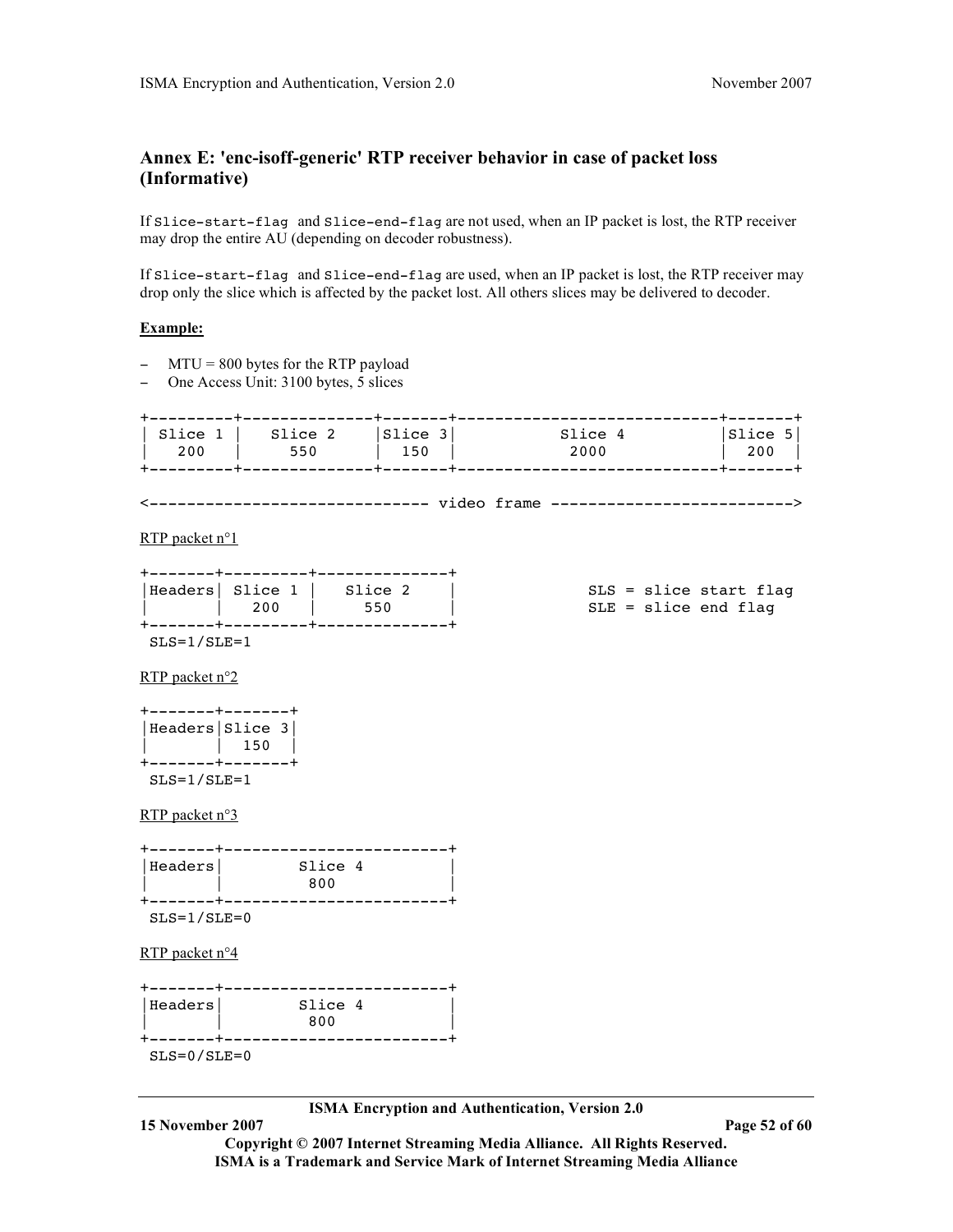## Annex E: 'enc-isoff-generic' RTP receiver behavior in case of packet loss (Informative)

If `Slice-start-flag` and `Slice-end-flag` are not used, when an IP packet is lost, the RTP receiver may drop the entire AU (depending on decoder robustness).

If `Slice-start-flag` and `Slice-end-flag` are used, when an IP packet is lost, the RTP receiver may drop only the slice which is affected by the packet lost. All others slices may be delivered to decoder.

**Example:**

- MTU = 800 bytes for the RTP payload
- One Access Unit: 3100 bytes, 5 slices

```
+---------+--------------+-------+----------------------------+-------+
| Slice 1 |    Slice 2   |Slice 3|          Slice 4           |Slice 5|
|   200   |      550     |  150  |           2000             |  200  |
+---------+--------------+-------+----------------------------+-------+

<------------------------------ video frame -------------------------->
```

RTP packet n°1

```
+-------+---------+--------------+
|Headers| Slice 1 |    Slice 2   |             SLS = slice start flag
|       |   200   |      550     |             SLE = slice end flag
+-------+---------+--------------+
 SLS=1/SLE=1
```

RTP packet n°2

```
+-------+-------+
|Headers|Slice 3|
|       |  150  |
+-------+-------+
 SLS=1/SLE=1
```

RTP packet n°3

```
+-------+------------------------+
|Headers|        Slice 4         |
|       |         800            |
+-------+------------------------+
 SLS=1/SLE=0
```

RTP packet n°4

```
+-------+------------------------+
|Headers|        Slice 4         |
|       |         800            |
+-------+------------------------+
 SLS=0/SLE=0
```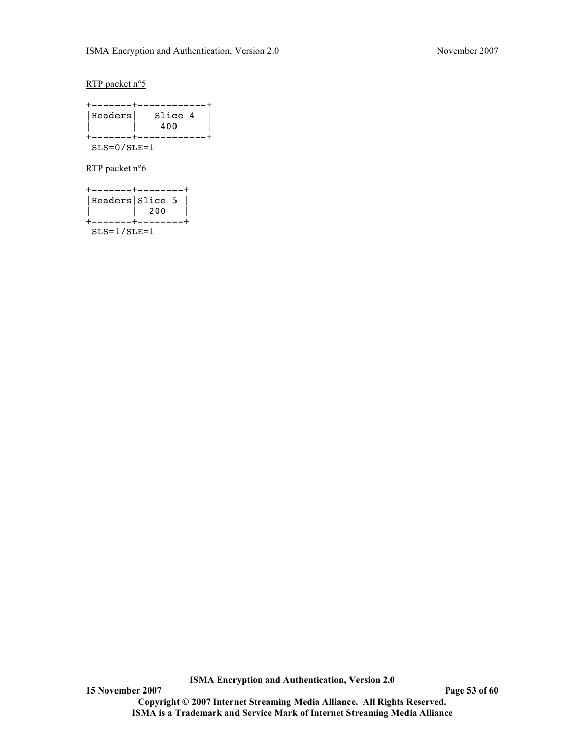<u>RTP packet n°5</u>

```
+-------+------------+
|Headers|   Slice 4  |
|       |    400     |
+-------+------------+
 SLS=0/SLE=1
```

<u>RTP packet n°6</u>

```
+-------+--------+
|Headers|Slice 5 |
|       |  200   |
+-------+--------+
 SLS=1/SLE=1
```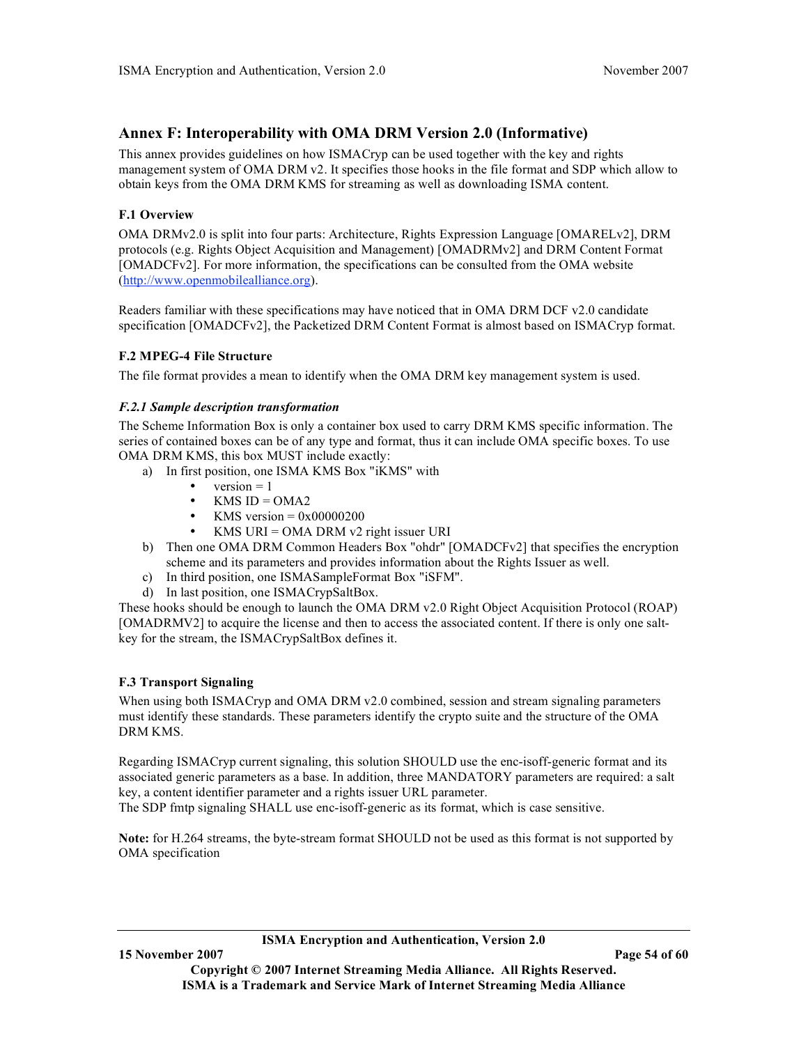## Annex F: Interoperability with OMA DRM Version 2.0 (Informative)

This annex provides guidelines on how ISMACryp can be used together with the key and rights management system of OMA DRM v2. It specifies those hooks in the file format and SDP which allow to obtain keys from the OMA DRM KMS for streaming as well as downloading ISMA content.

### F.1 Overview

OMA DRMv2.0 is split into four parts: Architecture, Rights Expression Language [OMARELv2], DRM protocols (e.g. Rights Object Acquisition and Management) [OMADRMv2] and DRM Content Format [OMADCFv2]. For more information, the specifications can be consulted from the OMA website (http://www.openmobilealliance.org).

Readers familiar with these specifications may have noticed that in OMA DRM DCF v2.0 candidate specification [OMADCFv2], the Packetized DRM Content Format is almost based on ISMACryp format.

### F.2 MPEG-4 File Structure

The file format provides a mean to identify when the OMA DRM key management system is used.

#### *F.2.1 Sample description transformation*

The Scheme Information Box is only a container box used to carry DRM KMS specific information. The series of contained boxes can be of any type and format, thus it can include OMA specific boxes. To use OMA DRM KMS, this box MUST include exactly:

a) In first position, one ISMA KMS Box "iKMS" with
   - version = 1
   - KMS ID = OMA2
   - KMS version = 0x00000200
   - KMS URI = OMA DRM v2 right issuer URI
b) Then one OMA DRM Common Headers Box "ohdr" [OMADCFv2] that specifies the encryption scheme and its parameters and provides information about the Rights Issuer as well.
c) In third position, one ISMASampleFormat Box "iSFM".
d) In last position, one ISMACrypSaltBox.

These hooks should be enough to launch the OMA DRM v2.0 Right Object Acquisition Protocol (ROAP) [OMADRMV2] to acquire the license and then to access the associated content. If there is only one salt-key for the stream, the ISMACrypSaltBox defines it.

### F.3 Transport Signaling

When using both ISMACryp and OMA DRM v2.0 combined, session and stream signaling parameters must identify these standards. These parameters identify the crypto suite and the structure of the OMA DRM KMS.

Regarding ISMACryp current signaling, this solution SHOULD use the enc-isoff-generic format and its associated generic parameters as a base. In addition, three MANDATORY parameters are required: a salt key, a content identifier parameter and a rights issuer URL parameter.
The SDP fmtp signaling SHALL use enc-isoff-generic as its format, which is case sensitive.

**Note:** for H.264 streams, the byte-stream format SHOULD not be used as this format is not supported by OMA specification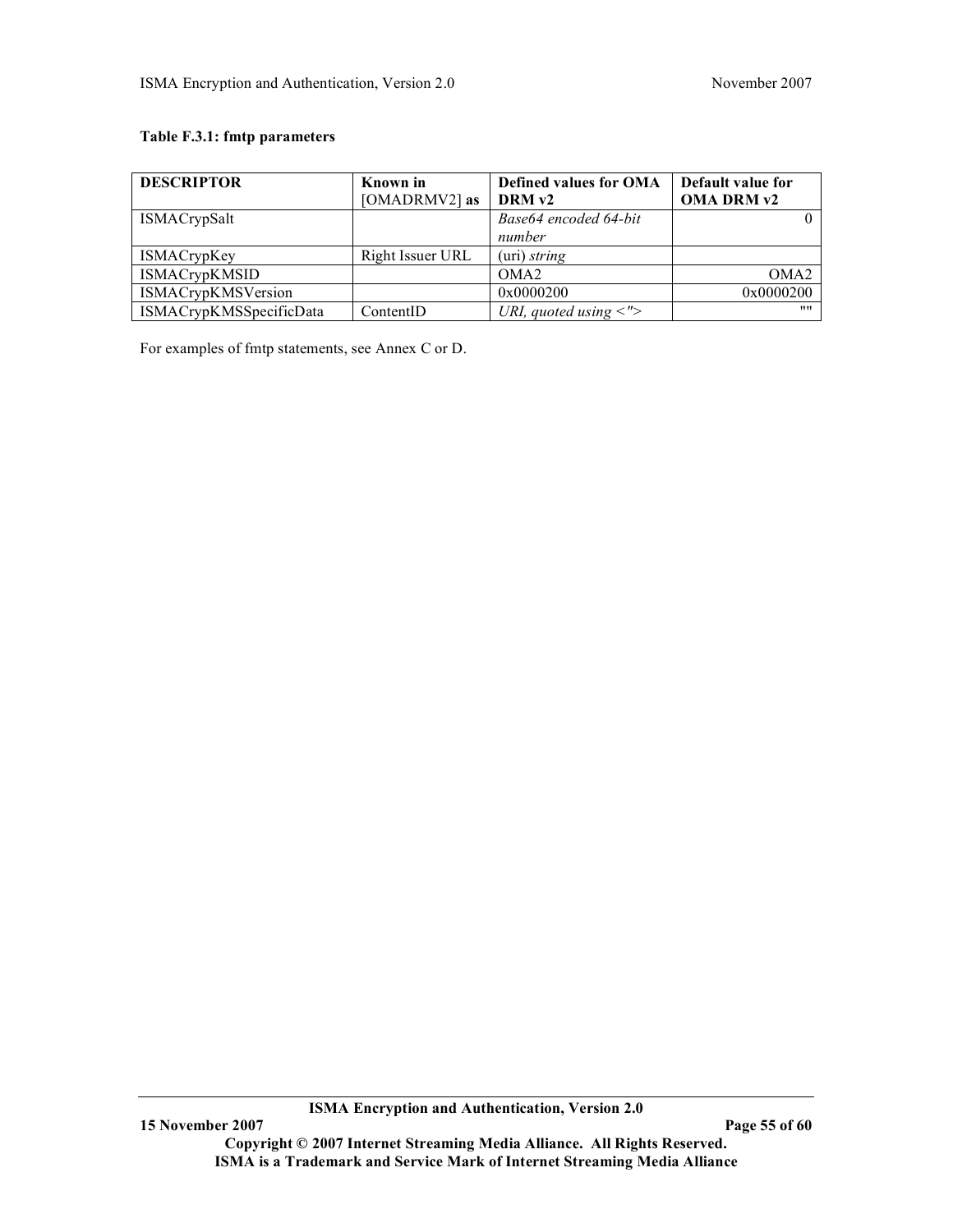**Table F.3.1: fmtp parameters**

| DESCRIPTOR | Known in [OMADRMV2] as | Defined values for OMA DRM v2 | Default value for OMA DRM v2 |
|---|---|---|---|
| ISMACrypSalt | | *Base64 encoded 64-bit number* | 0 |
| ISMACrypKey | Right Issuer URL | (uri) *string* | |
| ISMACrypKMSID | | OMA2 | OMA2 |
| ISMACrypKMSVersion | | 0x0000200 | 0x0000200 |
| ISMACrypKMSSpecificData | ContentID | *URI, quoted using <">* | "" |

For examples of fmtp statements, see Annex C or D.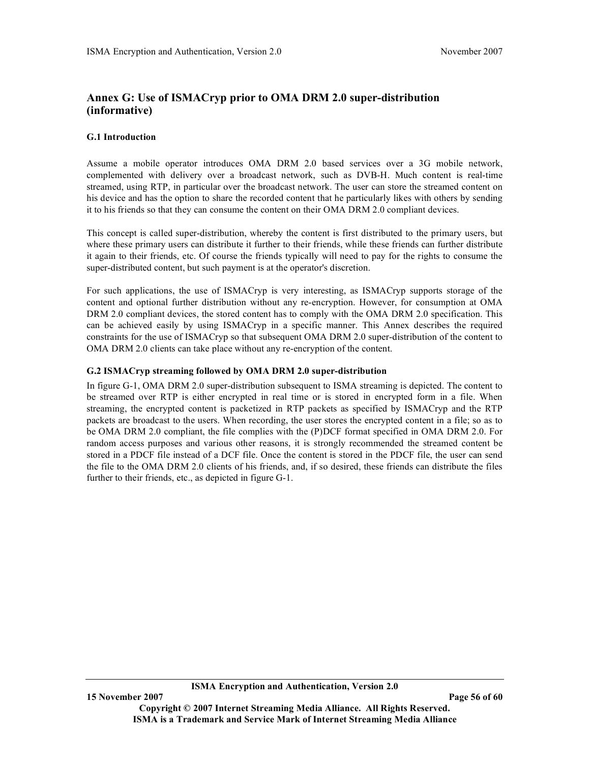## Annex G: Use of ISMACryp prior to OMA DRM 2.0 super-distribution (informative)

### G.1 Introduction

Assume a mobile operator introduces OMA DRM 2.0 based services over a 3G mobile network, complemented with delivery over a broadcast network, such as DVB-H. Much content is real-time streamed, using RTP, in particular over the broadcast network. The user can store the streamed content on his device and has the option to share the recorded content that he particularly likes with others by sending it to his friends so that they can consume the content on their OMA DRM 2.0 compliant devices.

This concept is called super-distribution, whereby the content is first distributed to the primary users, but where these primary users can distribute it further to their friends, while these friends can further distribute it again to their friends, etc. Of course the friends typically will need to pay for the rights to consume the super-distributed content, but such payment is at the operator's discretion.

For such applications, the use of ISMACryp is very interesting, as ISMACryp supports storage of the content and optional further distribution without any re-encryption. However, for consumption at OMA DRM 2.0 compliant devices, the stored content has to comply with the OMA DRM 2.0 specification. This can be achieved easily by using ISMACryp in a specific manner. This Annex describes the required constraints for the use of ISMACryp so that subsequent OMA DRM 2.0 super-distribution of the content to OMA DRM 2.0 clients can take place without any re-encryption of the content.

### G.2 ISMACryp streaming followed by OMA DRM 2.0 super-distribution

In figure G-1, OMA DRM 2.0 super-distribution subsequent to ISMA streaming is depicted. The content to be streamed over RTP is either encrypted in real time or is stored in encrypted form in a file. When streaming, the encrypted content is packetized in RTP packets as specified by ISMACryp and the RTP packets are broadcast to the users. When recording, the user stores the encrypted content in a file; so as to be OMA DRM 2.0 compliant, the file complies with the (P)DCF format specified in OMA DRM 2.0. For random access purposes and various other reasons, it is strongly recommended the streamed content be stored in a PDCF file instead of a DCF file. Once the content is stored in the PDCF file, the user can send the file to the OMA DRM 2.0 clients of his friends, and, if so desired, these friends can distribute the files further to their friends, etc., as depicted in figure G-1.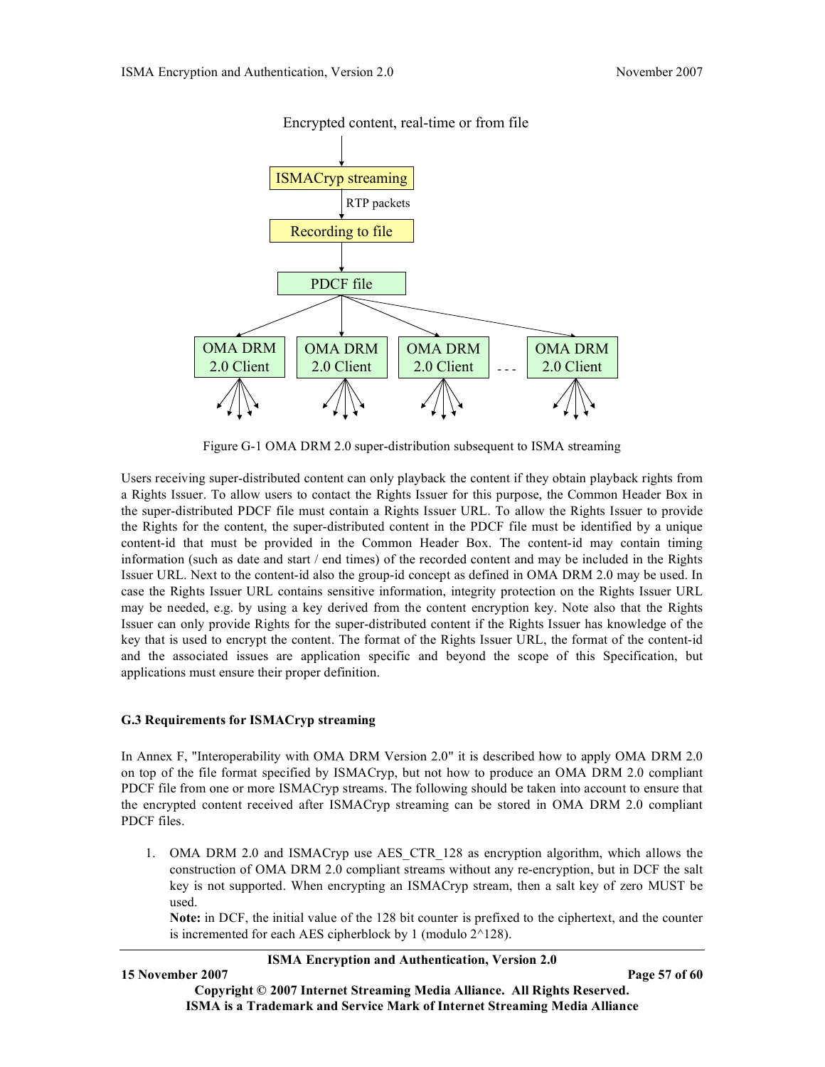Encrypted content, real-time or from file

ISMACryp streaming

RTP packets

Recording to file

PDCF file

OMA DRM 2.0 Client

OMA DRM 2.0 Client

OMA DRM 2.0 Client

- - -

OMA DRM 2.0 Client

Figure G-1 OMA DRM 2.0 super-distribution subsequent to ISMA streaming

Users receiving super-distributed content can only playback the content if they obtain playback rights from a Rights Issuer. To allow users to contact the Rights Issuer for this purpose, the Common Header Box in the super-distributed PDCF file must contain a Rights Issuer URL. To allow the Rights Issuer to provide the Rights for the content, the super-distributed content in the PDCF file must be identified by a unique content-id that must be provided in the Common Header Box. The content-id may contain timing information (such as date and start / end times) of the recorded content and may be included in the Rights Issuer URL. Next to the content-id also the group-id concept as defined in OMA DRM 2.0 may be used. In case the Rights Issuer URL contains sensitive information, integrity protection on the Rights Issuer URL may be needed, e.g. by using a key derived from the content encryption key. Note also that the Rights Issuer can only provide Rights for the super-distributed content if the Rights Issuer has knowledge of the key that is used to encrypt the content. The format of the Rights Issuer URL, the format of the content-id and the associated issues are application specific and beyond the scope of this Specification, but applications must ensure their proper definition.

### G.3 Requirements for ISMACryp streaming

In Annex F, "Interoperability with OMA DRM Version 2.0" it is described how to apply OMA DRM 2.0 on top of the file format specified by ISMACryp, but not how to produce an OMA DRM 2.0 compliant PDCF file from one or more ISMACryp streams. The following should be taken into account to ensure that the encrypted content received after ISMACryp streaming can be stored in OMA DRM 2.0 compliant PDCF files.

1. OMA DRM 2.0 and ISMACryp use AES_CTR_128 as encryption algorithm, which allows the construction of OMA DRM 2.0 compliant streams without any re-encryption, but in DCF the salt key is not supported. When encrypting an ISMACryp stream, then a salt key of zero MUST be used.
   **Note:** in DCF, the initial value of the 128 bit counter is prefixed to the ciphertext, and the counter is incremented for each AES cipherblock by 1 (modulo 2^128).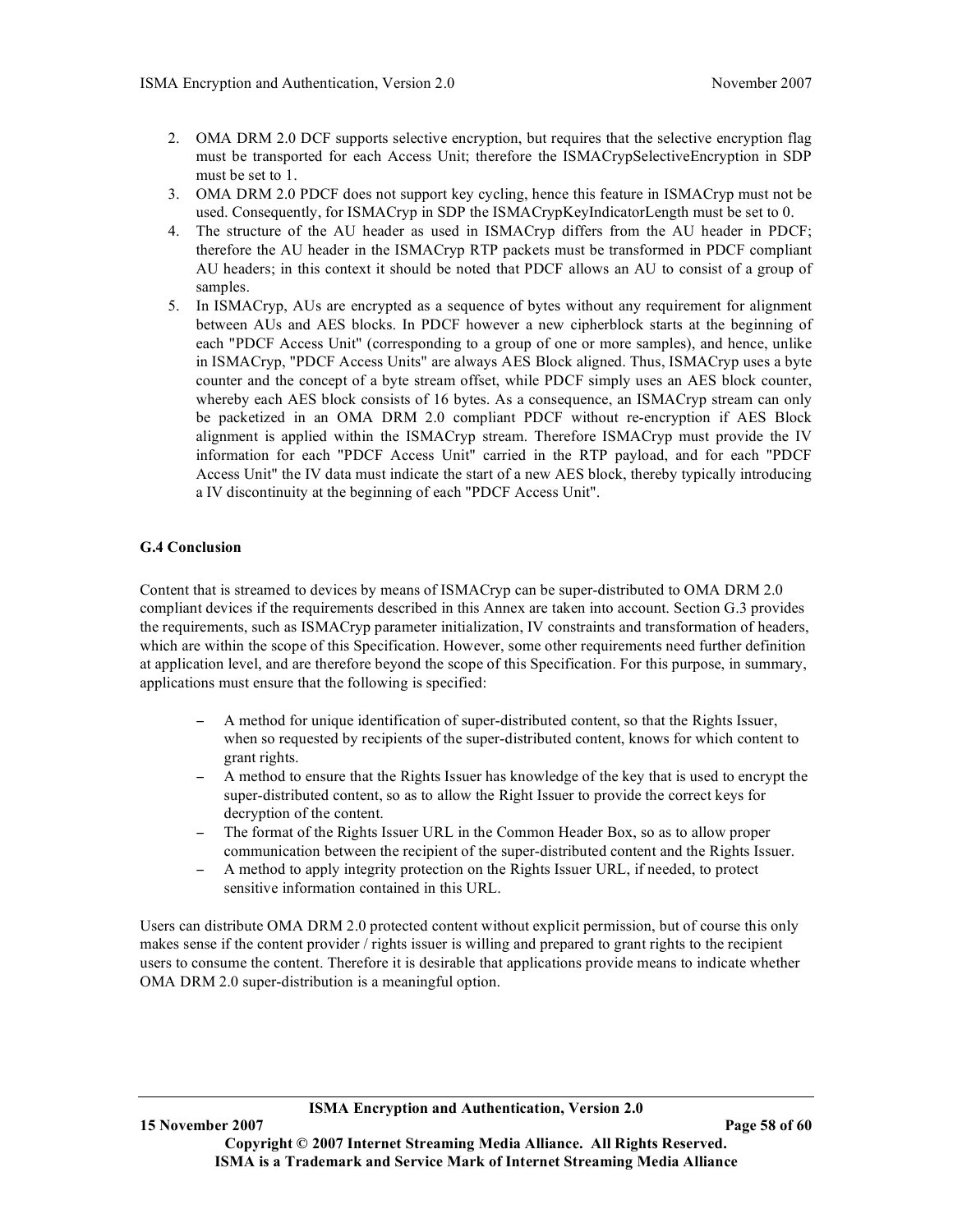2. OMA DRM 2.0 DCF supports selective encryption, but requires that the selective encryption flag must be transported for each Access Unit; therefore the ISMACrypSelectiveEncryption in SDP must be set to 1.
3. OMA DRM 2.0 PDCF does not support key cycling, hence this feature in ISMACryp must not be used. Consequently, for ISMACryp in SDP the ISMACrypKeyIndicatorLength must be set to 0.
4. The structure of the AU header as used in ISMACryp differs from the AU header in PDCF; therefore the AU header in the ISMACryp RTP packets must be transformed in PDCF compliant AU headers; in this context it should be noted that PDCF allows an AU to consist of a group of samples.
5. In ISMACryp, AUs are encrypted as a sequence of bytes without any requirement for alignment between AUs and AES blocks. In PDCF however a new cipherblock starts at the beginning of each "PDCF Access Unit" (corresponding to a group of one or more samples), and hence, unlike in ISMACryp, "PDCF Access Units" are always AES Block aligned. Thus, ISMACryp uses a byte counter and the concept of a byte stream offset, while PDCF simply uses an AES block counter, whereby each AES block consists of 16 bytes. As a consequence, an ISMACryp stream can only be packetized in an OMA DRM 2.0 compliant PDCF without re-encryption if AES Block alignment is applied within the ISMACryp stream. Therefore ISMACryp must provide the IV information for each "PDCF Access Unit" carried in the RTP payload, and for each "PDCF Access Unit" the IV data must indicate the start of a new AES block, thereby typically introducing a IV discontinuity at the beginning of each "PDCF Access Unit".

### G.4 Conclusion

Content that is streamed to devices by means of ISMACryp can be super-distributed to OMA DRM 2.0 compliant devices if the requirements described in this Annex are taken into account. Section G.3 provides the requirements, such as ISMACryp parameter initialization, IV constraints and transformation of headers, which are within the scope of this Specification. However, some other requirements need further definition at application level, and are therefore beyond the scope of this Specification. For this purpose, in summary, applications must ensure that the following is specified:

- A method for unique identification of super-distributed content, so that the Rights Issuer, when so requested by recipients of the super-distributed content, knows for which content to grant rights.
- A method to ensure that the Rights Issuer has knowledge of the key that is used to encrypt the super-distributed content, so as to allow the Right Issuer to provide the correct keys for decryption of the content.
- The format of the Rights Issuer URL in the Common Header Box, so as to allow proper communication between the recipient of the super-distributed content and the Rights Issuer.
- A method to apply integrity protection on the Rights Issuer URL, if needed, to protect sensitive information contained in this URL.

Users can distribute OMA DRM 2.0 protected content without explicit permission, but of course this only makes sense if the content provider / rights issuer is willing and prepared to grant rights to the recipient users to consume the content. Therefore it is desirable that applications provide means to indicate whether OMA DRM 2.0 super-distribution is a meaningful option.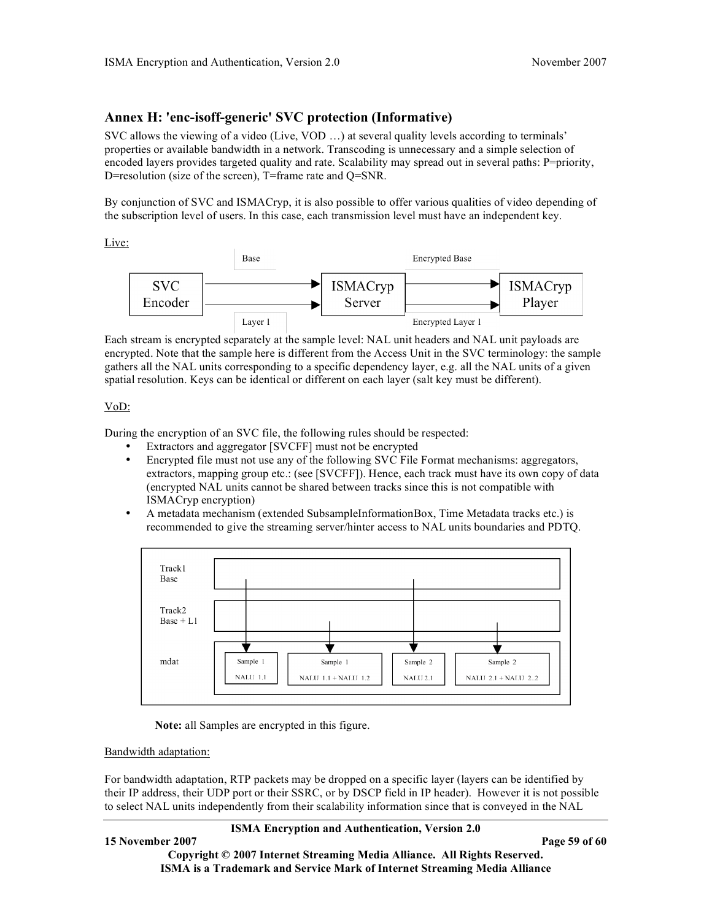## Annex H: 'enc-isoff-generic' SVC protection (Informative)

SVC allows the viewing of a video (Live, VOD …) at several quality levels according to terminals' properties or available bandwidth in a network. Transcoding is unnecessary and a simple selection of encoded layers provides targeted quality and rate. Scalability may spread out in several paths: P=priority, D=resolution (size of the screen), T=frame rate and Q=SNR.

By conjunction of SVC and ISMACryp, it is also possible to offer various qualities of video depending of the subscription level of users. In this case, each transmission level must have an independent key.

Live:

Base

Encrypted Base

SVC Encoder

ISMACryp Server

ISMACryp Player

Layer 1

Encrypted Layer 1

Each stream is encrypted separately at the sample level: NAL unit headers and NAL unit payloads are encrypted. Note that the sample here is different from the Access Unit in the SVC terminology: the sample gathers all the NAL units corresponding to a specific dependency layer, e.g. all the NAL units of a given spatial resolution. Keys can be identical or different on each layer (salt key must be different).

VoD:

During the encryption of an SVC file, the following rules should be respected:

- Extractors and aggregator [SVCFF] must not be encrypted
- Encrypted file must not use any of the following SVC File Format mechanisms: aggregators, extractors, mapping group etc.: (see [SVCFF]). Hence, each track must have its own copy of data (encrypted NAL units cannot be shared between tracks since this is not compatible with ISMACryp encryption)
- A metadata mechanism (extended SubsampleInformationBox, Time Metadata tracks etc.) is recommended to give the streaming server/hinter access to NAL units boundaries and PDTQ.

Track1
Base

Track2
Base + L1

mdat

Sample 1
NALU 1.1

Sample 1
NALU 1.1 + NALU 1.2

Sample 2
NALU 2.1

Sample 2
NALU 2.1 + NALU 2..2

**Note:** all Samples are encrypted in this figure.

Bandwidth adaptation:

For bandwidth adaptation, RTP packets may be dropped on a specific layer (layers can be identified by their IP address, their UDP port or their SSRC, or by DSCP field in IP header). However it is not possible to select NAL units independently from their scalability information since that is conveyed in the NAL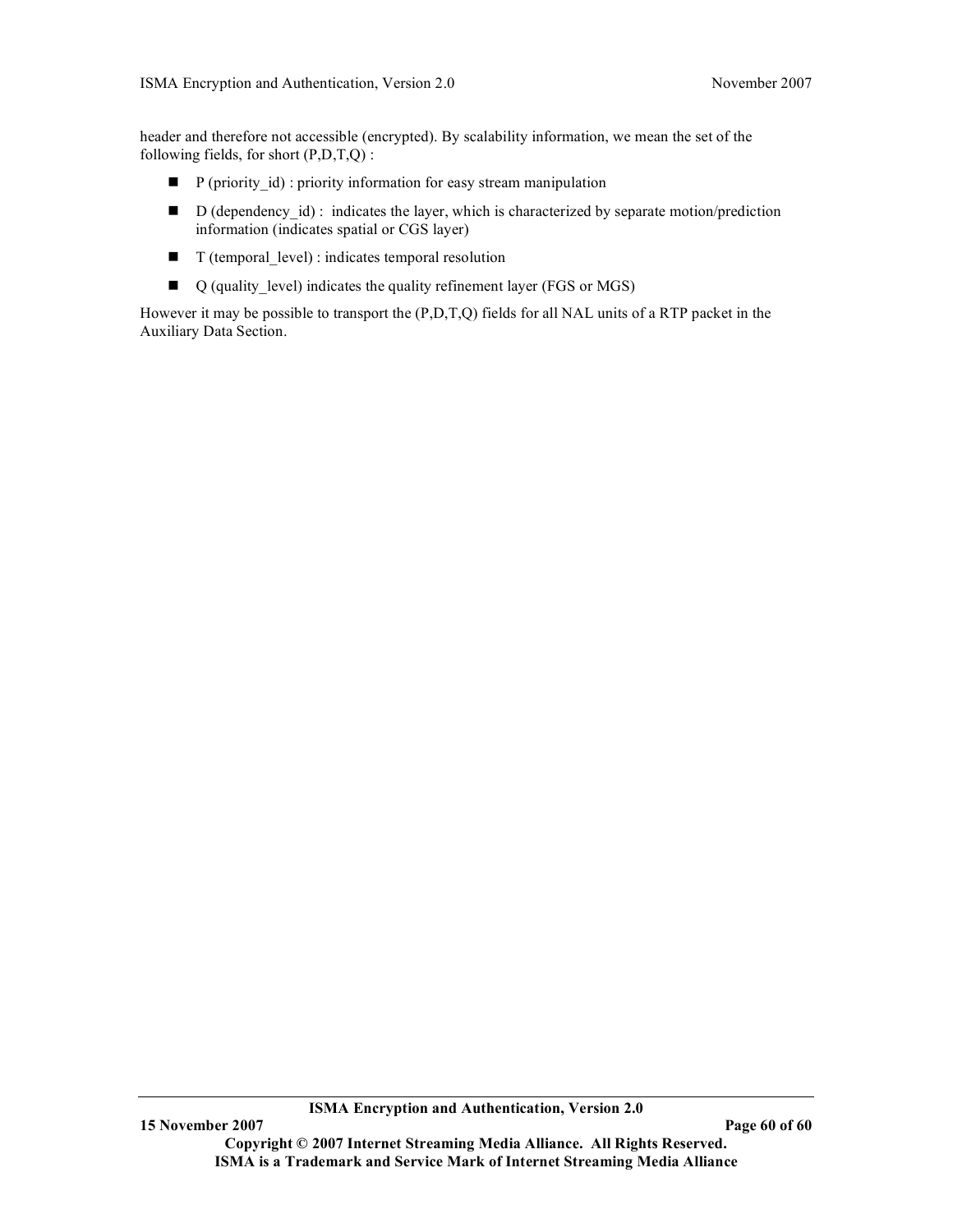header and therefore not accessible (encrypted). By scalability information, we mean the set of the following fields, for short (P,D,T,Q) :

- P (priority_id) : priority information for easy stream manipulation
- D (dependency_id) : indicates the layer, which is characterized by separate motion/prediction information (indicates spatial or CGS layer)
- T (temporal_level) : indicates temporal resolution
- Q (quality_level) indicates the quality refinement layer (FGS or MGS)

However it may be possible to transport the (P,D,T,Q) fields for all NAL units of a RTP packet in the Auxiliary Data Section.